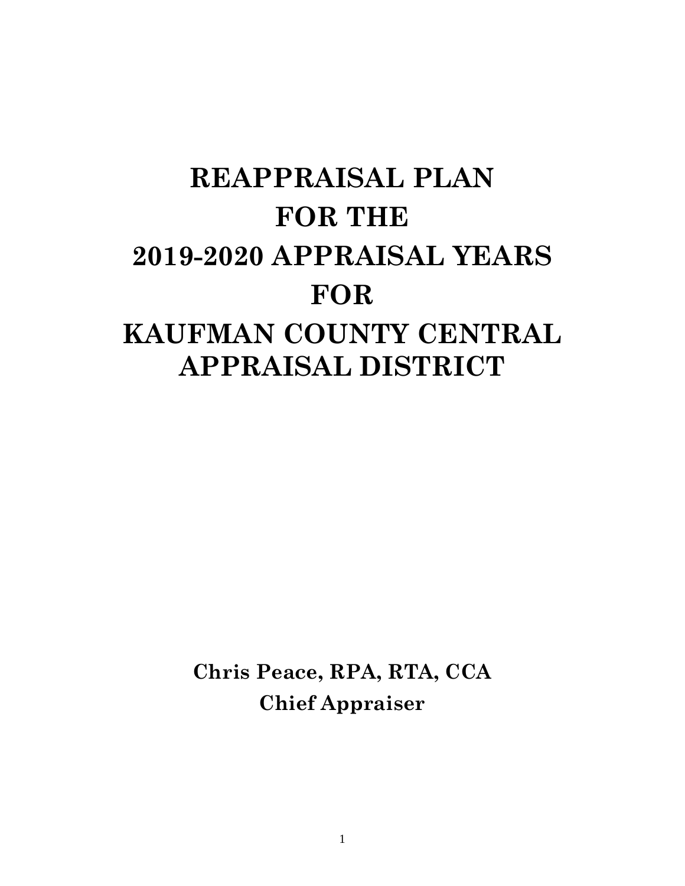# REAPPRAISAL PLAN FOR THE 2019-2020 APPRAISAL YEARS FOR KAUFMAN COUNTY CENTRAL APPRAISAL DISTRICT

**Chris Peace, RPA, RTA, CCA**

**Chief Appraiser**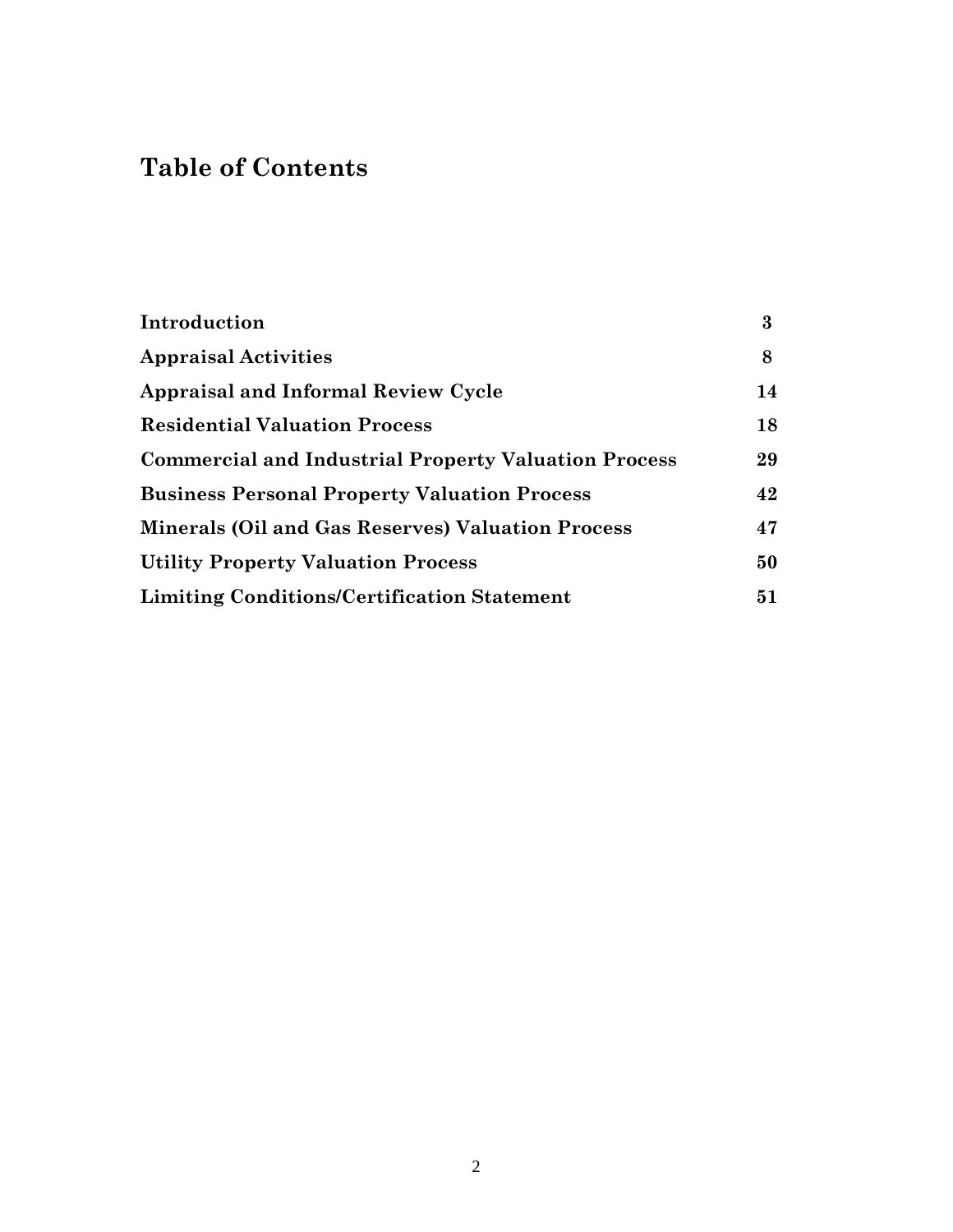# Table of Contents

| | |
|---|---|
| **Introduction** | **3** |
| **Appraisal Activities** | **8** |
| **Appraisal and Informal Review Cycle** | **14** |
| **Residential Valuation Process** | **18** |
| **Commercial and Industrial Property Valuation Process** | **29** |
| **Business Personal Property Valuation Process** | **42** |
| **Minerals (Oil and Gas Reserves) Valuation Process** | **47** |
| **Utility Property Valuation Process** | **50** |
| **Limiting Conditions/Certification Statement** | **51** |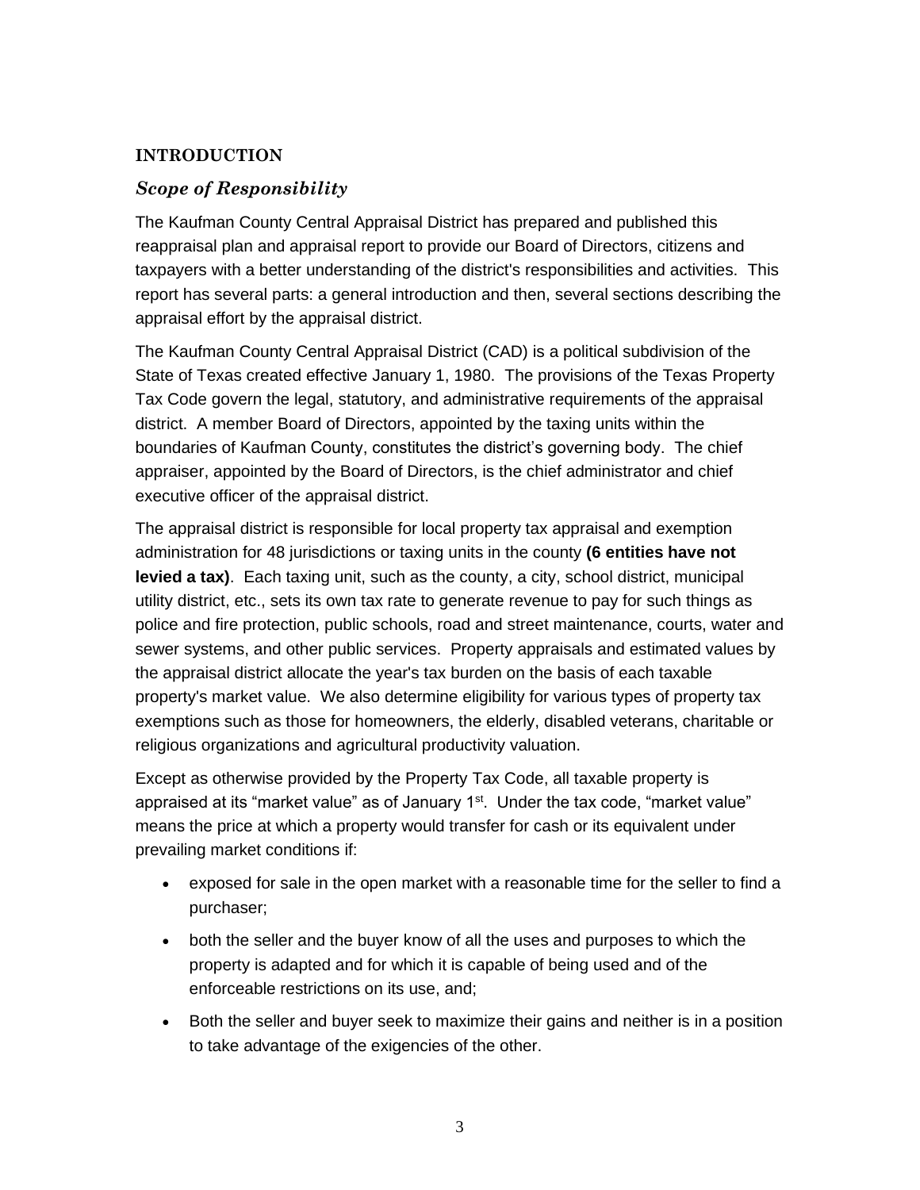## INTRODUCTION

### *Scope of Responsibility*

The Kaufman County Central Appraisal District has prepared and published this reappraisal plan and appraisal report to provide our Board of Directors, citizens and taxpayers with a better understanding of the district's responsibilities and activities. This report has several parts: a general introduction and then, several sections describing the appraisal effort by the appraisal district.

The Kaufman County Central Appraisal District (CAD) is a political subdivision of the State of Texas created effective January 1, 1980. The provisions of the Texas Property Tax Code govern the legal, statutory, and administrative requirements of the appraisal district. A member Board of Directors, appointed by the taxing units within the boundaries of Kaufman County, constitutes the district's governing body. The chief appraiser, appointed by the Board of Directors, is the chief administrator and chief executive officer of the appraisal district.

The appraisal district is responsible for local property tax appraisal and exemption administration for 48 jurisdictions or taxing units in the county **(6 entities have not levied a tax)**. Each taxing unit, such as the county, a city, school district, municipal utility district, etc., sets its own tax rate to generate revenue to pay for such things as police and fire protection, public schools, road and street maintenance, courts, water and sewer systems, and other public services. Property appraisals and estimated values by the appraisal district allocate the year's tax burden on the basis of each taxable property's market value. We also determine eligibility for various types of property tax exemptions such as those for homeowners, the elderly, disabled veterans, charitable or religious organizations and agricultural productivity valuation.

Except as otherwise provided by the Property Tax Code, all taxable property is appraised at its "market value" as of January 1st. Under the tax code, "market value" means the price at which a property would transfer for cash or its equivalent under prevailing market conditions if:

- exposed for sale in the open market with a reasonable time for the seller to find a purchaser;
- both the seller and the buyer know of all the uses and purposes to which the property is adapted and for which it is capable of being used and of the enforceable restrictions on its use, and;
- Both the seller and buyer seek to maximize their gains and neither is in a position to take advantage of the exigencies of the other.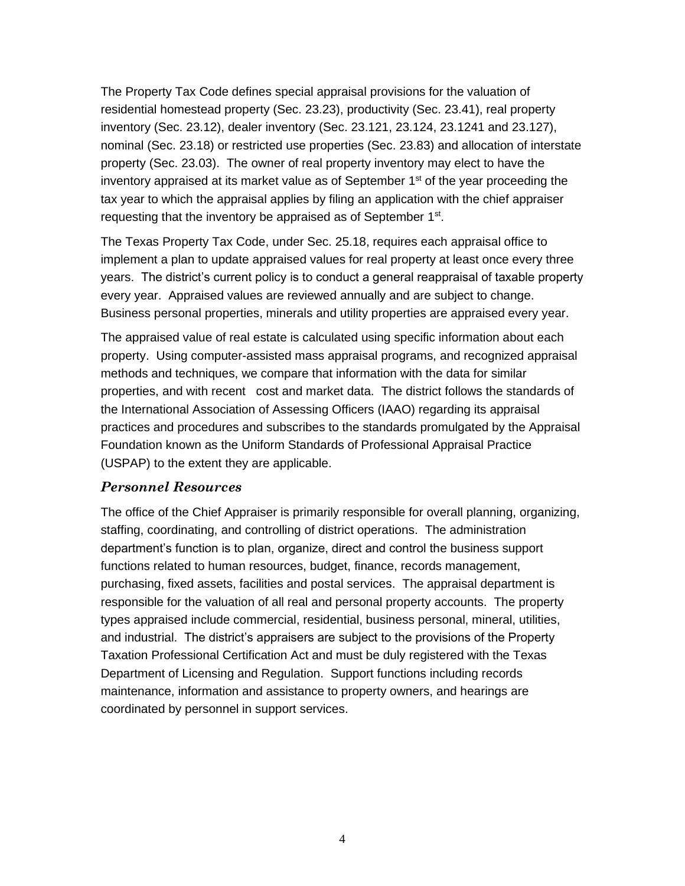The Property Tax Code defines special appraisal provisions for the valuation of residential homestead property (Sec. 23.23), productivity (Sec. 23.41), real property inventory (Sec. 23.12), dealer inventory (Sec. 23.121, 23.124, 23.1241 and 23.127), nominal (Sec. 23.18) or restricted use properties (Sec. 23.83) and allocation of interstate property (Sec. 23.03). The owner of real property inventory may elect to have the inventory appraised at its market value as of September 1st of the year proceeding the tax year to which the appraisal applies by filing an application with the chief appraiser requesting that the inventory be appraised as of September 1st.

The Texas Property Tax Code, under Sec. 25.18, requires each appraisal office to implement a plan to update appraised values for real property at least once every three years. The district's current policy is to conduct a general reappraisal of taxable property every year. Appraised values are reviewed annually and are subject to change. Business personal properties, minerals and utility properties are appraised every year.

The appraised value of real estate is calculated using specific information about each property. Using computer-assisted mass appraisal programs, and recognized appraisal methods and techniques, we compare that information with the data for similar properties, and with recent cost and market data. The district follows the standards of the International Association of Assessing Officers (IAAO) regarding its appraisal practices and procedures and subscribes to the standards promulgated by the Appraisal Foundation known as the Uniform Standards of Professional Appraisal Practice (USPAP) to the extent they are applicable.

### *Personnel Resources*

The office of the Chief Appraiser is primarily responsible for overall planning, organizing, staffing, coordinating, and controlling of district operations. The administration department's function is to plan, organize, direct and control the business support functions related to human resources, budget, finance, records management, purchasing, fixed assets, facilities and postal services. The appraisal department is responsible for the valuation of all real and personal property accounts. The property types appraised include commercial, residential, business personal, mineral, utilities, and industrial. The district's appraisers are subject to the provisions of the Property Taxation Professional Certification Act and must be duly registered with the Texas Department of Licensing and Regulation. Support functions including records maintenance, information and assistance to property owners, and hearings are coordinated by personnel in support services.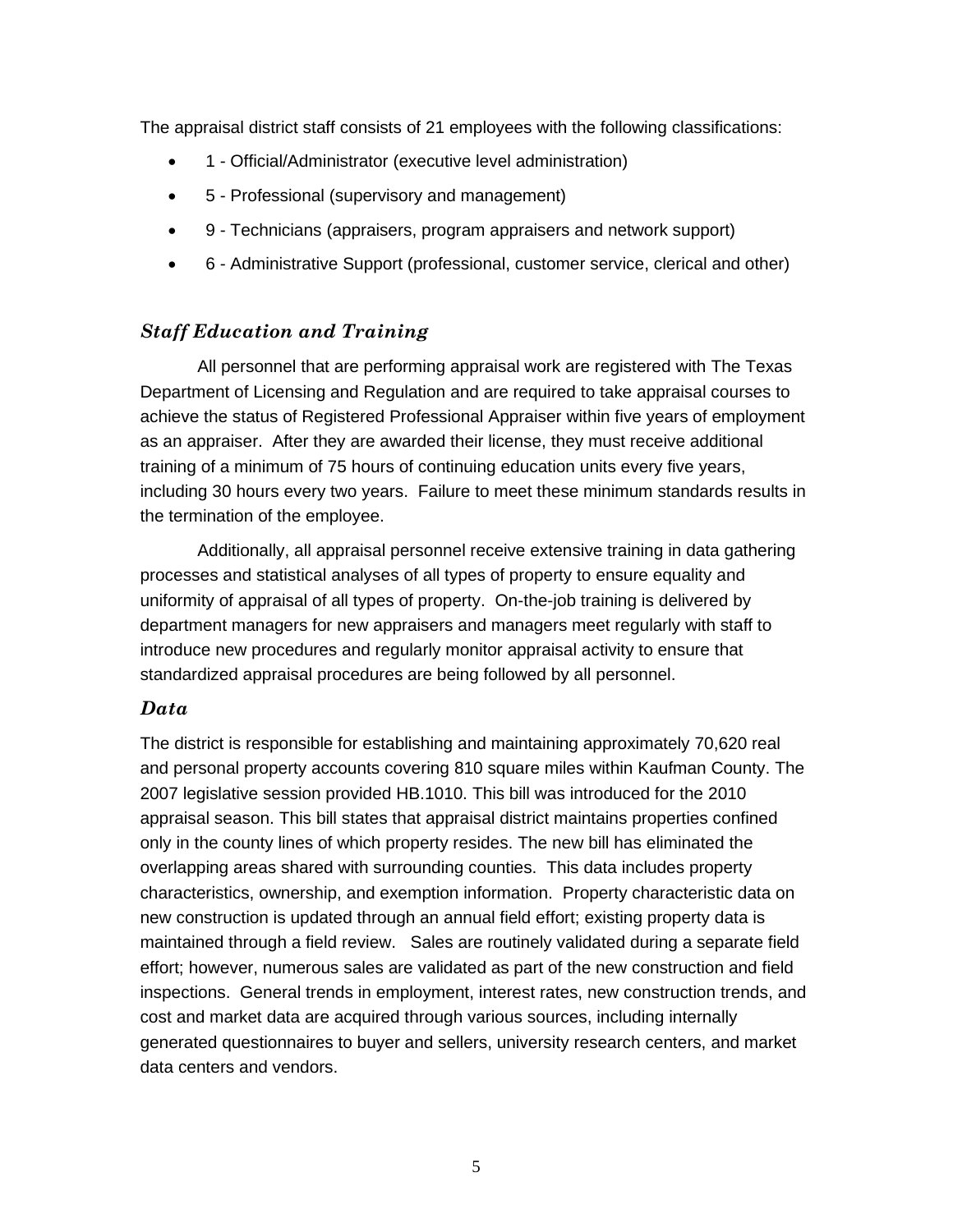The appraisal district staff consists of 21 employees with the following classifications:

- 1 - Official/Administrator (executive level administration)
- 5 - Professional (supervisory and management)
- 9 - Technicians (appraisers, program appraisers and network support)
- 6 - Administrative Support (professional, customer service, clerical and other)

### *Staff Education and Training*

All personnel that are performing appraisal work are registered with The Texas Department of Licensing and Regulation and are required to take appraisal courses to achieve the status of Registered Professional Appraiser within five years of employment as an appraiser. After they are awarded their license, they must receive additional training of a minimum of 75 hours of continuing education units every five years, including 30 hours every two years. Failure to meet these minimum standards results in the termination of the employee.

Additionally, all appraisal personnel receive extensive training in data gathering processes and statistical analyses of all types of property to ensure equality and uniformity of appraisal of all types of property. On-the-job training is delivered by department managers for new appraisers and managers meet regularly with staff to introduce new procedures and regularly monitor appraisal activity to ensure that standardized appraisal procedures are being followed by all personnel.

### *Data*

The district is responsible for establishing and maintaining approximately 70,620 real and personal property accounts covering 810 square miles within Kaufman County. The 2007 legislative session provided HB.1010. This bill was introduced for the 2010 appraisal season. This bill states that appraisal district maintains properties confined only in the county lines of which property resides. The new bill has eliminated the overlapping areas shared with surrounding counties. This data includes property characteristics, ownership, and exemption information. Property characteristic data on new construction is updated through an annual field effort; existing property data is maintained through a field review. Sales are routinely validated during a separate field effort; however, numerous sales are validated as part of the new construction and field inspections. General trends in employment, interest rates, new construction trends, and cost and market data are acquired through various sources, including internally generated questionnaires to buyer and sellers, university research centers, and market data centers and vendors.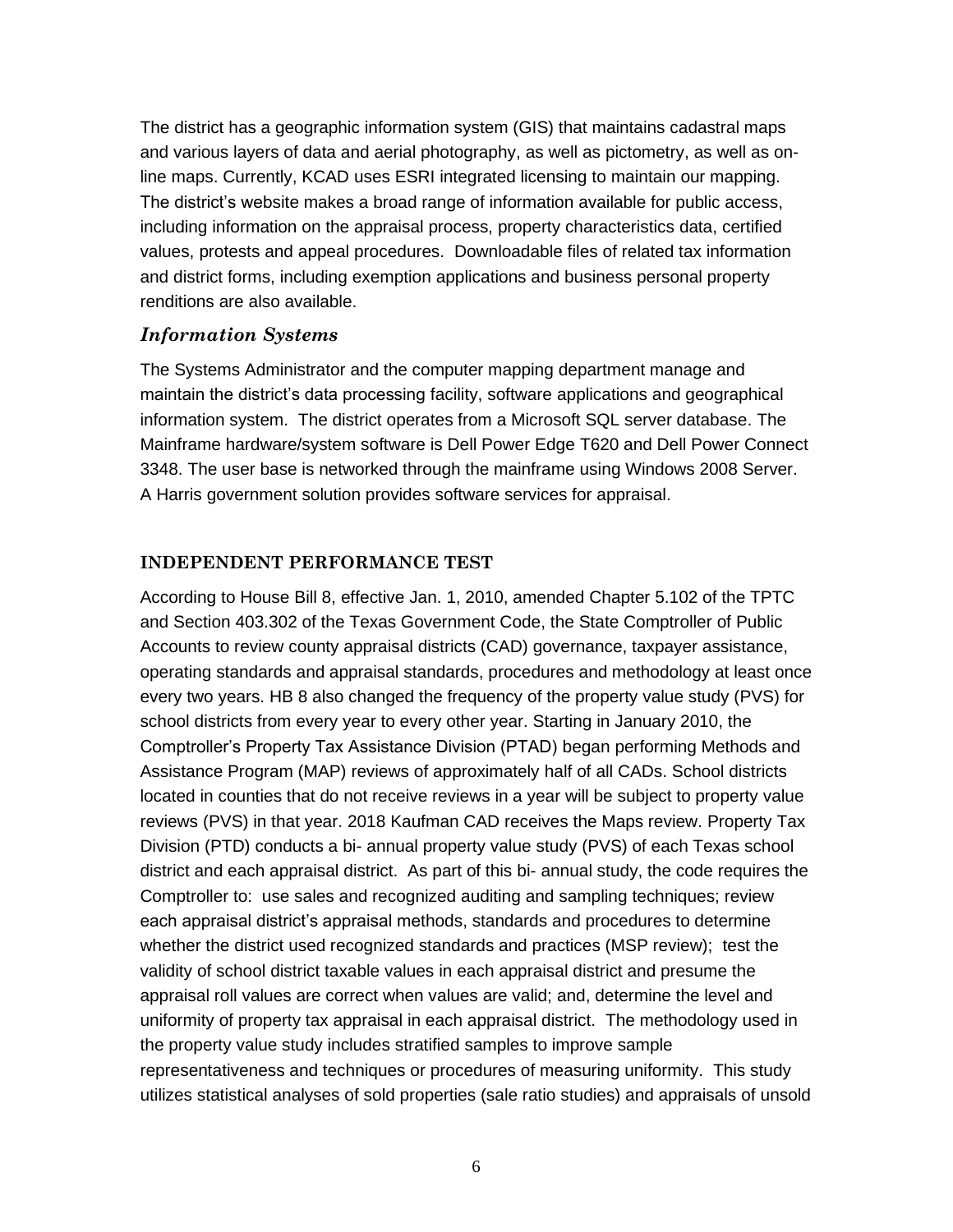The district has a geographic information system (GIS) that maintains cadastral maps and various layers of data and aerial photography, as well as pictometry, as well as on-line maps. Currently, KCAD uses ESRI integrated licensing to maintain our mapping. The district's website makes a broad range of information available for public access, including information on the appraisal process, property characteristics data, certified values, protests and appeal procedures. Downloadable files of related tax information and district forms, including exemption applications and business personal property renditions are also available.

### *Information Systems*

The Systems Administrator and the computer mapping department manage and maintain the district's data processing facility, software applications and geographical information system. The district operates from a Microsoft SQL server database. The Mainframe hardware/system software is Dell Power Edge T620 and Dell Power Connect 3348. The user base is networked through the mainframe using Windows 2008 Server. A Harris government solution provides software services for appraisal.

## INDEPENDENT PERFORMANCE TEST

According to House Bill 8, effective Jan. 1, 2010, amended Chapter 5.102 of the TPTC and Section 403.302 of the Texas Government Code, the State Comptroller of Public Accounts to review county appraisal districts (CAD) governance, taxpayer assistance, operating standards and appraisal standards, procedures and methodology at least once every two years. HB 8 also changed the frequency of the property value study (PVS) for school districts from every year to every other year. Starting in January 2010, the Comptroller's Property Tax Assistance Division (PTAD) began performing Methods and Assistance Program (MAP) reviews of approximately half of all CADs. School districts located in counties that do not receive reviews in a year will be subject to property value reviews (PVS) in that year. 2018 Kaufman CAD receives the Maps review. Property Tax Division (PTD) conducts a bi- annual property value study (PVS) of each Texas school district and each appraisal district. As part of this bi- annual study, the code requires the Comptroller to: use sales and recognized auditing and sampling techniques; review each appraisal district's appraisal methods, standards and procedures to determine whether the district used recognized standards and practices (MSP review); test the validity of school district taxable values in each appraisal district and presume the appraisal roll values are correct when values are valid; and, determine the level and uniformity of property tax appraisal in each appraisal district. The methodology used in the property value study includes stratified samples to improve sample representativeness and techniques or procedures of measuring uniformity. This study utilizes statistical analyses of sold properties (sale ratio studies) and appraisals of unsold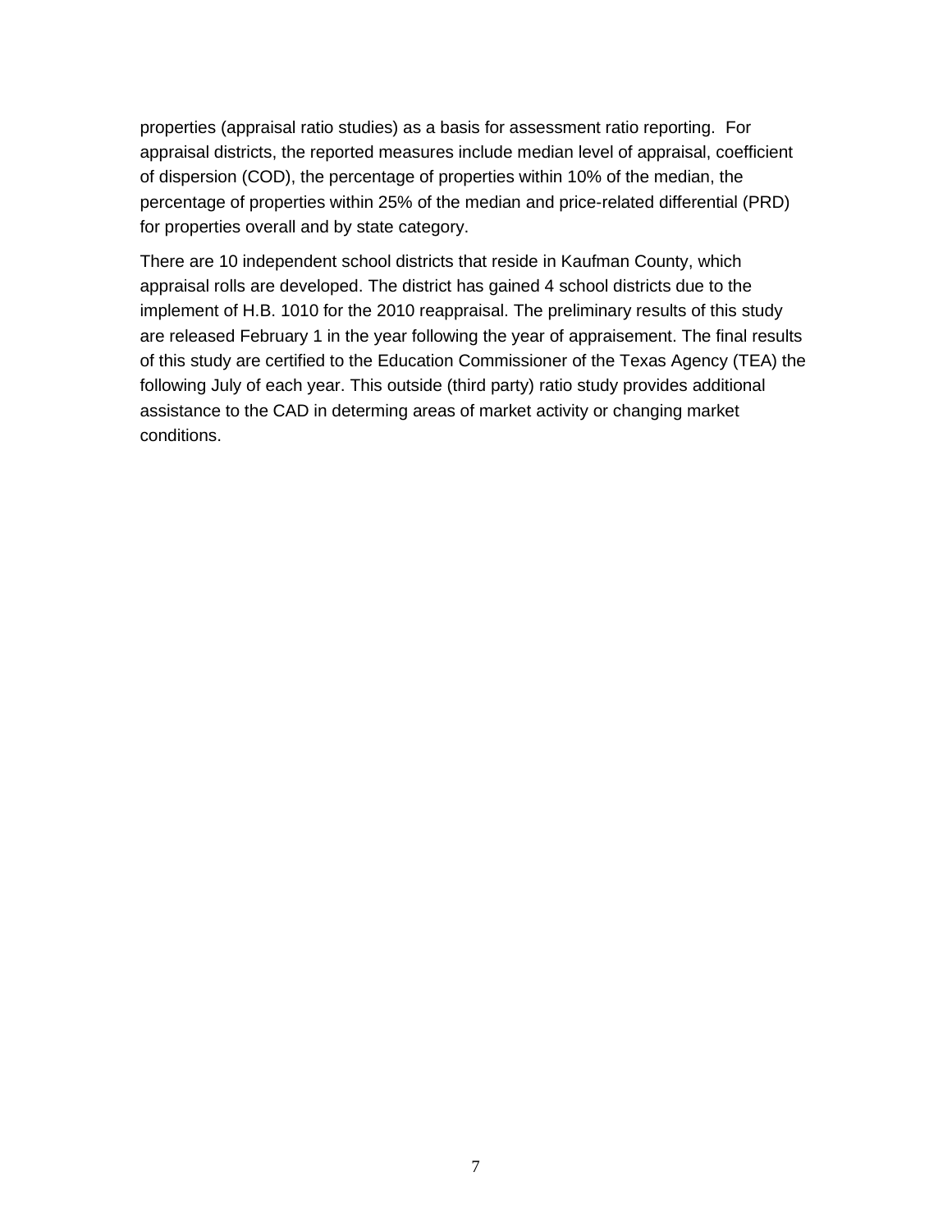properties (appraisal ratio studies) as a basis for assessment ratio reporting. For appraisal districts, the reported measures include median level of appraisal, coefficient of dispersion (COD), the percentage of properties within 10% of the median, the percentage of properties within 25% of the median and price-related differential (PRD) for properties overall and by state category.

There are 10 independent school districts that reside in Kaufman County, which appraisal rolls are developed. The district has gained 4 school districts due to the implement of H.B. 1010 for the 2010 reappraisal. The preliminary results of this study are released February 1 in the year following the year of appraisement. The final results of this study are certified to the Education Commissioner of the Texas Agency (TEA) the following July of each year. This outside (third party) ratio study provides additional assistance to the CAD in determing areas of market activity or changing market conditions.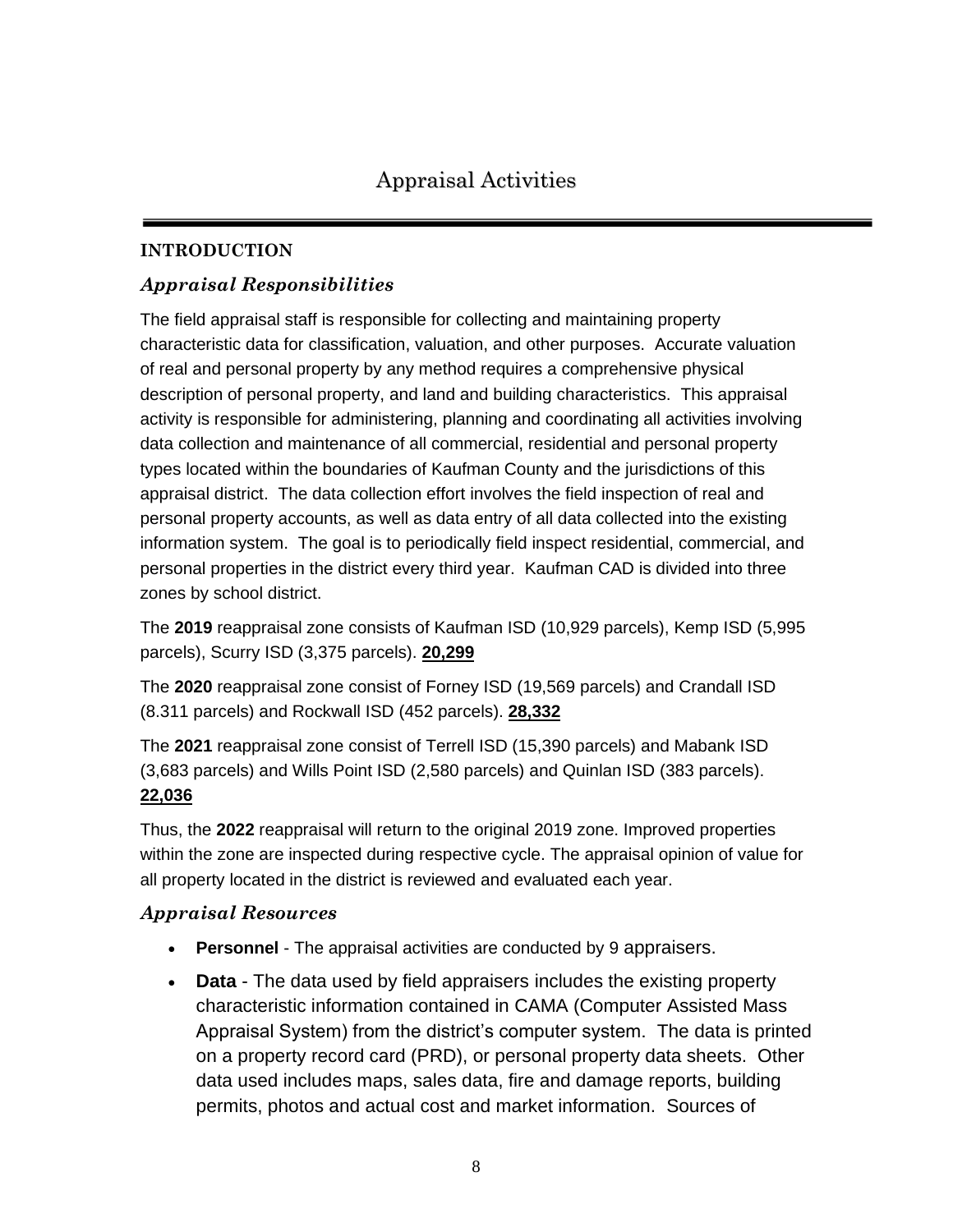# Appraisal Activities

## INTRODUCTION

### *Appraisal Responsibilities*

The field appraisal staff is responsible for collecting and maintaining property characteristic data for classification, valuation, and other purposes. Accurate valuation of real and personal property by any method requires a comprehensive physical description of personal property, and land and building characteristics. This appraisal activity is responsible for administering, planning and coordinating all activities involving data collection and maintenance of all commercial, residential and personal property types located within the boundaries of Kaufman County and the jurisdictions of this appraisal district. The data collection effort involves the field inspection of real and personal property accounts, as well as data entry of all data collected into the existing information system. The goal is to periodically field inspect residential, commercial, and personal properties in the district every third year. Kaufman CAD is divided into three zones by school district.

The **2019** reappraisal zone consists of Kaufman ISD (10,929 parcels), Kemp ISD (5,995 parcels), Scurry ISD (3,375 parcels). **20,299**

The **2020** reappraisal zone consist of Forney ISD (19,569 parcels) and Crandall ISD (8.311 parcels) and Rockwall ISD (452 parcels). **28,332**

The **2021** reappraisal zone consist of Terrell ISD (15,390 parcels) and Mabank ISD (3,683 parcels) and Wills Point ISD (2,580 parcels) and Quinlan ISD (383 parcels). **22,036**

Thus, the **2022** reappraisal will return to the original 2019 zone. Improved properties within the zone are inspected during respective cycle. The appraisal opinion of value for all property located in the district is reviewed and evaluated each year.

### *Appraisal Resources*

- **Personnel** - The appraisal activities are conducted by 9 appraisers.
- **Data** - The data used by field appraisers includes the existing property characteristic information contained in CAMA (Computer Assisted Mass Appraisal System) from the district's computer system. The data is printed on a property record card (PRD), or personal property data sheets. Other data used includes maps, sales data, fire and damage reports, building permits, photos and actual cost and market information. Sources of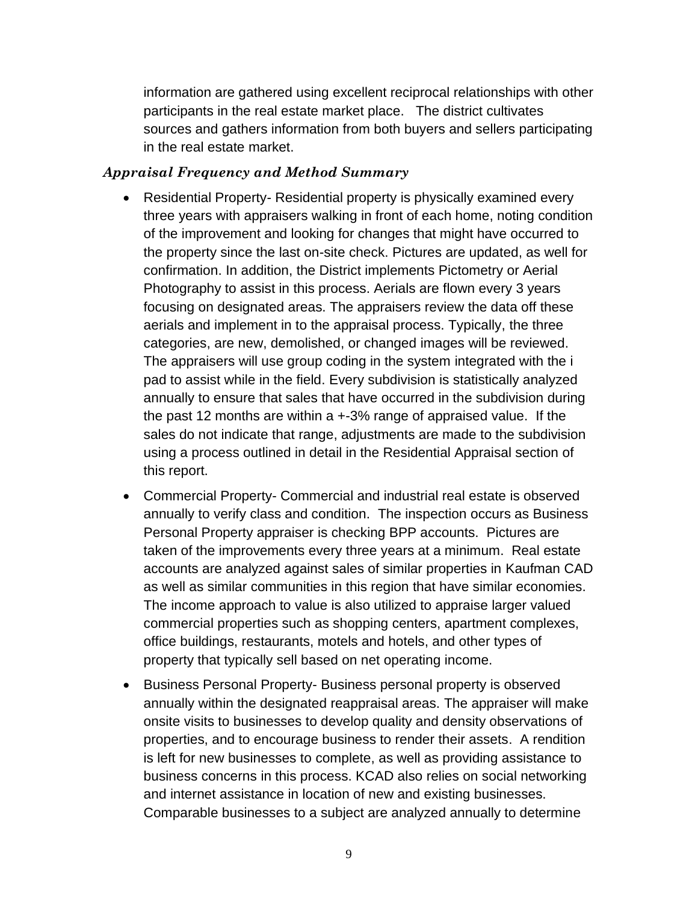information are gathered using excellent reciprocal relationships with other participants in the real estate market place. The district cultivates sources and gathers information from both buyers and sellers participating in the real estate market.

### *Appraisal Frequency and Method Summary*

- Residential Property- Residential property is physically examined every three years with appraisers walking in front of each home, noting condition of the improvement and looking for changes that might have occurred to the property since the last on-site check. Pictures are updated, as well for confirmation. In addition, the District implements Pictometry or Aerial Photography to assist in this process. Aerials are flown every 3 years focusing on designated areas. The appraisers review the data off these aerials and implement in to the appraisal process. Typically, the three categories, are new, demolished, or changed images will be reviewed. The appraisers will use group coding in the system integrated with the i pad to assist while in the field. Every subdivision is statistically analyzed annually to ensure that sales that have occurred in the subdivision during the past 12 months are within a +-3% range of appraised value. If the sales do not indicate that range, adjustments are made to the subdivision using a process outlined in detail in the Residential Appraisal section of this report.
- Commercial Property- Commercial and industrial real estate is observed annually to verify class and condition. The inspection occurs as Business Personal Property appraiser is checking BPP accounts. Pictures are taken of the improvements every three years at a minimum. Real estate accounts are analyzed against sales of similar properties in Kaufman CAD as well as similar communities in this region that have similar economies. The income approach to value is also utilized to appraise larger valued commercial properties such as shopping centers, apartment complexes, office buildings, restaurants, motels and hotels, and other types of property that typically sell based on net operating income.
- Business Personal Property- Business personal property is observed annually within the designated reappraisal areas. The appraiser will make onsite visits to businesses to develop quality and density observations of properties, and to encourage business to render their assets. A rendition is left for new businesses to complete, as well as providing assistance to business concerns in this process. KCAD also relies on social networking and internet assistance in location of new and existing businesses. Comparable businesses to a subject are analyzed annually to determine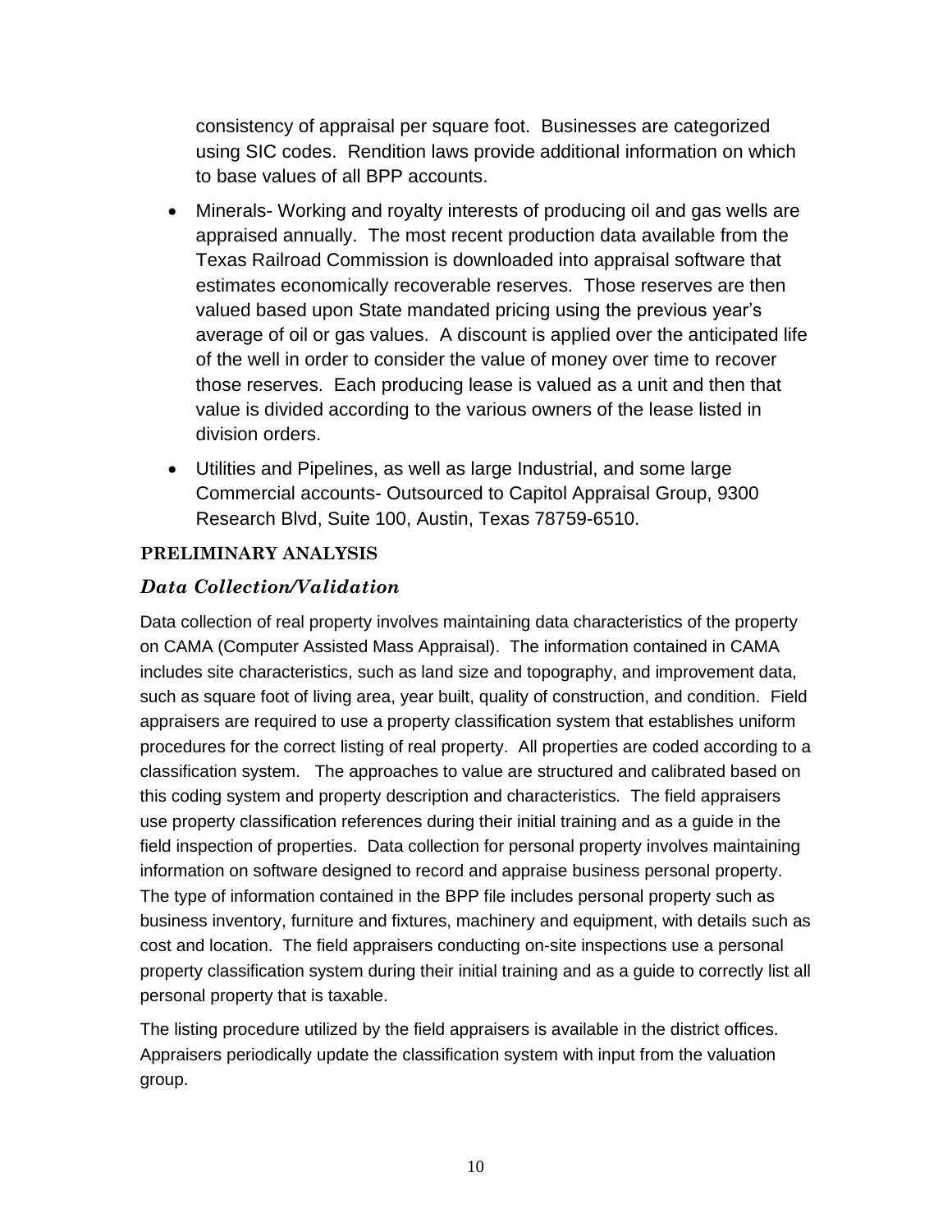consistency of appraisal per square foot. Businesses are categorized using SIC codes. Rendition laws provide additional information on which to base values of all BPP accounts.

- Minerals- Working and royalty interests of producing oil and gas wells are appraised annually. The most recent production data available from the Texas Railroad Commission is downloaded into appraisal software that estimates economically recoverable reserves. Those reserves are then valued based upon State mandated pricing using the previous year's average of oil or gas values. A discount is applied over the anticipated life of the well in order to consider the value of money over time to recover those reserves. Each producing lease is valued as a unit and then that value is divided according to the various owners of the lease listed in division orders.
- Utilities and Pipelines, as well as large Industrial, and some large Commercial accounts- Outsourced to Capitol Appraisal Group, 9300 Research Blvd, Suite 100, Austin, Texas 78759-6510.

## PRELIMINARY ANALYSIS

### *Data Collection/Validation*

Data collection of real property involves maintaining data characteristics of the property on CAMA (Computer Assisted Mass Appraisal). The information contained in CAMA includes site characteristics, such as land size and topography, and improvement data, such as square foot of living area, year built, quality of construction, and condition. Field appraisers are required to use a property classification system that establishes uniform procedures for the correct listing of real property. All properties are coded according to a classification system. The approaches to value are structured and calibrated based on this coding system and property description and characteristics. The field appraisers use property classification references during their initial training and as a guide in the field inspection of properties. Data collection for personal property involves maintaining information on software designed to record and appraise business personal property. The type of information contained in the BPP file includes personal property such as business inventory, furniture and fixtures, machinery and equipment, with details such as cost and location. The field appraisers conducting on-site inspections use a personal property classification system during their initial training and as a guide to correctly list all personal property that is taxable.

The listing procedure utilized by the field appraisers is available in the district offices. Appraisers periodically update the classification system with input from the valuation group.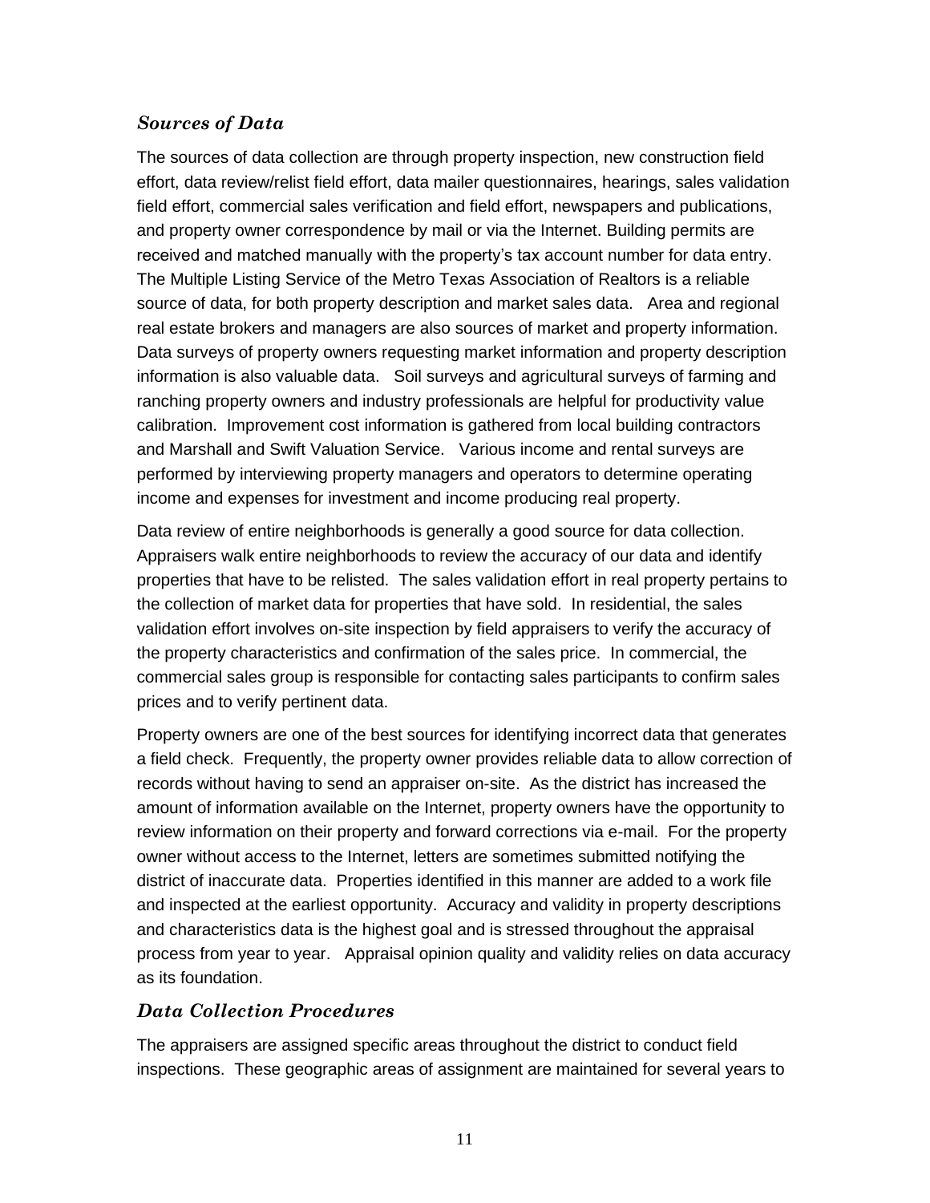### *Sources of Data*

The sources of data collection are through property inspection, new construction field effort, data review/relist field effort, data mailer questionnaires, hearings, sales validation field effort, commercial sales verification and field effort, newspapers and publications, and property owner correspondence by mail or via the Internet. Building permits are received and matched manually with the property's tax account number for data entry. The Multiple Listing Service of the Metro Texas Association of Realtors is a reliable source of data, for both property description and market sales data. Area and regional real estate brokers and managers are also sources of market and property information. Data surveys of property owners requesting market information and property description information is also valuable data. Soil surveys and agricultural surveys of farming and ranching property owners and industry professionals are helpful for productivity value calibration. Improvement cost information is gathered from local building contractors and Marshall and Swift Valuation Service. Various income and rental surveys are performed by interviewing property managers and operators to determine operating income and expenses for investment and income producing real property.

Data review of entire neighborhoods is generally a good source for data collection. Appraisers walk entire neighborhoods to review the accuracy of our data and identify properties that have to be relisted. The sales validation effort in real property pertains to the collection of market data for properties that have sold. In residential, the sales validation effort involves on-site inspection by field appraisers to verify the accuracy of the property characteristics and confirmation of the sales price. In commercial, the commercial sales group is responsible for contacting sales participants to confirm sales prices and to verify pertinent data.

Property owners are one of the best sources for identifying incorrect data that generates a field check. Frequently, the property owner provides reliable data to allow correction of records without having to send an appraiser on-site. As the district has increased the amount of information available on the Internet, property owners have the opportunity to review information on their property and forward corrections via e-mail. For the property owner without access to the Internet, letters are sometimes submitted notifying the district of inaccurate data. Properties identified in this manner are added to a work file and inspected at the earliest opportunity. Accuracy and validity in property descriptions and characteristics data is the highest goal and is stressed throughout the appraisal process from year to year. Appraisal opinion quality and validity relies on data accuracy as its foundation.

### *Data Collection Procedures*

The appraisers are assigned specific areas throughout the district to conduct field inspections. These geographic areas of assignment are maintained for several years to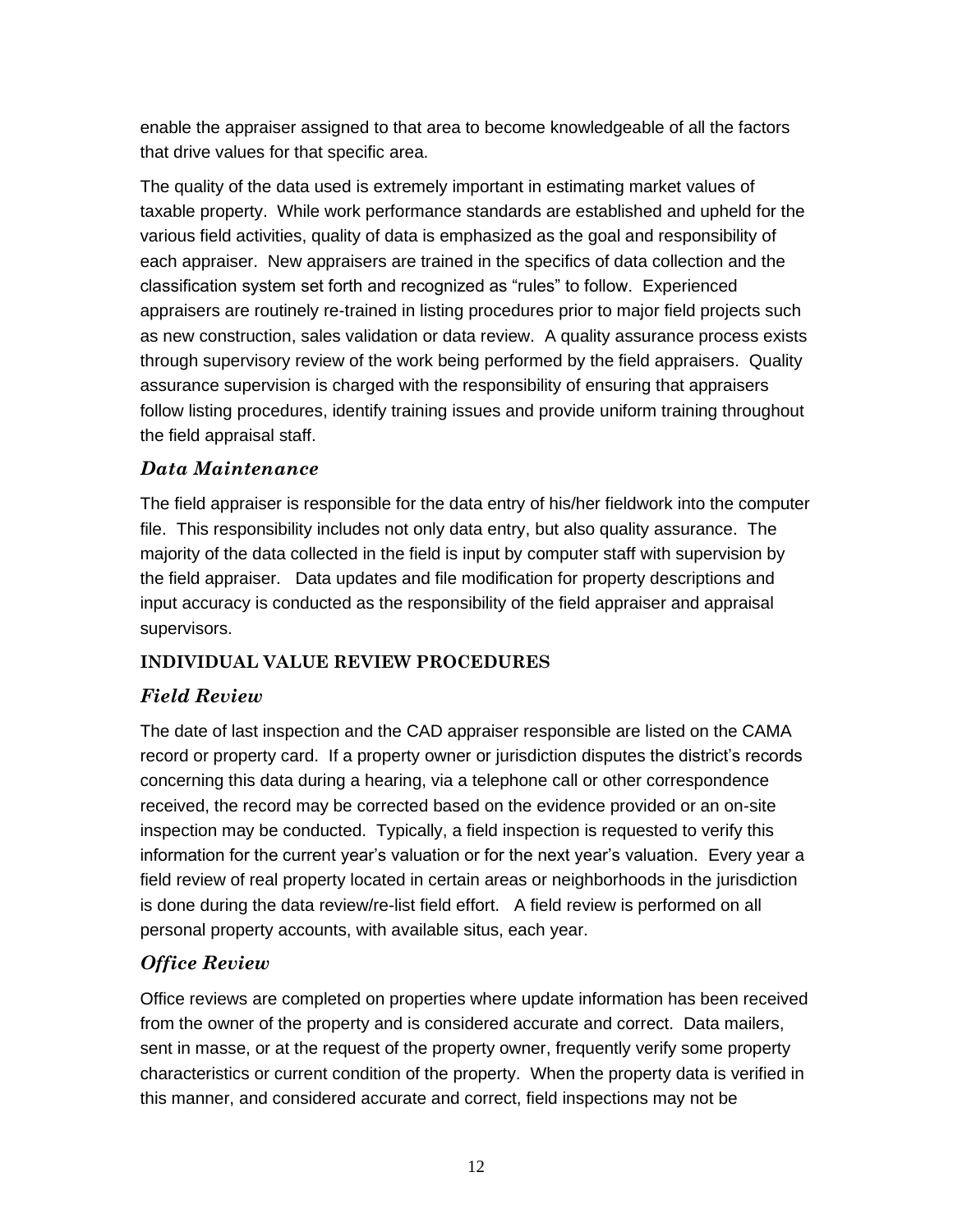enable the appraiser assigned to that area to become knowledgeable of all the factors that drive values for that specific area.

The quality of the data used is extremely important in estimating market values of taxable property. While work performance standards are established and upheld for the various field activities, quality of data is emphasized as the goal and responsibility of each appraiser. New appraisers are trained in the specifics of data collection and the classification system set forth and recognized as "rules" to follow. Experienced appraisers are routinely re-trained in listing procedures prior to major field projects such as new construction, sales validation or data review. A quality assurance process exists through supervisory review of the work being performed by the field appraisers. Quality assurance supervision is charged with the responsibility of ensuring that appraisers follow listing procedures, identify training issues and provide uniform training throughout the field appraisal staff.

### *Data Maintenance*

The field appraiser is responsible for the data entry of his/her fieldwork into the computer file. This responsibility includes not only data entry, but also quality assurance. The majority of the data collected in the field is input by computer staff with supervision by the field appraiser. Data updates and file modification for property descriptions and input accuracy is conducted as the responsibility of the field appraiser and appraisal supervisors.

## INDIVIDUAL VALUE REVIEW PROCEDURES

### *Field Review*

The date of last inspection and the CAD appraiser responsible are listed on the CAMA record or property card. If a property owner or jurisdiction disputes the district's records concerning this data during a hearing, via a telephone call or other correspondence received, the record may be corrected based on the evidence provided or an on-site inspection may be conducted. Typically, a field inspection is requested to verify this information for the current year's valuation or for the next year's valuation. Every year a field review of real property located in certain areas or neighborhoods in the jurisdiction is done during the data review/re-list field effort. A field review is performed on all personal property accounts, with available situs, each year.

### *Office Review*

Office reviews are completed on properties where update information has been received from the owner of the property and is considered accurate and correct. Data mailers, sent in masse, or at the request of the property owner, frequently verify some property characteristics or current condition of the property. When the property data is verified in this manner, and considered accurate and correct, field inspections may not be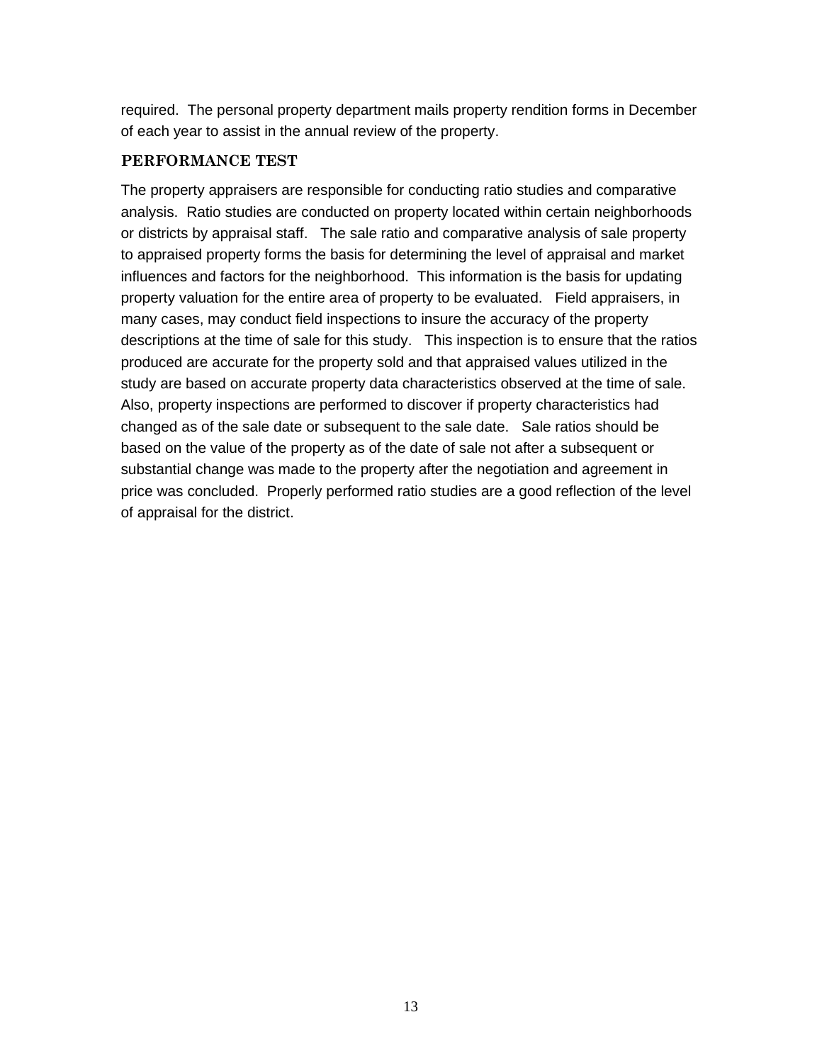required. The personal property department mails property rendition forms in December of each year to assist in the annual review of the property.

### PERFORMANCE TEST

The property appraisers are responsible for conducting ratio studies and comparative analysis. Ratio studies are conducted on property located within certain neighborhoods or districts by appraisal staff. The sale ratio and comparative analysis of sale property to appraised property forms the basis for determining the level of appraisal and market influences and factors for the neighborhood. This information is the basis for updating property valuation for the entire area of property to be evaluated. Field appraisers, in many cases, may conduct field inspections to insure the accuracy of the property descriptions at the time of sale for this study. This inspection is to ensure that the ratios produced are accurate for the property sold and that appraised values utilized in the study are based on accurate property data characteristics observed at the time of sale. Also, property inspections are performed to discover if property characteristics had changed as of the sale date or subsequent to the sale date. Sale ratios should be based on the value of the property as of the date of sale not after a subsequent or substantial change was made to the property after the negotiation and agreement in price was concluded. Properly performed ratio studies are a good reflection of the level of appraisal for the district.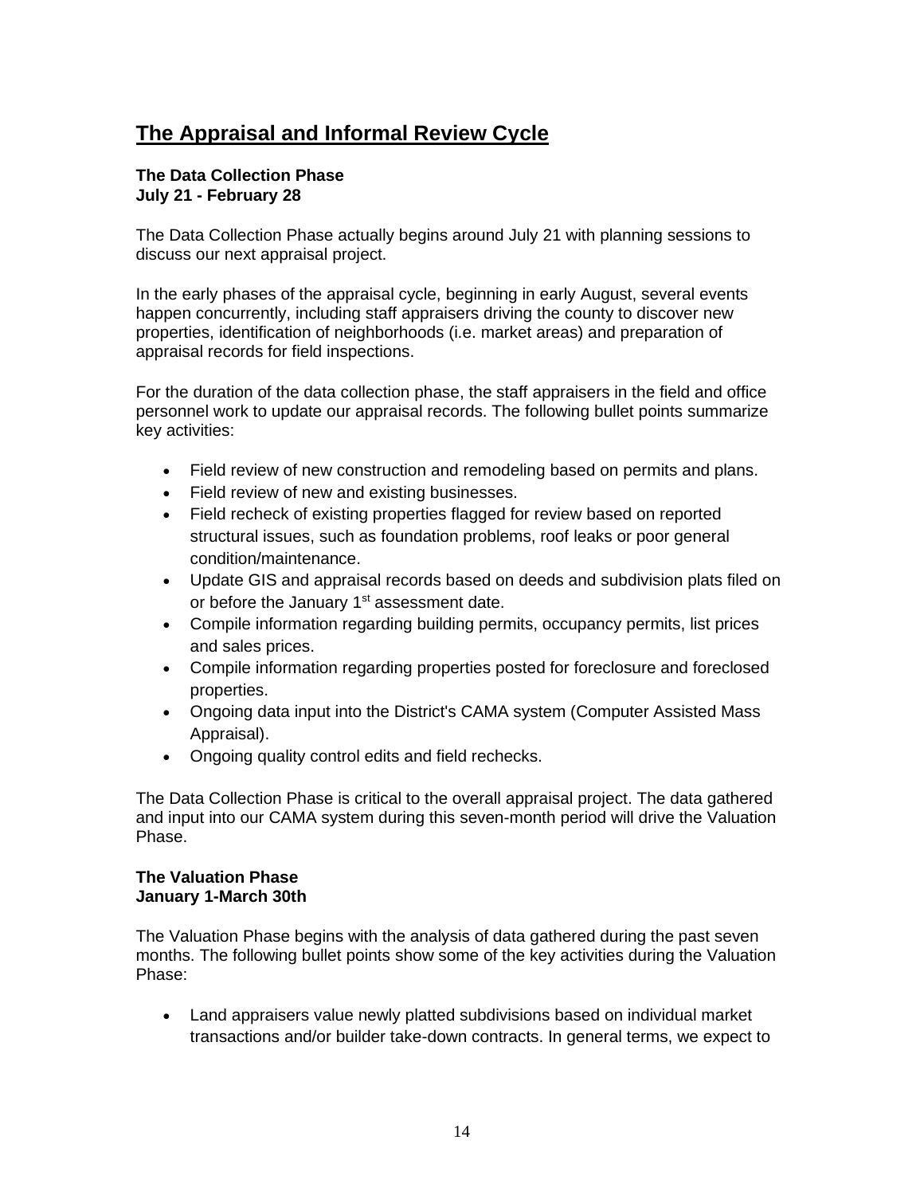## The Appraisal and Informal Review Cycle

**The Data Collection Phase**
**July 21 - February 28**

The Data Collection Phase actually begins around July 21 with planning sessions to discuss our next appraisal project.

In the early phases of the appraisal cycle, beginning in early August, several events happen concurrently, including staff appraisers driving the county to discover new properties, identification of neighborhoods (i.e. market areas) and preparation of appraisal records for field inspections.

For the duration of the data collection phase, the staff appraisers in the field and office personnel work to update our appraisal records. The following bullet points summarize key activities:

- Field review of new construction and remodeling based on permits and plans.
- Field review of new and existing businesses.
- Field recheck of existing properties flagged for review based on reported structural issues, such as foundation problems, roof leaks or poor general condition/maintenance.
- Update GIS and appraisal records based on deeds and subdivision plats filed on or before the January 1st assessment date.
- Compile information regarding building permits, occupancy permits, list prices and sales prices.
- Compile information regarding properties posted for foreclosure and foreclosed properties.
- Ongoing data input into the District's CAMA system (Computer Assisted Mass Appraisal).
- Ongoing quality control edits and field rechecks.

The Data Collection Phase is critical to the overall appraisal project. The data gathered and input into our CAMA system during this seven-month period will drive the Valuation Phase.

**The Valuation Phase**
**January 1-March 30th**

The Valuation Phase begins with the analysis of data gathered during the past seven months. The following bullet points show some of the key activities during the Valuation Phase:

- Land appraisers value newly platted subdivisions based on individual market transactions and/or builder take-down contracts. In general terms, we expect to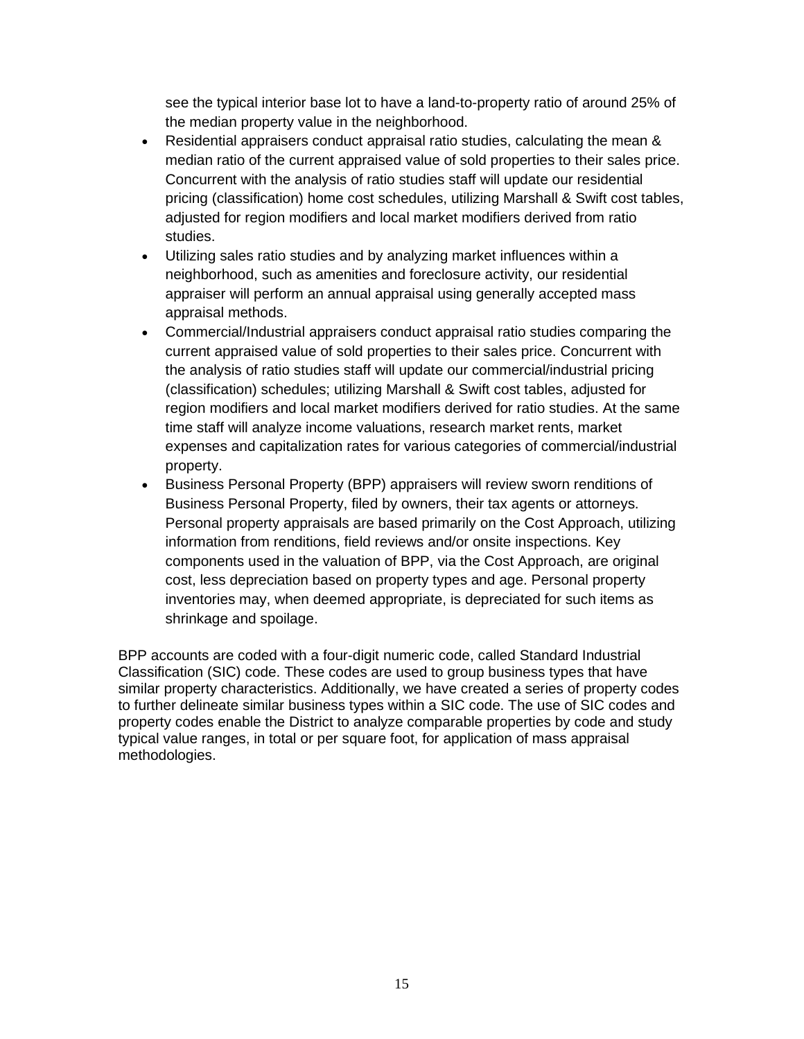see the typical interior base lot to have a land-to-property ratio of around 25% of the median property value in the neighborhood.

- Residential appraisers conduct appraisal ratio studies, calculating the mean & median ratio of the current appraised value of sold properties to their sales price. Concurrent with the analysis of ratio studies staff will update our residential pricing (classification) home cost schedules, utilizing Marshall & Swift cost tables, adjusted for region modifiers and local market modifiers derived from ratio studies.
- Utilizing sales ratio studies and by analyzing market influences within a neighborhood, such as amenities and foreclosure activity, our residential appraiser will perform an annual appraisal using generally accepted mass appraisal methods.
- Commercial/Industrial appraisers conduct appraisal ratio studies comparing the current appraised value of sold properties to their sales price. Concurrent with the analysis of ratio studies staff will update our commercial/industrial pricing (classification) schedules; utilizing Marshall & Swift cost tables, adjusted for region modifiers and local market modifiers derived for ratio studies. At the same time staff will analyze income valuations, research market rents, market expenses and capitalization rates for various categories of commercial/industrial property.
- Business Personal Property (BPP) appraisers will review sworn renditions of Business Personal Property, filed by owners, their tax agents or attorneys. Personal property appraisals are based primarily on the Cost Approach, utilizing information from renditions, field reviews and/or onsite inspections. Key components used in the valuation of BPP, via the Cost Approach, are original cost, less depreciation based on property types and age. Personal property inventories may, when deemed appropriate, is depreciated for such items as shrinkage and spoilage.

BPP accounts are coded with a four-digit numeric code, called Standard Industrial Classification (SIC) code. These codes are used to group business types that have similar property characteristics. Additionally, we have created a series of property codes to further delineate similar business types within a SIC code. The use of SIC codes and property codes enable the District to analyze comparable properties by code and study typical value ranges, in total or per square foot, for application of mass appraisal methodologies.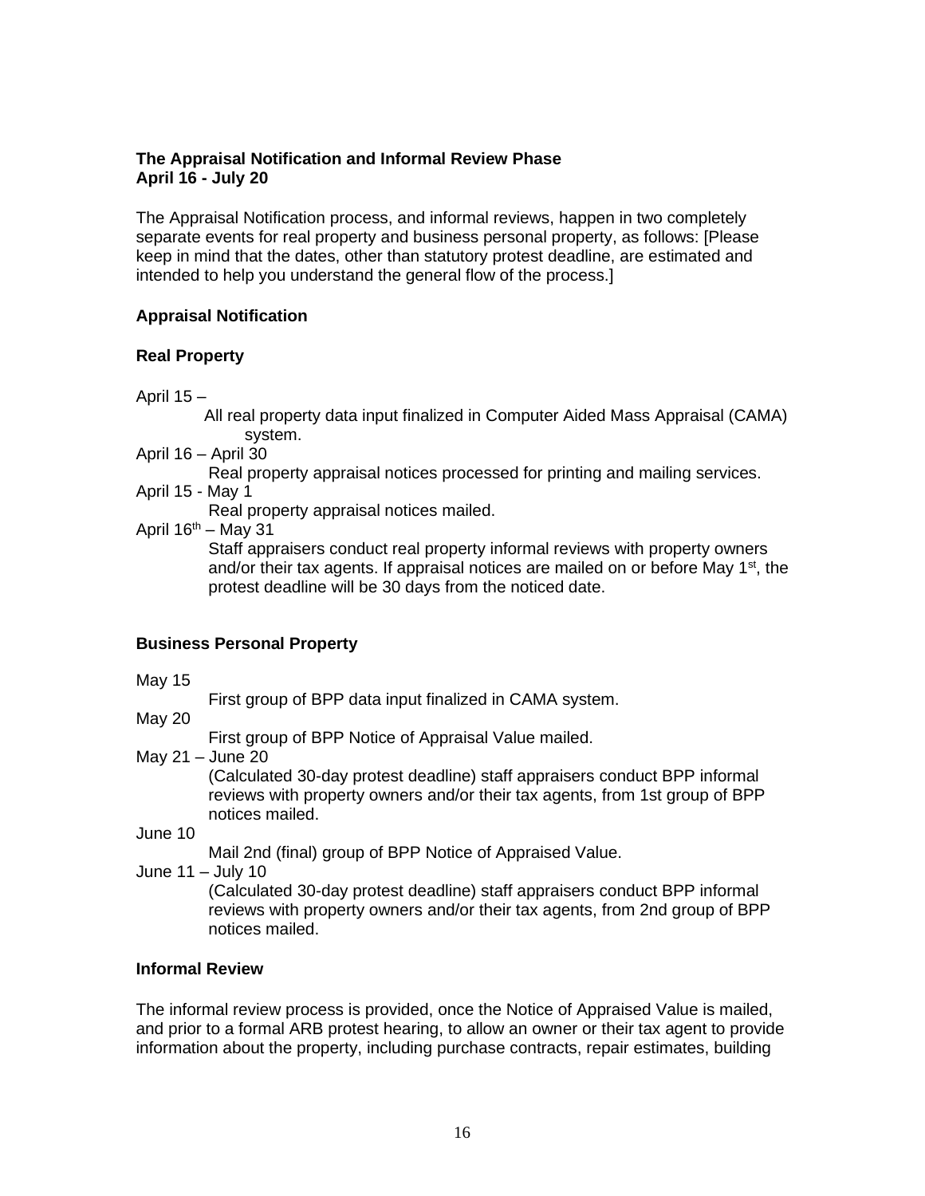**The Appraisal Notification and Informal Review Phase**
**April 16 - July 20**

The Appraisal Notification process, and informal reviews, happen in two completely separate events for real property and business personal property, as follows: [Please keep in mind that the dates, other than statutory protest deadline, are estimated and intended to help you understand the general flow of the process.]

**Appraisal Notification**

**Real Property**

April 15 –
: All real property data input finalized in Computer Aided Mass Appraisal (CAMA) system.

April 16 – April 30
: Real property appraisal notices processed for printing and mailing services.

April 15 - May 1
: Real property appraisal notices mailed.

April 16th – May 31
: Staff appraisers conduct real property informal reviews with property owners and/or their tax agents. If appraisal notices are mailed on or before May 1st, the protest deadline will be 30 days from the noticed date.

**Business Personal Property**

May 15
: First group of BPP data input finalized in CAMA system.

May 20
: First group of BPP Notice of Appraisal Value mailed.

May 21 – June 20
: (Calculated 30-day protest deadline) staff appraisers conduct BPP informal reviews with property owners and/or their tax agents, from 1st group of BPP notices mailed.

June 10
: Mail 2nd (final) group of BPP Notice of Appraised Value.

June 11 – July 10
: (Calculated 30-day protest deadline) staff appraisers conduct BPP informal reviews with property owners and/or their tax agents, from 2nd group of BPP notices mailed.

**Informal Review**

The informal review process is provided, once the Notice of Appraised Value is mailed, and prior to a formal ARB protest hearing, to allow an owner or their tax agent to provide information about the property, including purchase contracts, repair estimates, building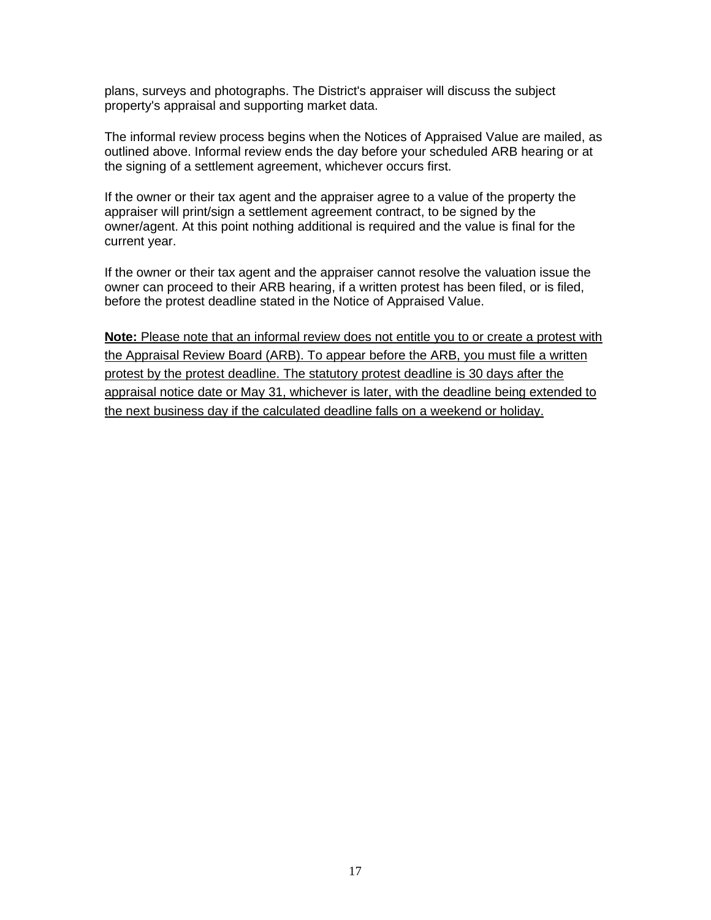plans, surveys and photographs. The District's appraiser will discuss the subject property's appraisal and supporting market data.

The informal review process begins when the Notices of Appraised Value are mailed, as outlined above. Informal review ends the day before your scheduled ARB hearing or at the signing of a settlement agreement, whichever occurs first.

If the owner or their tax agent and the appraiser agree to a value of the property the appraiser will print/sign a settlement agreement contract, to be signed by the owner/agent. At this point nothing additional is required and the value is final for the current year.

If the owner or their tax agent and the appraiser cannot resolve the valuation issue the owner can proceed to their ARB hearing, if a written protest has been filed, or is filed, before the protest deadline stated in the Notice of Appraised Value.

**Note:** Please note that an informal review does not entitle you to or create a protest with the Appraisal Review Board (ARB). To appear before the ARB, you must file a written protest by the protest deadline. The statutory protest deadline is 30 days after the appraisal notice date or May 31, whichever is later, with the deadline being extended to the next business day if the calculated deadline falls on a weekend or holiday.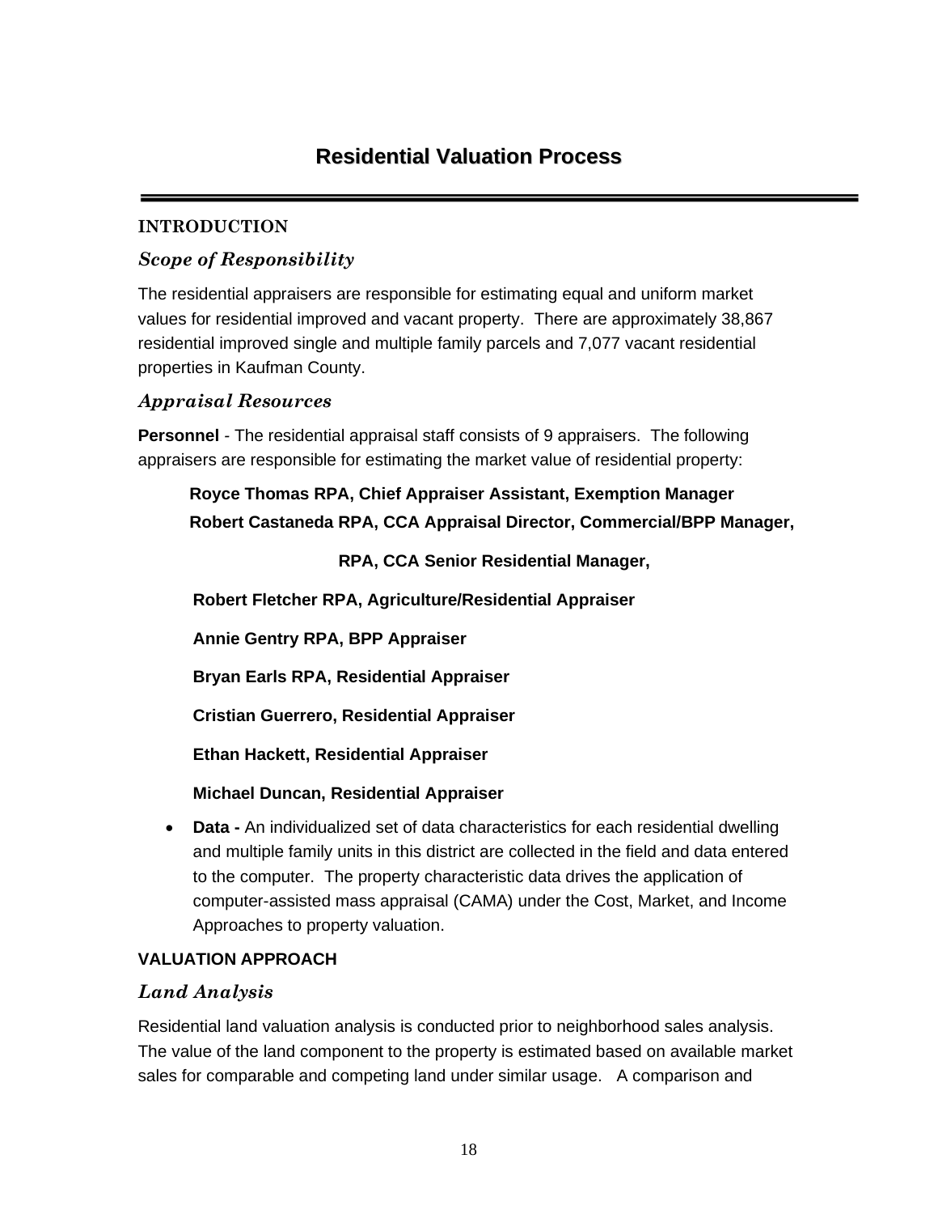# Residential Valuation Process

## INTRODUCTION

### *Scope of Responsibility*

The residential appraisers are responsible for estimating equal and uniform market values for residential improved and vacant property. There are approximately 38,867 residential improved single and multiple family parcels and 7,077 vacant residential properties in Kaufman County.

### *Appraisal Resources*

**Personnel** - The residential appraisal staff consists of 9 appraisers. The following appraisers are responsible for estimating the market value of residential property:

**Royce Thomas RPA, Chief Appraiser Assistant, Exemption Manager**

**Robert Castaneda RPA, CCA Appraisal Director, Commercial/BPP Manager,**

**RPA, CCA Senior Residential Manager,**

**Robert Fletcher RPA, Agriculture/Residential Appraiser**

**Annie Gentry RPA, BPP Appraiser**

**Bryan Earls RPA, Residential Appraiser**

**Cristian Guerrero, Residential Appraiser**

**Ethan Hackett, Residential Appraiser**

**Michael Duncan, Residential Appraiser**

- **Data -** An individualized set of data characteristics for each residential dwelling and multiple family units in this district are collected in the field and data entered to the computer. The property characteristic data drives the application of computer-assisted mass appraisal (CAMA) under the Cost, Market, and Income Approaches to property valuation.

## VALUATION APPROACH

### *Land Analysis*

Residential land valuation analysis is conducted prior to neighborhood sales analysis. The value of the land component to the property is estimated based on available market sales for comparable and competing land under similar usage. A comparison and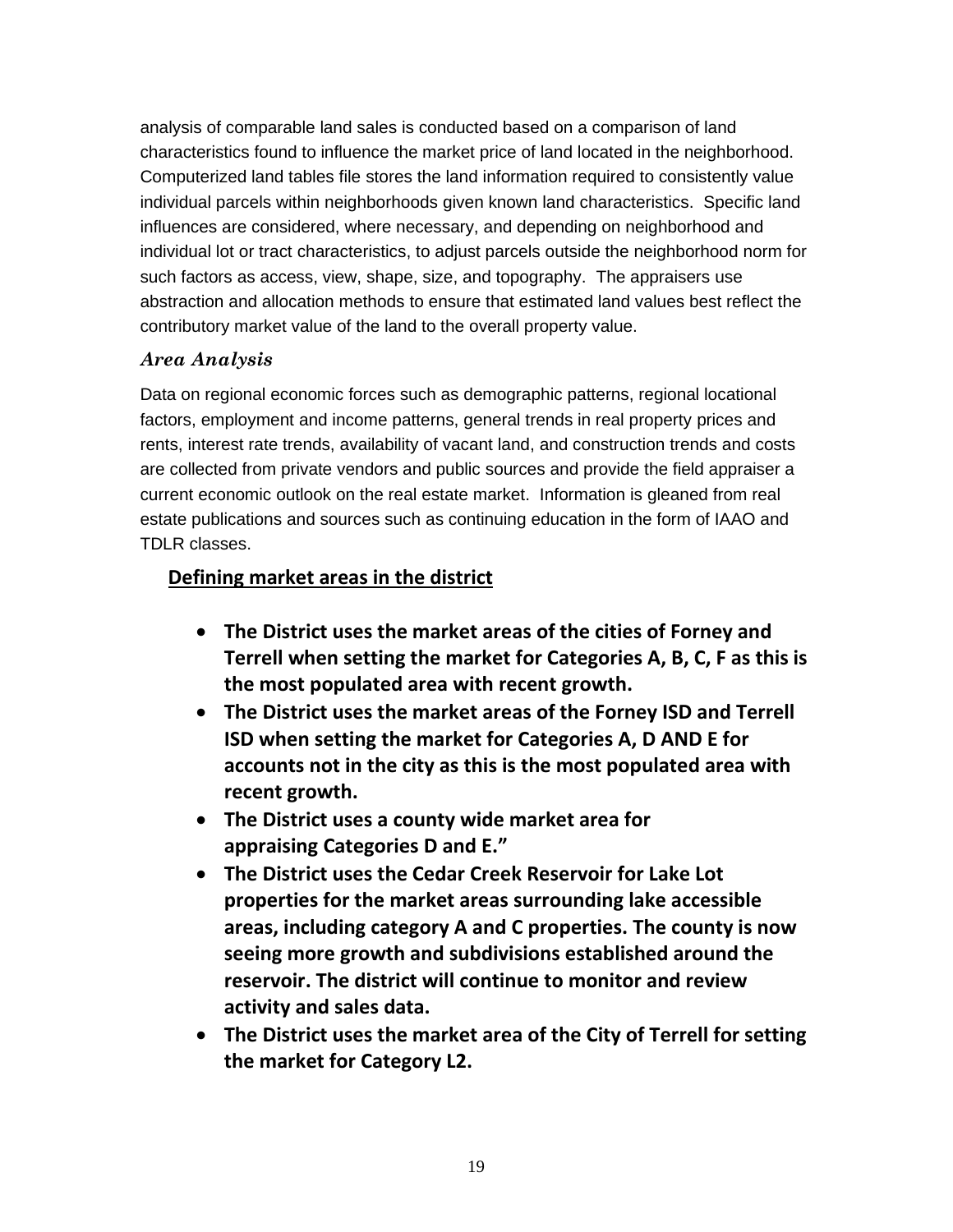analysis of comparable land sales is conducted based on a comparison of land characteristics found to influence the market price of land located in the neighborhood. Computerized land tables file stores the land information required to consistently value individual parcels within neighborhoods given known land characteristics. Specific land influences are considered, where necessary, and depending on neighborhood and individual lot or tract characteristics, to adjust parcels outside the neighborhood norm for such factors as access, view, shape, size, and topography. The appraisers use abstraction and allocation methods to ensure that estimated land values best reflect the contributory market value of the land to the overall property value.

### *Area Analysis*

Data on regional economic forces such as demographic patterns, regional locational factors, employment and income patterns, general trends in real property prices and rents, interest rate trends, availability of vacant land, and construction trends and costs are collected from private vendors and public sources and provide the field appraiser a current economic outlook on the real estate market. Information is gleaned from real estate publications and sources such as continuing education in the form of IAAO and TDLR classes.

## Defining market areas in the district

- **The District uses the market areas of the cities of Forney and Terrell when setting the market for Categories A, B, C, F as this is the most populated area with recent growth.**
- **The District uses the market areas of the Forney ISD and Terrell ISD when setting the market for Categories A, D AND E for accounts not in the city as this is the most populated area with recent growth.**
- **The District uses a county wide market area for appraising Categories D and E."**
- **The District uses the Cedar Creek Reservoir for Lake Lot properties for the market areas surrounding lake accessible areas, including category A and C properties. The county is now seeing more growth and subdivisions established around the reservoir. The district will continue to monitor and review activity and sales data.**
- **The District uses the market area of the City of Terrell for setting the market for Category L2.**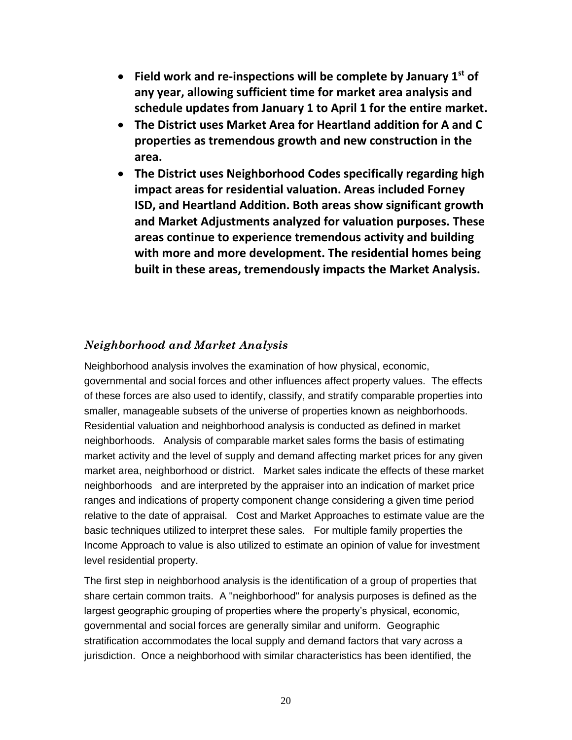- **Field work and re-inspections will be complete by January 1st of any year, allowing sufficient time for market area analysis and schedule updates from January 1 to April 1 for the entire market.**
- **The District uses Market Area for Heartland addition for A and C properties as tremendous growth and new construction in the area.**
- **The District uses Neighborhood Codes specifically regarding high impact areas for residential valuation. Areas included Forney ISD, and Heartland Addition. Both areas show significant growth and Market Adjustments analyzed for valuation purposes. These areas continue to experience tremendous activity and building with more and more development. The residential homes being built in these areas, tremendously impacts the Market Analysis.**

### *Neighborhood and Market Analysis*

Neighborhood analysis involves the examination of how physical, economic, governmental and social forces and other influences affect property values. The effects of these forces are also used to identify, classify, and stratify comparable properties into smaller, manageable subsets of the universe of properties known as neighborhoods. Residential valuation and neighborhood analysis is conducted as defined in market neighborhoods. Analysis of comparable market sales forms the basis of estimating market activity and the level of supply and demand affecting market prices for any given market area, neighborhood or district. Market sales indicate the effects of these market neighborhoods and are interpreted by the appraiser into an indication of market price ranges and indications of property component change considering a given time period relative to the date of appraisal. Cost and Market Approaches to estimate value are the basic techniques utilized to interpret these sales. For multiple family properties the Income Approach to value is also utilized to estimate an opinion of value for investment level residential property.

The first step in neighborhood analysis is the identification of a group of properties that share certain common traits. A "neighborhood" for analysis purposes is defined as the largest geographic grouping of properties where the property's physical, economic, governmental and social forces are generally similar and uniform. Geographic stratification accommodates the local supply and demand factors that vary across a jurisdiction. Once a neighborhood with similar characteristics has been identified, the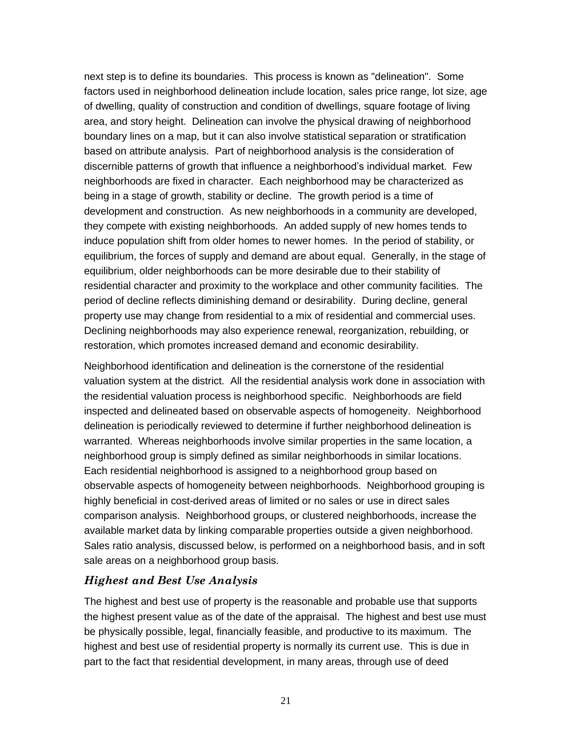next step is to define its boundaries. This process is known as "delineation". Some factors used in neighborhood delineation include location, sales price range, lot size, age of dwelling, quality of construction and condition of dwellings, square footage of living area, and story height. Delineation can involve the physical drawing of neighborhood boundary lines on a map, but it can also involve statistical separation or stratification based on attribute analysis. Part of neighborhood analysis is the consideration of discernible patterns of growth that influence a neighborhood's individual market. Few neighborhoods are fixed in character. Each neighborhood may be characterized as being in a stage of growth, stability or decline. The growth period is a time of development and construction. As new neighborhoods in a community are developed, they compete with existing neighborhoods. An added supply of new homes tends to induce population shift from older homes to newer homes. In the period of stability, or equilibrium, the forces of supply and demand are about equal. Generally, in the stage of equilibrium, older neighborhoods can be more desirable due to their stability of residential character and proximity to the workplace and other community facilities. The period of decline reflects diminishing demand or desirability. During decline, general property use may change from residential to a mix of residential and commercial uses. Declining neighborhoods may also experience renewal, reorganization, rebuilding, or restoration, which promotes increased demand and economic desirability.

Neighborhood identification and delineation is the cornerstone of the residential valuation system at the district. All the residential analysis work done in association with the residential valuation process is neighborhood specific. Neighborhoods are field inspected and delineated based on observable aspects of homogeneity. Neighborhood delineation is periodically reviewed to determine if further neighborhood delineation is warranted. Whereas neighborhoods involve similar properties in the same location, a neighborhood group is simply defined as similar neighborhoods in similar locations. Each residential neighborhood is assigned to a neighborhood group based on observable aspects of homogeneity between neighborhoods. Neighborhood grouping is highly beneficial in cost-derived areas of limited or no sales or use in direct sales comparison analysis. Neighborhood groups, or clustered neighborhoods, increase the available market data by linking comparable properties outside a given neighborhood. Sales ratio analysis, discussed below, is performed on a neighborhood basis, and in soft sale areas on a neighborhood group basis.

### *Highest and Best Use Analysis*

The highest and best use of property is the reasonable and probable use that supports the highest present value as of the date of the appraisal. The highest and best use must be physically possible, legal, financially feasible, and productive to its maximum. The highest and best use of residential property is normally its current use. This is due in part to the fact that residential development, in many areas, through use of deed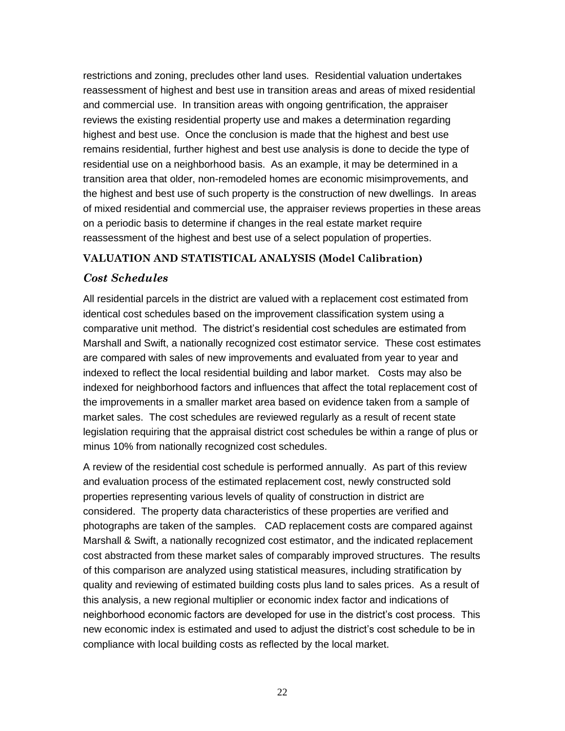restrictions and zoning, precludes other land uses. Residential valuation undertakes reassessment of highest and best use in transition areas and areas of mixed residential and commercial use. In transition areas with ongoing gentrification, the appraiser reviews the existing residential property use and makes a determination regarding highest and best use. Once the conclusion is made that the highest and best use remains residential, further highest and best use analysis is done to decide the type of residential use on a neighborhood basis. As an example, it may be determined in a transition area that older, non-remodeled homes are economic misimprovements, and the highest and best use of such property is the construction of new dwellings. In areas of mixed residential and commercial use, the appraiser reviews properties in these areas on a periodic basis to determine if changes in the real estate market require reassessment of the highest and best use of a select population of properties.

## VALUATION AND STATISTICAL ANALYSIS (Model Calibration)

### *Cost Schedules*

All residential parcels in the district are valued with a replacement cost estimated from identical cost schedules based on the improvement classification system using a comparative unit method. The district's residential cost schedules are estimated from Marshall and Swift, a nationally recognized cost estimator service. These cost estimates are compared with sales of new improvements and evaluated from year to year and indexed to reflect the local residential building and labor market. Costs may also be indexed for neighborhood factors and influences that affect the total replacement cost of the improvements in a smaller market area based on evidence taken from a sample of market sales. The cost schedules are reviewed regularly as a result of recent state legislation requiring that the appraisal district cost schedules be within a range of plus or minus 10% from nationally recognized cost schedules.

A review of the residential cost schedule is performed annually. As part of this review and evaluation process of the estimated replacement cost, newly constructed sold properties representing various levels of quality of construction in district are considered. The property data characteristics of these properties are verified and photographs are taken of the samples. CAD replacement costs are compared against Marshall & Swift, a nationally recognized cost estimator, and the indicated replacement cost abstracted from these market sales of comparably improved structures. The results of this comparison are analyzed using statistical measures, including stratification by quality and reviewing of estimated building costs plus land to sales prices. As a result of this analysis, a new regional multiplier or economic index factor and indications of neighborhood economic factors are developed for use in the district's cost process. This new economic index is estimated and used to adjust the district's cost schedule to be in compliance with local building costs as reflected by the local market.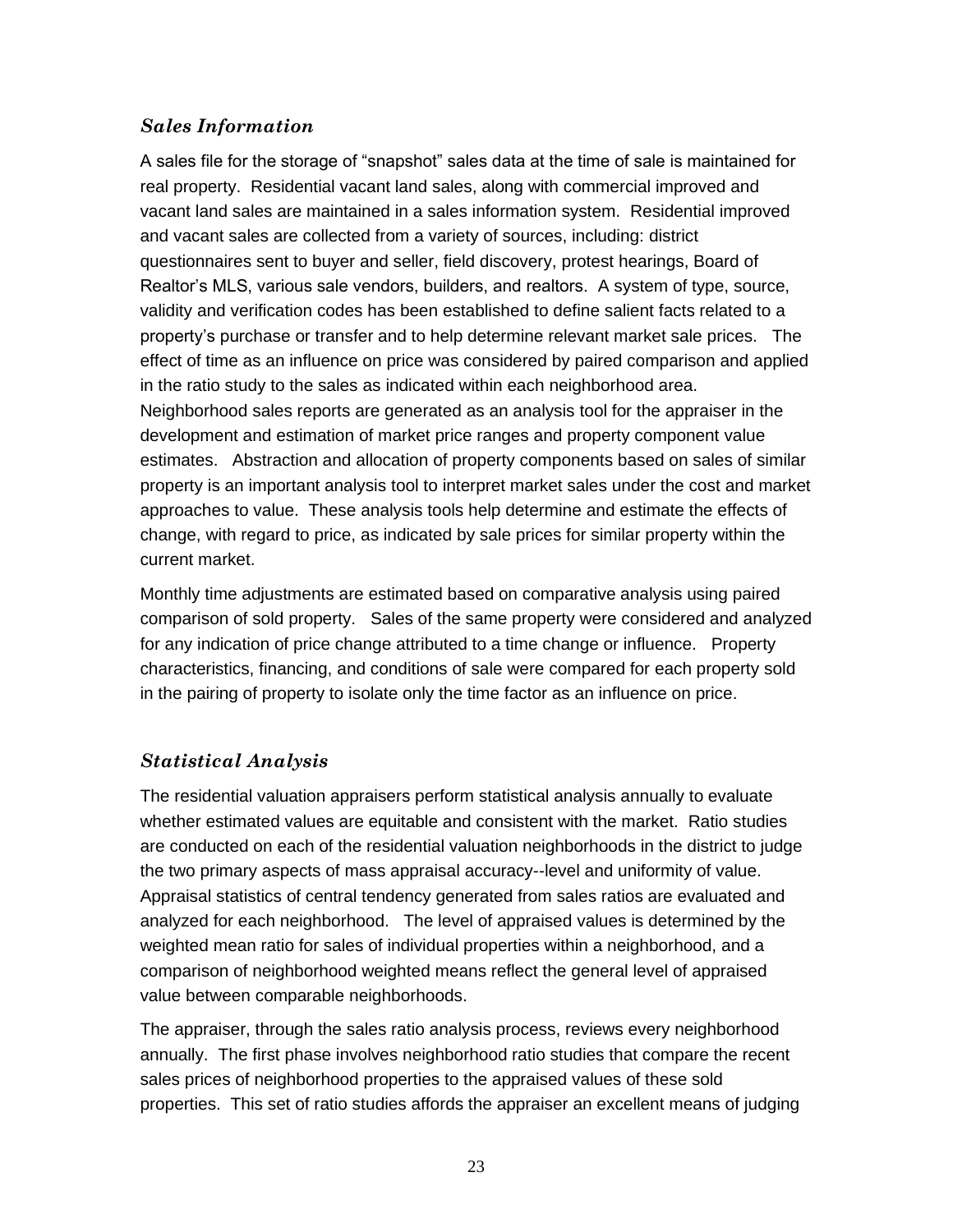### *Sales Information*

A sales file for the storage of "snapshot" sales data at the time of sale is maintained for real property. Residential vacant land sales, along with commercial improved and vacant land sales are maintained in a sales information system. Residential improved and vacant sales are collected from a variety of sources, including: district questionnaires sent to buyer and seller, field discovery, protest hearings, Board of Realtor's MLS, various sale vendors, builders, and realtors. A system of type, source, validity and verification codes has been established to define salient facts related to a property's purchase or transfer and to help determine relevant market sale prices. The effect of time as an influence on price was considered by paired comparison and applied in the ratio study to the sales as indicated within each neighborhood area. Neighborhood sales reports are generated as an analysis tool for the appraiser in the development and estimation of market price ranges and property component value estimates. Abstraction and allocation of property components based on sales of similar property is an important analysis tool to interpret market sales under the cost and market approaches to value. These analysis tools help determine and estimate the effects of change, with regard to price, as indicated by sale prices for similar property within the current market.

Monthly time adjustments are estimated based on comparative analysis using paired comparison of sold property. Sales of the same property were considered and analyzed for any indication of price change attributed to a time change or influence. Property characteristics, financing, and conditions of sale were compared for each property sold in the pairing of property to isolate only the time factor as an influence on price.

### *Statistical Analysis*

The residential valuation appraisers perform statistical analysis annually to evaluate whether estimated values are equitable and consistent with the market. Ratio studies are conducted on each of the residential valuation neighborhoods in the district to judge the two primary aspects of mass appraisal accuracy--level and uniformity of value. Appraisal statistics of central tendency generated from sales ratios are evaluated and analyzed for each neighborhood. The level of appraised values is determined by the weighted mean ratio for sales of individual properties within a neighborhood, and a comparison of neighborhood weighted means reflect the general level of appraised value between comparable neighborhoods.

The appraiser, through the sales ratio analysis process, reviews every neighborhood annually. The first phase involves neighborhood ratio studies that compare the recent sales prices of neighborhood properties to the appraised values of these sold properties. This set of ratio studies affords the appraiser an excellent means of judging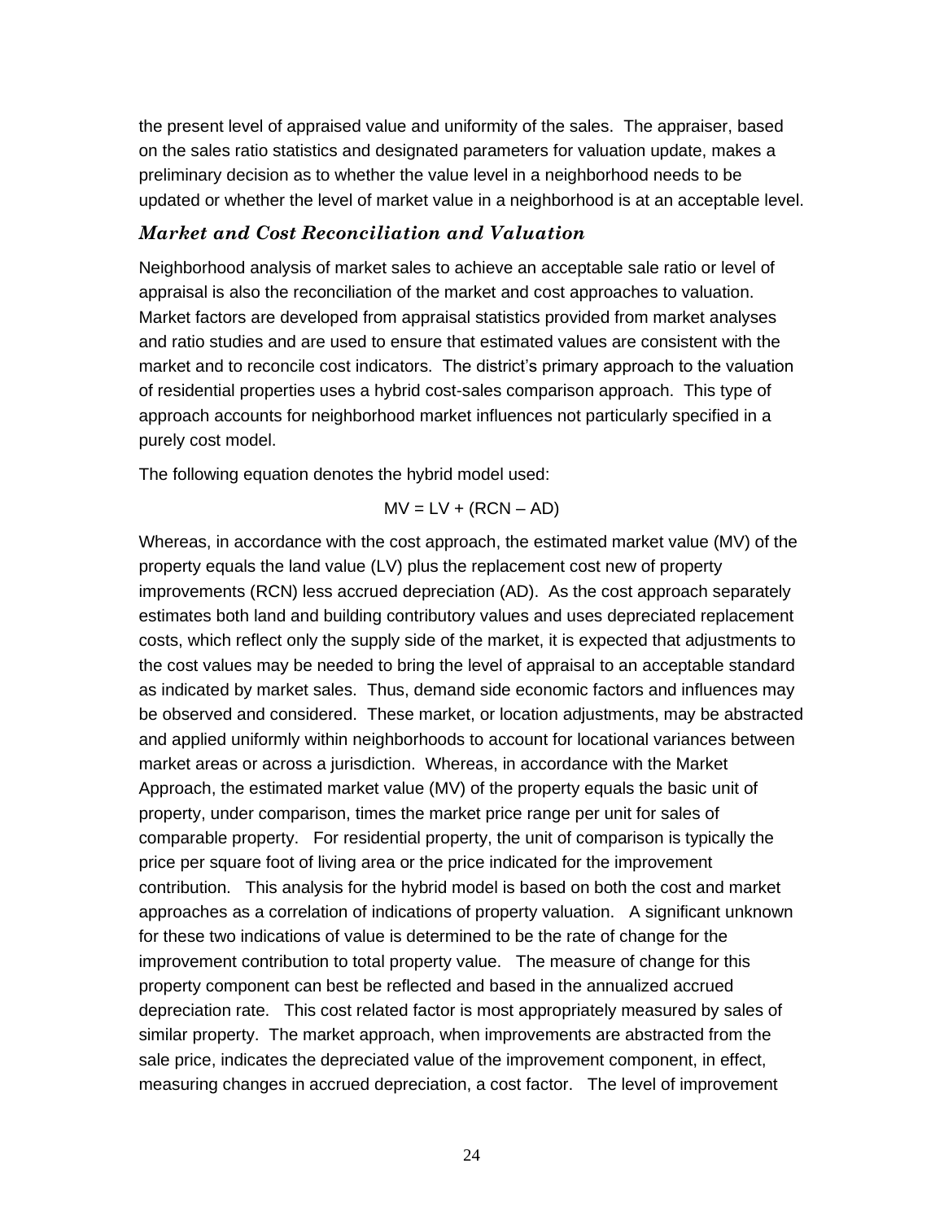the present level of appraised value and uniformity of the sales. The appraiser, based on the sales ratio statistics and designated parameters for valuation update, makes a preliminary decision as to whether the value level in a neighborhood needs to be updated or whether the level of market value in a neighborhood is at an acceptable level.

### *Market and Cost Reconciliation and Valuation*

Neighborhood analysis of market sales to achieve an acceptable sale ratio or level of appraisal is also the reconciliation of the market and cost approaches to valuation. Market factors are developed from appraisal statistics provided from market analyses and ratio studies and are used to ensure that estimated values are consistent with the market and to reconcile cost indicators. The district's primary approach to the valuation of residential properties uses a hybrid cost-sales comparison approach. This type of approach accounts for neighborhood market influences not particularly specified in a purely cost model.

The following equation denotes the hybrid model used:

$$MV = LV + (RCN - AD)$$

Whereas, in accordance with the cost approach, the estimated market value (MV) of the property equals the land value (LV) plus the replacement cost new of property improvements (RCN) less accrued depreciation (AD). As the cost approach separately estimates both land and building contributory values and uses depreciated replacement costs, which reflect only the supply side of the market, it is expected that adjustments to the cost values may be needed to bring the level of appraisal to an acceptable standard as indicated by market sales. Thus, demand side economic factors and influences may be observed and considered. These market, or location adjustments, may be abstracted and applied uniformly within neighborhoods to account for locational variances between market areas or across a jurisdiction. Whereas, in accordance with the Market Approach, the estimated market value (MV) of the property equals the basic unit of property, under comparison, times the market price range per unit for sales of comparable property. For residential property, the unit of comparison is typically the price per square foot of living area or the price indicated for the improvement contribution. This analysis for the hybrid model is based on both the cost and market approaches as a correlation of indications of property valuation. A significant unknown for these two indications of value is determined to be the rate of change for the improvement contribution to total property value. The measure of change for this property component can best be reflected and based in the annualized accrued depreciation rate. This cost related factor is most appropriately measured by sales of similar property. The market approach, when improvements are abstracted from the sale price, indicates the depreciated value of the improvement component, in effect, measuring changes in accrued depreciation, a cost factor. The level of improvement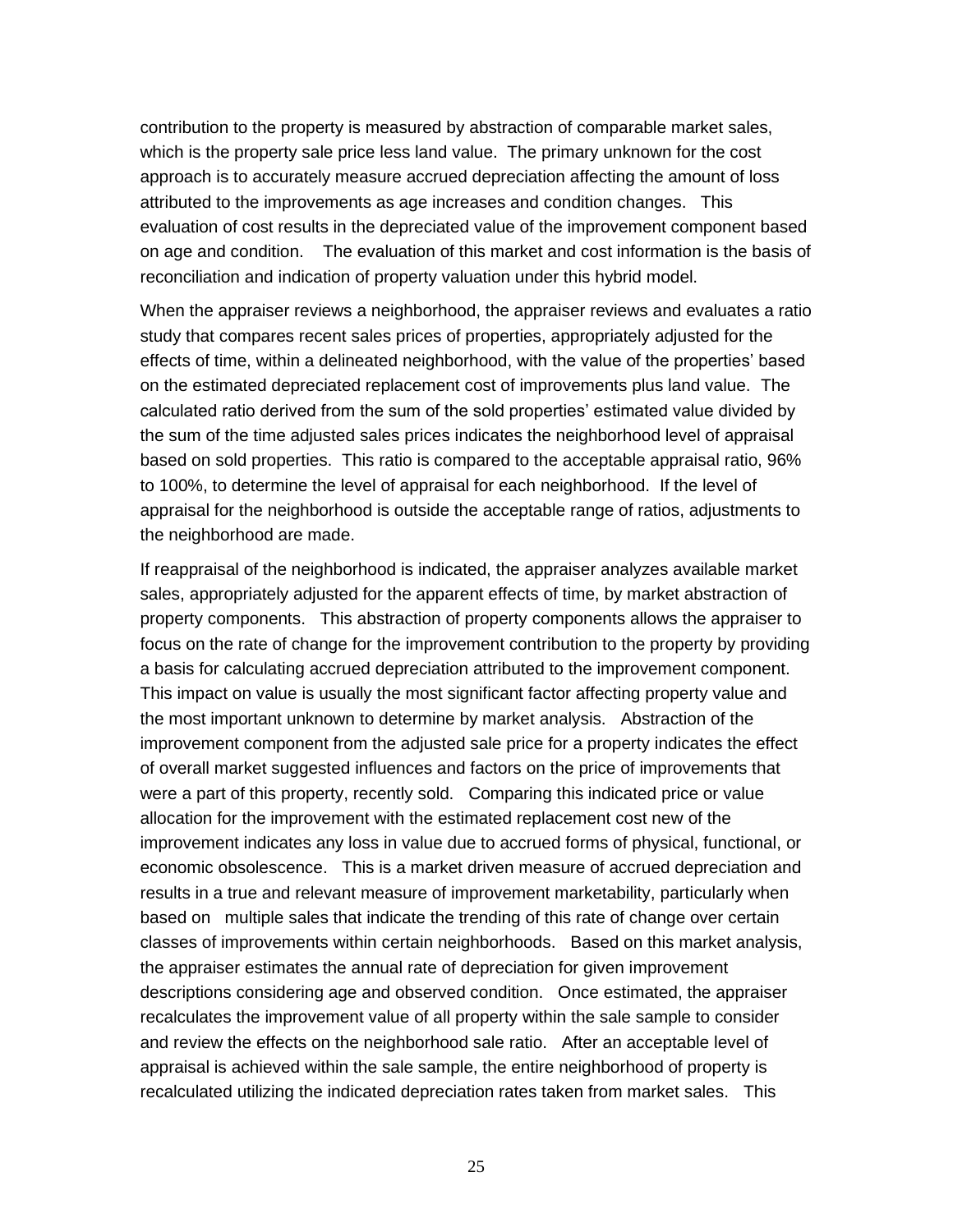contribution to the property is measured by abstraction of comparable market sales, which is the property sale price less land value. The primary unknown for the cost approach is to accurately measure accrued depreciation affecting the amount of loss attributed to the improvements as age increases and condition changes. This evaluation of cost results in the depreciated value of the improvement component based on age and condition. The evaluation of this market and cost information is the basis of reconciliation and indication of property valuation under this hybrid model.

When the appraiser reviews a neighborhood, the appraiser reviews and evaluates a ratio study that compares recent sales prices of properties, appropriately adjusted for the effects of time, within a delineated neighborhood, with the value of the properties' based on the estimated depreciated replacement cost of improvements plus land value. The calculated ratio derived from the sum of the sold properties' estimated value divided by the sum of the time adjusted sales prices indicates the neighborhood level of appraisal based on sold properties. This ratio is compared to the acceptable appraisal ratio, 96% to 100%, to determine the level of appraisal for each neighborhood. If the level of appraisal for the neighborhood is outside the acceptable range of ratios, adjustments to the neighborhood are made.

If reappraisal of the neighborhood is indicated, the appraiser analyzes available market sales, appropriately adjusted for the apparent effects of time, by market abstraction of property components. This abstraction of property components allows the appraiser to focus on the rate of change for the improvement contribution to the property by providing a basis for calculating accrued depreciation attributed to the improvement component. This impact on value is usually the most significant factor affecting property value and the most important unknown to determine by market analysis. Abstraction of the improvement component from the adjusted sale price for a property indicates the effect of overall market suggested influences and factors on the price of improvements that were a part of this property, recently sold. Comparing this indicated price or value allocation for the improvement with the estimated replacement cost new of the improvement indicates any loss in value due to accrued forms of physical, functional, or economic obsolescence. This is a market driven measure of accrued depreciation and results in a true and relevant measure of improvement marketability, particularly when based on multiple sales that indicate the trending of this rate of change over certain classes of improvements within certain neighborhoods. Based on this market analysis, the appraiser estimates the annual rate of depreciation for given improvement descriptions considering age and observed condition. Once estimated, the appraiser recalculates the improvement value of all property within the sale sample to consider and review the effects on the neighborhood sale ratio. After an acceptable level of appraisal is achieved within the sale sample, the entire neighborhood of property is recalculated utilizing the indicated depreciation rates taken from market sales. This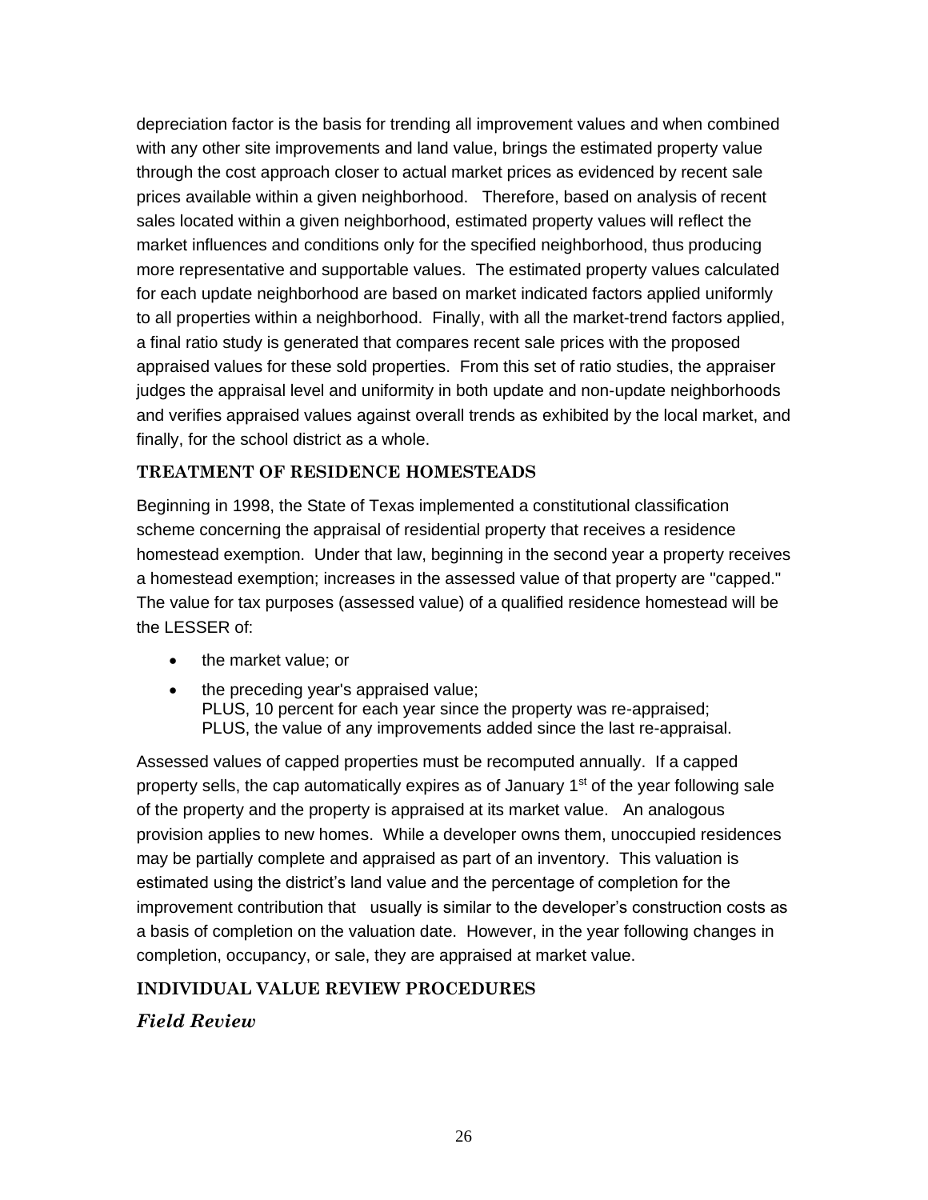depreciation factor is the basis for trending all improvement values and when combined with any other site improvements and land value, brings the estimated property value through the cost approach closer to actual market prices as evidenced by recent sale prices available within a given neighborhood. Therefore, based on analysis of recent sales located within a given neighborhood, estimated property values will reflect the market influences and conditions only for the specified neighborhood, thus producing more representative and supportable values. The estimated property values calculated for each update neighborhood are based on market indicated factors applied uniformly to all properties within a neighborhood. Finally, with all the market-trend factors applied, a final ratio study is generated that compares recent sale prices with the proposed appraised values for these sold properties. From this set of ratio studies, the appraiser judges the appraisal level and uniformity in both update and non-update neighborhoods and verifies appraised values against overall trends as exhibited by the local market, and finally, for the school district as a whole.

## TREATMENT OF RESIDENCE HOMESTEADS

Beginning in 1998, the State of Texas implemented a constitutional classification scheme concerning the appraisal of residential property that receives a residence homestead exemption. Under that law, beginning in the second year a property receives a homestead exemption; increases in the assessed value of that property are "capped." The value for tax purposes (assessed value) of a qualified residence homestead will be the LESSER of:

- the market value; or
- the preceding year's appraised value;
  PLUS, 10 percent for each year since the property was re-appraised;
  PLUS, the value of any improvements added since the last re-appraisal.

Assessed values of capped properties must be recomputed annually. If a capped property sells, the cap automatically expires as of January 1st of the year following sale of the property and the property is appraised at its market value. An analogous provision applies to new homes. While a developer owns them, unoccupied residences may be partially complete and appraised as part of an inventory. This valuation is estimated using the district's land value and the percentage of completion for the improvement contribution that usually is similar to the developer's construction costs as a basis of completion on the valuation date. However, in the year following changes in completion, occupancy, or sale, they are appraised at market value.

## INDIVIDUAL VALUE REVIEW PROCEDURES

### *Field Review*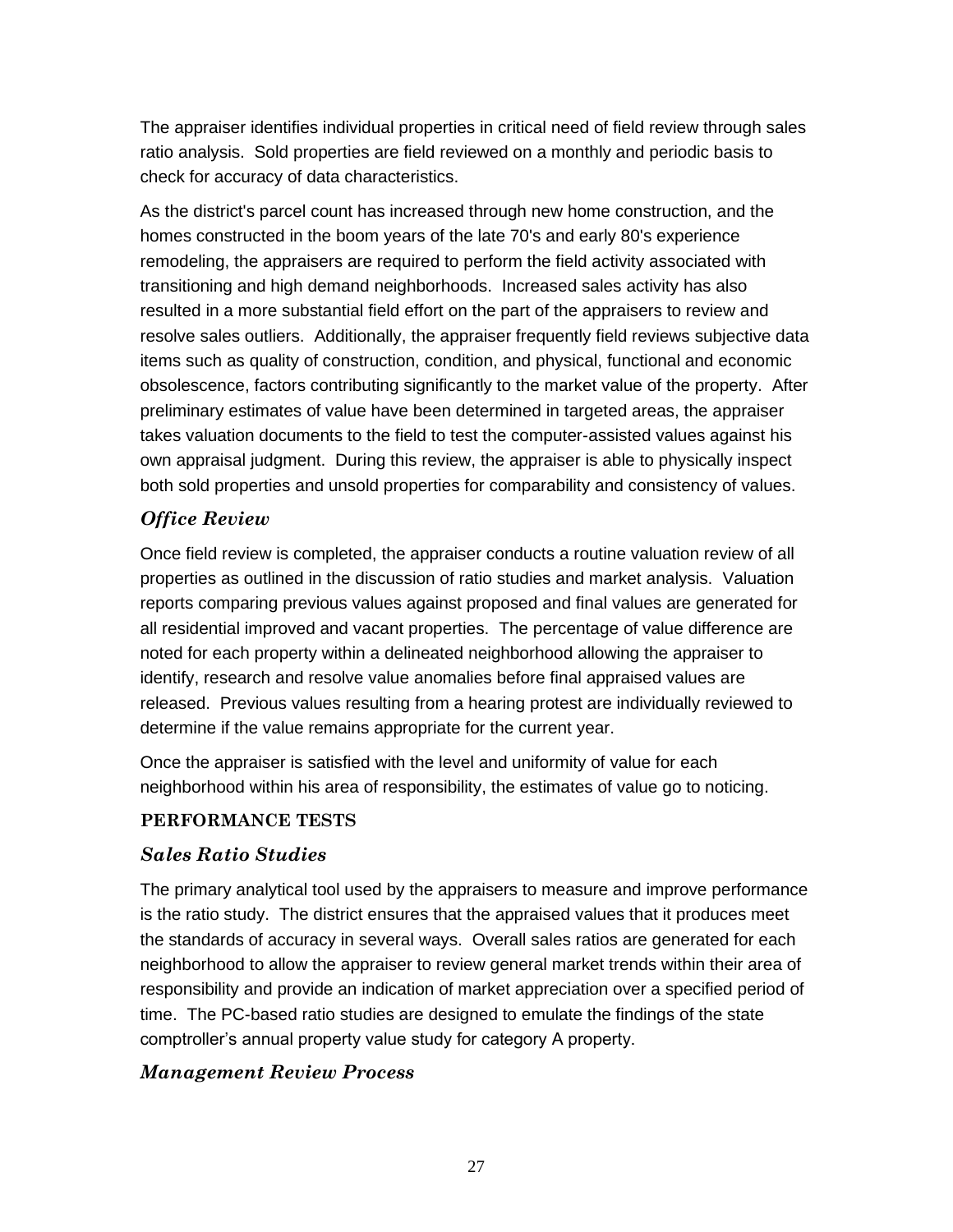The appraiser identifies individual properties in critical need of field review through sales ratio analysis. Sold properties are field reviewed on a monthly and periodic basis to check for accuracy of data characteristics.

As the district's parcel count has increased through new home construction, and the homes constructed in the boom years of the late 70's and early 80's experience remodeling, the appraisers are required to perform the field activity associated with transitioning and high demand neighborhoods. Increased sales activity has also resulted in a more substantial field effort on the part of the appraisers to review and resolve sales outliers. Additionally, the appraiser frequently field reviews subjective data items such as quality of construction, condition, and physical, functional and economic obsolescence, factors contributing significantly to the market value of the property. After preliminary estimates of value have been determined in targeted areas, the appraiser takes valuation documents to the field to test the computer-assisted values against his own appraisal judgment. During this review, the appraiser is able to physically inspect both sold properties and unsold properties for comparability and consistency of values.

### *Office Review*

Once field review is completed, the appraiser conducts a routine valuation review of all properties as outlined in the discussion of ratio studies and market analysis. Valuation reports comparing previous values against proposed and final values are generated for all residential improved and vacant properties. The percentage of value difference are noted for each property within a delineated neighborhood allowing the appraiser to identify, research and resolve value anomalies before final appraised values are released. Previous values resulting from a hearing protest are individually reviewed to determine if the value remains appropriate for the current year.

Once the appraiser is satisfied with the level and uniformity of value for each neighborhood within his area of responsibility, the estimates of value go to noticing.

## PERFORMANCE TESTS

### *Sales Ratio Studies*

The primary analytical tool used by the appraisers to measure and improve performance is the ratio study. The district ensures that the appraised values that it produces meet the standards of accuracy in several ways. Overall sales ratios are generated for each neighborhood to allow the appraiser to review general market trends within their area of responsibility and provide an indication of market appreciation over a specified period of time. The PC-based ratio studies are designed to emulate the findings of the state comptroller's annual property value study for category A property.

### *Management Review Process*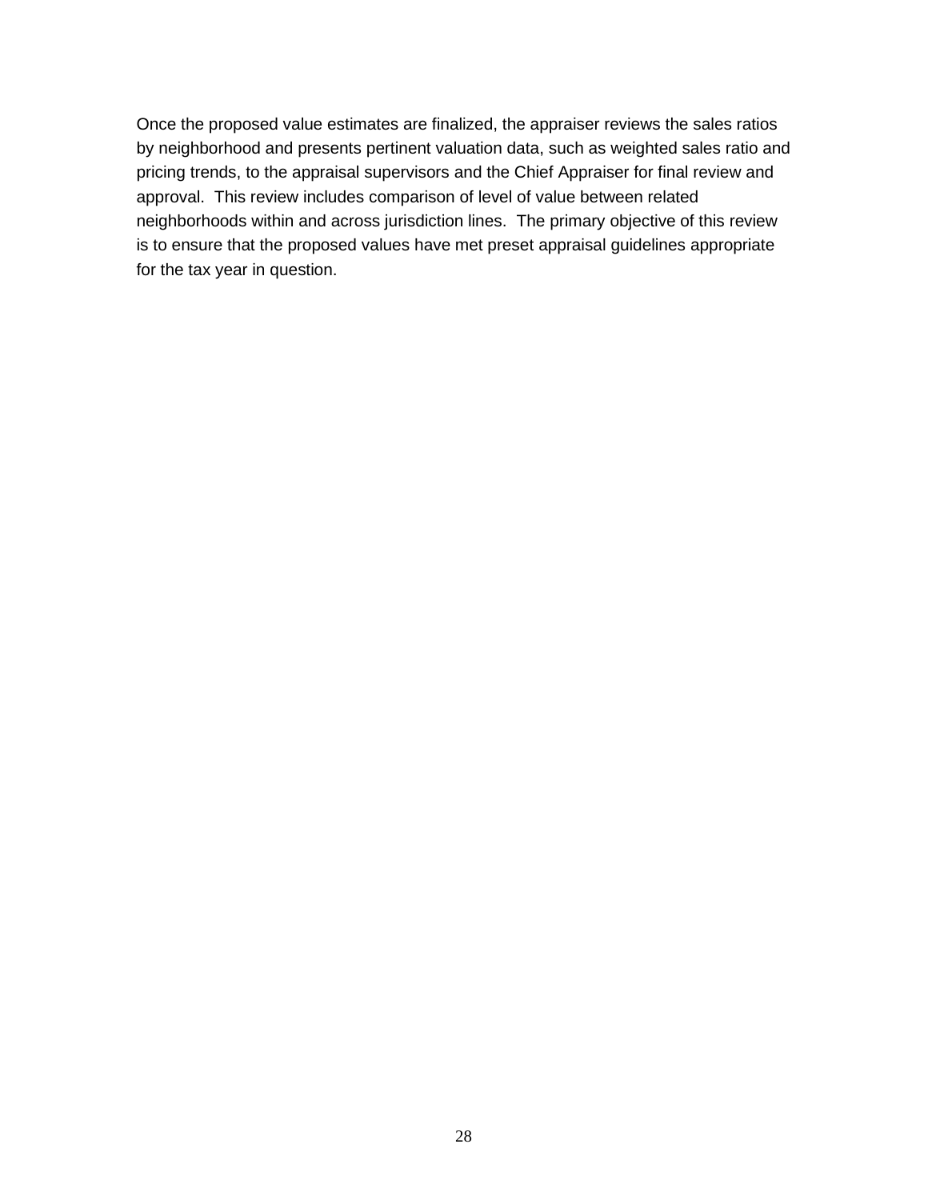Once the proposed value estimates are finalized, the appraiser reviews the sales ratios by neighborhood and presents pertinent valuation data, such as weighted sales ratio and pricing trends, to the appraisal supervisors and the Chief Appraiser for final review and approval. This review includes comparison of level of value between related neighborhoods within and across jurisdiction lines. The primary objective of this review is to ensure that the proposed values have met preset appraisal guidelines appropriate for the tax year in question.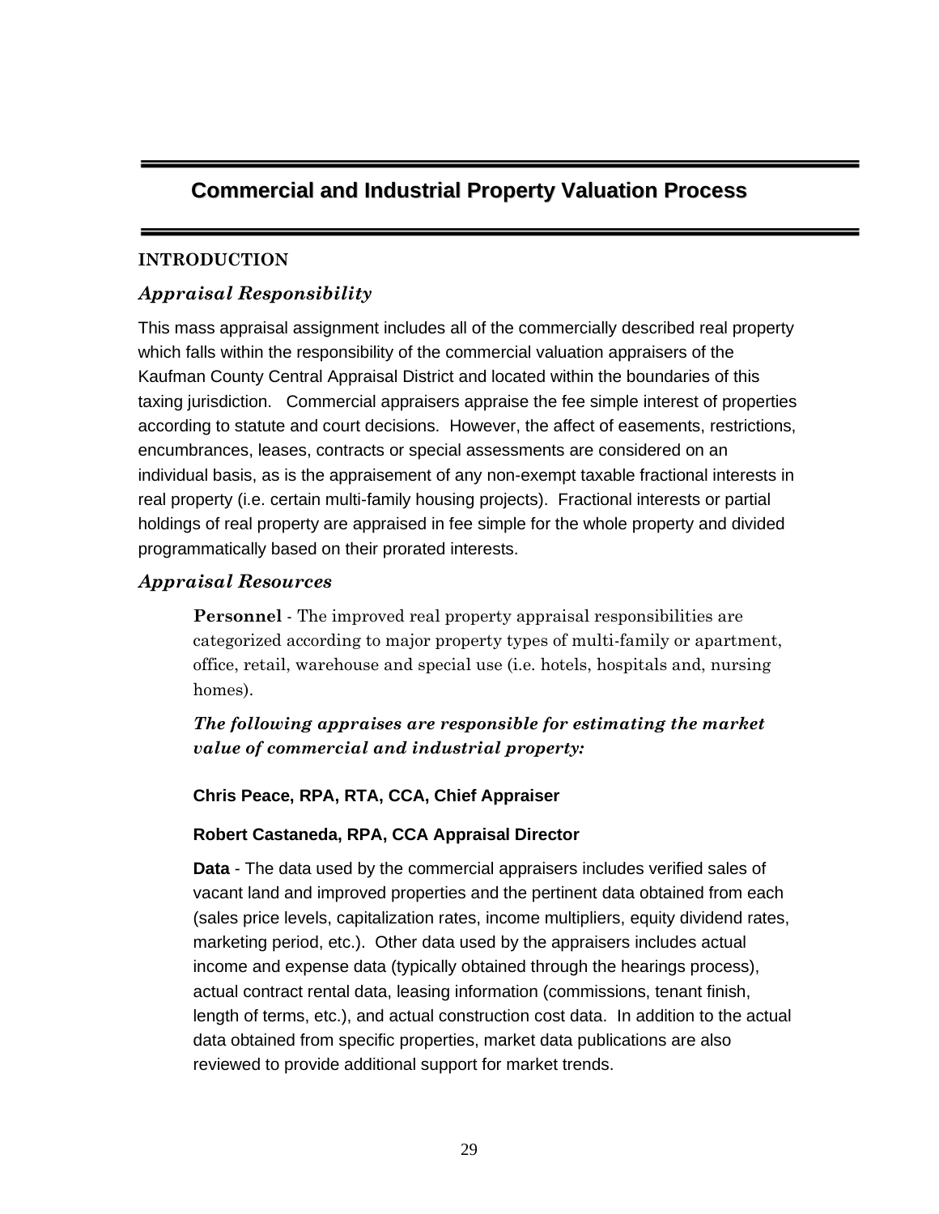# Commercial and Industrial Property Valuation Process

## INTRODUCTION

### *Appraisal Responsibility*

This mass appraisal assignment includes all of the commercially described real property which falls within the responsibility of the commercial valuation appraisers of the Kaufman County Central Appraisal District and located within the boundaries of this taxing jurisdiction. Commercial appraisers appraise the fee simple interest of properties according to statute and court decisions. However, the affect of easements, restrictions, encumbrances, leases, contracts or special assessments are considered on an individual basis, as is the appraisement of any non-exempt taxable fractional interests in real property (i.e. certain multi-family housing projects). Fractional interests or partial holdings of real property are appraised in fee simple for the whole property and divided programmatically based on their prorated interests.

### *Appraisal Resources*

**Personnel** - The improved real property appraisal responsibilities are categorized according to major property types of multi-family or apartment, office, retail, warehouse and special use (i.e. hotels, hospitals and, nursing homes).

***The following appraises are responsible for estimating the market value of commercial and industrial property:***

**Chris Peace, RPA, RTA, CCA, Chief Appraiser**

**Robert Castaneda, RPA, CCA Appraisal Director**

**Data** - The data used by the commercial appraisers includes verified sales of vacant land and improved properties and the pertinent data obtained from each (sales price levels, capitalization rates, income multipliers, equity dividend rates, marketing period, etc.). Other data used by the appraisers includes actual income and expense data (typically obtained through the hearings process), actual contract rental data, leasing information (commissions, tenant finish, length of terms, etc.), and actual construction cost data. In addition to the actual data obtained from specific properties, market data publications are also reviewed to provide additional support for market trends.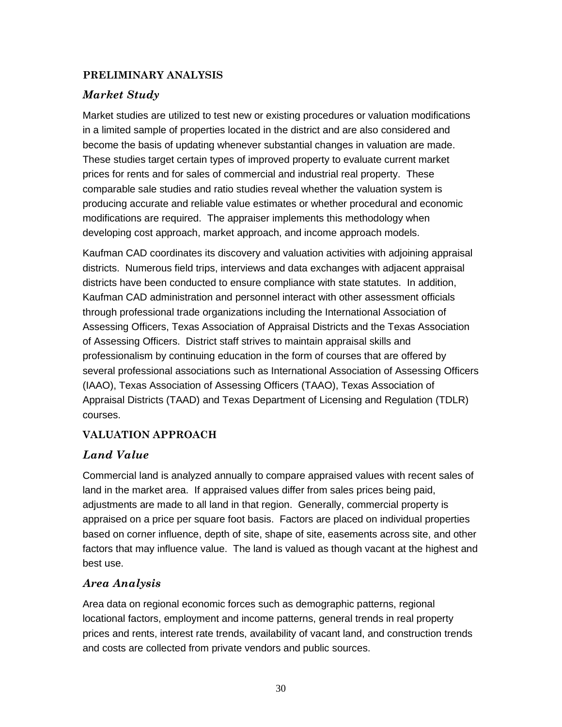## PRELIMINARY ANALYSIS

### *Market Study*

Market studies are utilized to test new or existing procedures or valuation modifications in a limited sample of properties located in the district and are also considered and become the basis of updating whenever substantial changes in valuation are made. These studies target certain types of improved property to evaluate current market prices for rents and for sales of commercial and industrial real property. These comparable sale studies and ratio studies reveal whether the valuation system is producing accurate and reliable value estimates or whether procedural and economic modifications are required. The appraiser implements this methodology when developing cost approach, market approach, and income approach models.

Kaufman CAD coordinates its discovery and valuation activities with adjoining appraisal districts. Numerous field trips, interviews and data exchanges with adjacent appraisal districts have been conducted to ensure compliance with state statutes. In addition, Kaufman CAD administration and personnel interact with other assessment officials through professional trade organizations including the International Association of Assessing Officers, Texas Association of Appraisal Districts and the Texas Association of Assessing Officers. District staff strives to maintain appraisal skills and professionalism by continuing education in the form of courses that are offered by several professional associations such as International Association of Assessing Officers (IAAO), Texas Association of Assessing Officers (TAAO), Texas Association of Appraisal Districts (TAAD) and Texas Department of Licensing and Regulation (TDLR) courses.

## VALUATION APPROACH

### *Land Value*

Commercial land is analyzed annually to compare appraised values with recent sales of land in the market area. If appraised values differ from sales prices being paid, adjustments are made to all land in that region. Generally, commercial property is appraised on a price per square foot basis. Factors are placed on individual properties based on corner influence, depth of site, shape of site, easements across site, and other factors that may influence value. The land is valued as though vacant at the highest and best use.

### *Area Analysis*

Area data on regional economic forces such as demographic patterns, regional locational factors, employment and income patterns, general trends in real property prices and rents, interest rate trends, availability of vacant land, and construction trends and costs are collected from private vendors and public sources.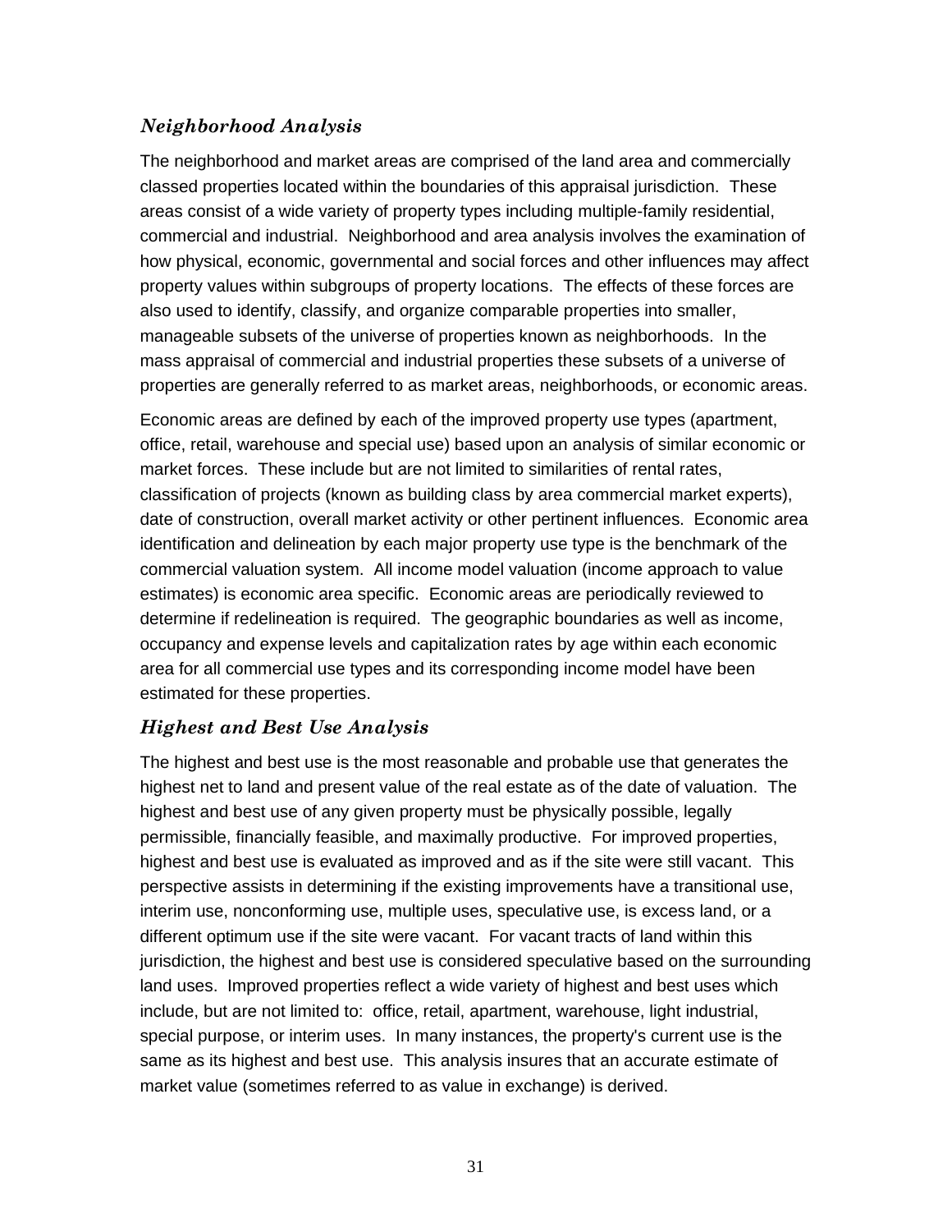### *Neighborhood Analysis*

The neighborhood and market areas are comprised of the land area and commercially classed properties located within the boundaries of this appraisal jurisdiction. These areas consist of a wide variety of property types including multiple-family residential, commercial and industrial. Neighborhood and area analysis involves the examination of how physical, economic, governmental and social forces and other influences may affect property values within subgroups of property locations. The effects of these forces are also used to identify, classify, and organize comparable properties into smaller, manageable subsets of the universe of properties known as neighborhoods. In the mass appraisal of commercial and industrial properties these subsets of a universe of properties are generally referred to as market areas, neighborhoods, or economic areas.

Economic areas are defined by each of the improved property use types (apartment, office, retail, warehouse and special use) based upon an analysis of similar economic or market forces. These include but are not limited to similarities of rental rates, classification of projects (known as building class by area commercial market experts), date of construction, overall market activity or other pertinent influences. Economic area identification and delineation by each major property use type is the benchmark of the commercial valuation system. All income model valuation (income approach to value estimates) is economic area specific. Economic areas are periodically reviewed to determine if redelineation is required. The geographic boundaries as well as income, occupancy and expense levels and capitalization rates by age within each economic area for all commercial use types and its corresponding income model have been estimated for these properties.

### *Highest and Best Use Analysis*

The highest and best use is the most reasonable and probable use that generates the highest net to land and present value of the real estate as of the date of valuation. The highest and best use of any given property must be physically possible, legally permissible, financially feasible, and maximally productive. For improved properties, highest and best use is evaluated as improved and as if the site were still vacant. This perspective assists in determining if the existing improvements have a transitional use, interim use, nonconforming use, multiple uses, speculative use, is excess land, or a different optimum use if the site were vacant. For vacant tracts of land within this jurisdiction, the highest and best use is considered speculative based on the surrounding land uses. Improved properties reflect a wide variety of highest and best uses which include, but are not limited to: office, retail, apartment, warehouse, light industrial, special purpose, or interim uses. In many instances, the property's current use is the same as its highest and best use. This analysis insures that an accurate estimate of market value (sometimes referred to as value in exchange) is derived.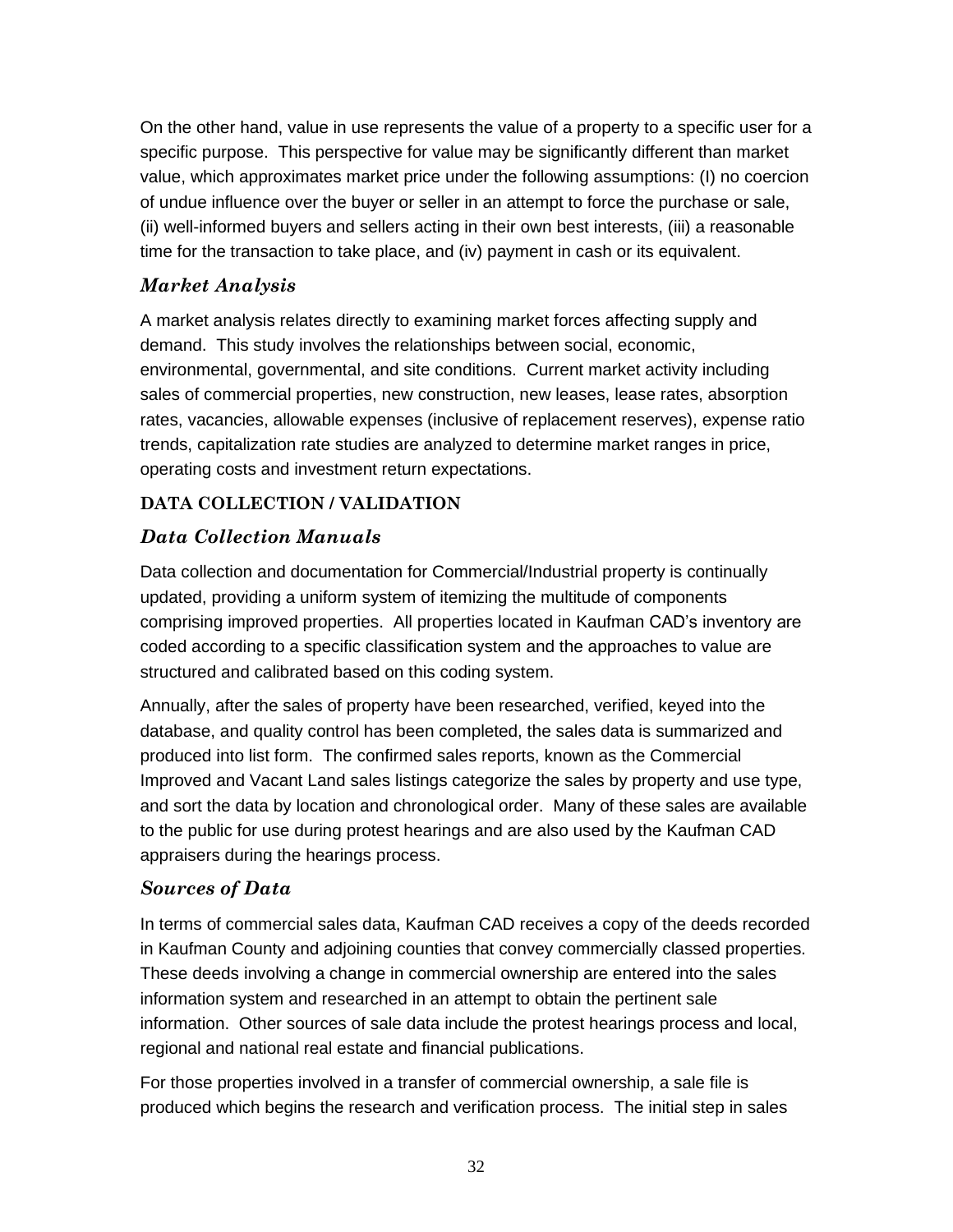On the other hand, value in use represents the value of a property to a specific user for a specific purpose. This perspective for value may be significantly different than market value, which approximates market price under the following assumptions: (I) no coercion of undue influence over the buyer or seller in an attempt to force the purchase or sale, (ii) well-informed buyers and sellers acting in their own best interests, (iii) a reasonable time for the transaction to take place, and (iv) payment in cash or its equivalent.

### *Market Analysis*

A market analysis relates directly to examining market forces affecting supply and demand. This study involves the relationships between social, economic, environmental, governmental, and site conditions. Current market activity including sales of commercial properties, new construction, new leases, lease rates, absorption rates, vacancies, allowable expenses (inclusive of replacement reserves), expense ratio trends, capitalization rate studies are analyzed to determine market ranges in price, operating costs and investment return expectations.

## DATA COLLECTION / VALIDATION

### *Data Collection Manuals*

Data collection and documentation for Commercial/Industrial property is continually updated, providing a uniform system of itemizing the multitude of components comprising improved properties. All properties located in Kaufman CAD's inventory are coded according to a specific classification system and the approaches to value are structured and calibrated based on this coding system.

Annually, after the sales of property have been researched, verified, keyed into the database, and quality control has been completed, the sales data is summarized and produced into list form. The confirmed sales reports, known as the Commercial Improved and Vacant Land sales listings categorize the sales by property and use type, and sort the data by location and chronological order. Many of these sales are available to the public for use during protest hearings and are also used by the Kaufman CAD appraisers during the hearings process.

### *Sources of Data*

In terms of commercial sales data, Kaufman CAD receives a copy of the deeds recorded in Kaufman County and adjoining counties that convey commercially classed properties. These deeds involving a change in commercial ownership are entered into the sales information system and researched in an attempt to obtain the pertinent sale information. Other sources of sale data include the protest hearings process and local, regional and national real estate and financial publications.

For those properties involved in a transfer of commercial ownership, a sale file is produced which begins the research and verification process. The initial step in sales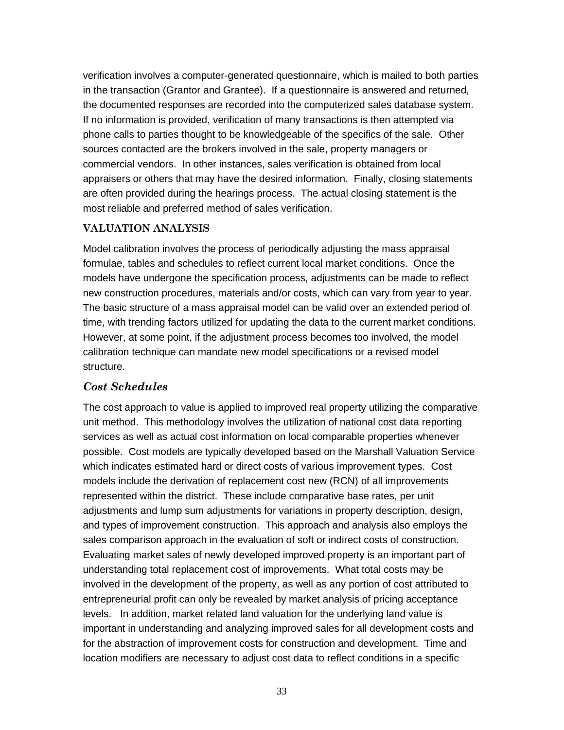verification involves a computer-generated questionnaire, which is mailed to both parties in the transaction (Grantor and Grantee). If a questionnaire is answered and returned, the documented responses are recorded into the computerized sales database system. If no information is provided, verification of many transactions is then attempted via phone calls to parties thought to be knowledgeable of the specifics of the sale. Other sources contacted are the brokers involved in the sale, property managers or commercial vendors. In other instances, sales verification is obtained from local appraisers or others that may have the desired information. Finally, closing statements are often provided during the hearings process. The actual closing statement is the most reliable and preferred method of sales verification.

## VALUATION ANALYSIS

Model calibration involves the process of periodically adjusting the mass appraisal formulae, tables and schedules to reflect current local market conditions. Once the models have undergone the specification process, adjustments can be made to reflect new construction procedures, materials and/or costs, which can vary from year to year. The basic structure of a mass appraisal model can be valid over an extended period of time, with trending factors utilized for updating the data to the current market conditions. However, at some point, if the adjustment process becomes too involved, the model calibration technique can mandate new model specifications or a revised model structure.

### *Cost Schedules*

The cost approach to value is applied to improved real property utilizing the comparative unit method. This methodology involves the utilization of national cost data reporting services as well as actual cost information on local comparable properties whenever possible. Cost models are typically developed based on the Marshall Valuation Service which indicates estimated hard or direct costs of various improvement types. Cost models include the derivation of replacement cost new (RCN) of all improvements represented within the district. These include comparative base rates, per unit adjustments and lump sum adjustments for variations in property description, design, and types of improvement construction. This approach and analysis also employs the sales comparison approach in the evaluation of soft or indirect costs of construction. Evaluating market sales of newly developed improved property is an important part of understanding total replacement cost of improvements. What total costs may be involved in the development of the property, as well as any portion of cost attributed to entrepreneurial profit can only be revealed by market analysis of pricing acceptance levels. In addition, market related land valuation for the underlying land value is important in understanding and analyzing improved sales for all development costs and for the abstraction of improvement costs for construction and development. Time and location modifiers are necessary to adjust cost data to reflect conditions in a specific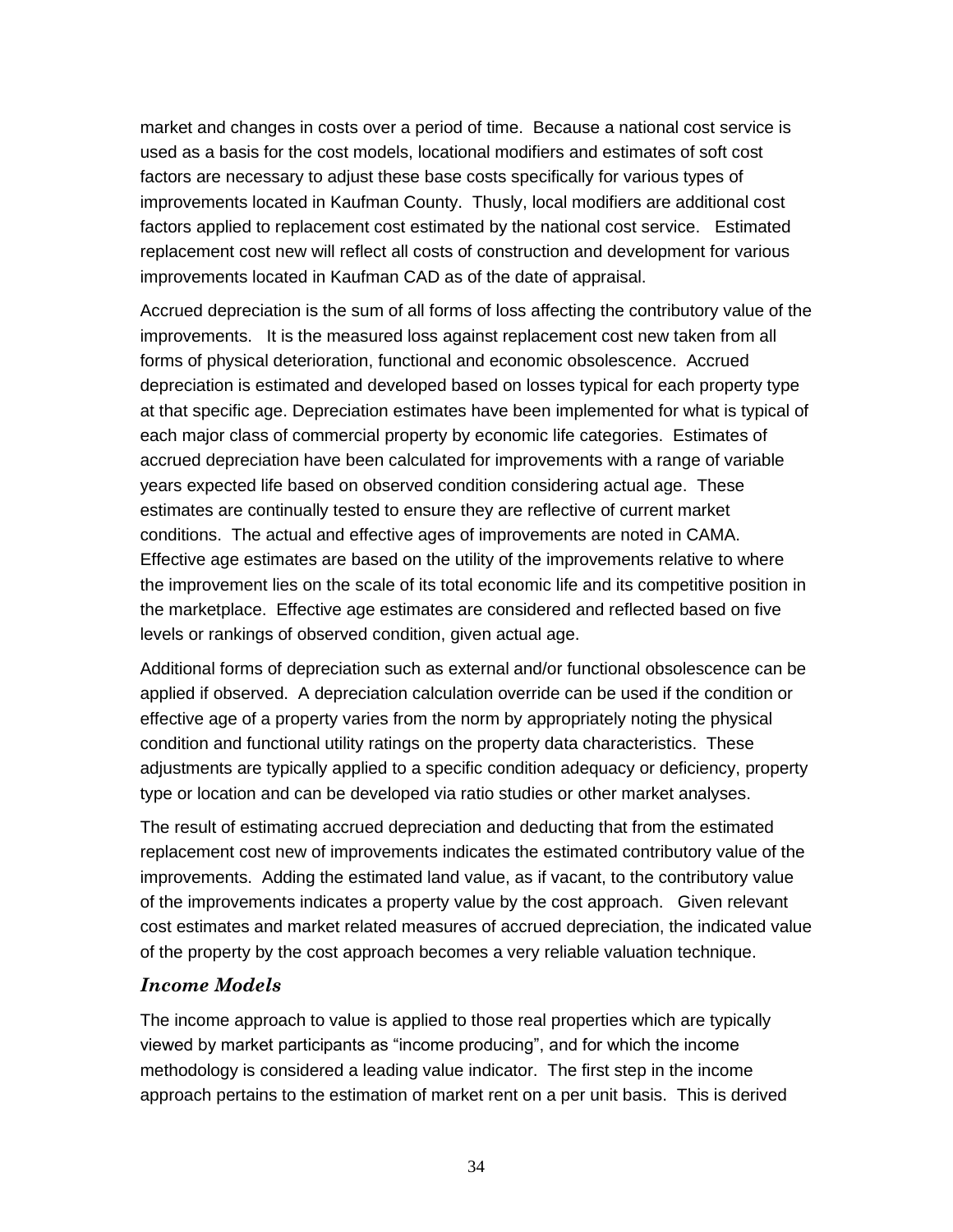market and changes in costs over a period of time. Because a national cost service is used as a basis for the cost models, locational modifiers and estimates of soft cost factors are necessary to adjust these base costs specifically for various types of improvements located in Kaufman County. Thusly, local modifiers are additional cost factors applied to replacement cost estimated by the national cost service. Estimated replacement cost new will reflect all costs of construction and development for various improvements located in Kaufman CAD as of the date of appraisal.

Accrued depreciation is the sum of all forms of loss affecting the contributory value of the improvements. It is the measured loss against replacement cost new taken from all forms of physical deterioration, functional and economic obsolescence. Accrued depreciation is estimated and developed based on losses typical for each property type at that specific age. Depreciation estimates have been implemented for what is typical of each major class of commercial property by economic life categories. Estimates of accrued depreciation have been calculated for improvements with a range of variable years expected life based on observed condition considering actual age. These estimates are continually tested to ensure they are reflective of current market conditions. The actual and effective ages of improvements are noted in CAMA. Effective age estimates are based on the utility of the improvements relative to where the improvement lies on the scale of its total economic life and its competitive position in the marketplace. Effective age estimates are considered and reflected based on five levels or rankings of observed condition, given actual age.

Additional forms of depreciation such as external and/or functional obsolescence can be applied if observed. A depreciation calculation override can be used if the condition or effective age of a property varies from the norm by appropriately noting the physical condition and functional utility ratings on the property data characteristics. These adjustments are typically applied to a specific condition adequacy or deficiency, property type or location and can be developed via ratio studies or other market analyses.

The result of estimating accrued depreciation and deducting that from the estimated replacement cost new of improvements indicates the estimated contributory value of the improvements. Adding the estimated land value, as if vacant, to the contributory value of the improvements indicates a property value by the cost approach. Given relevant cost estimates and market related measures of accrued depreciation, the indicated value of the property by the cost approach becomes a very reliable valuation technique.

### *Income Models*

The income approach to value is applied to those real properties which are typically viewed by market participants as "income producing", and for which the income methodology is considered a leading value indicator. The first step in the income approach pertains to the estimation of market rent on a per unit basis. This is derived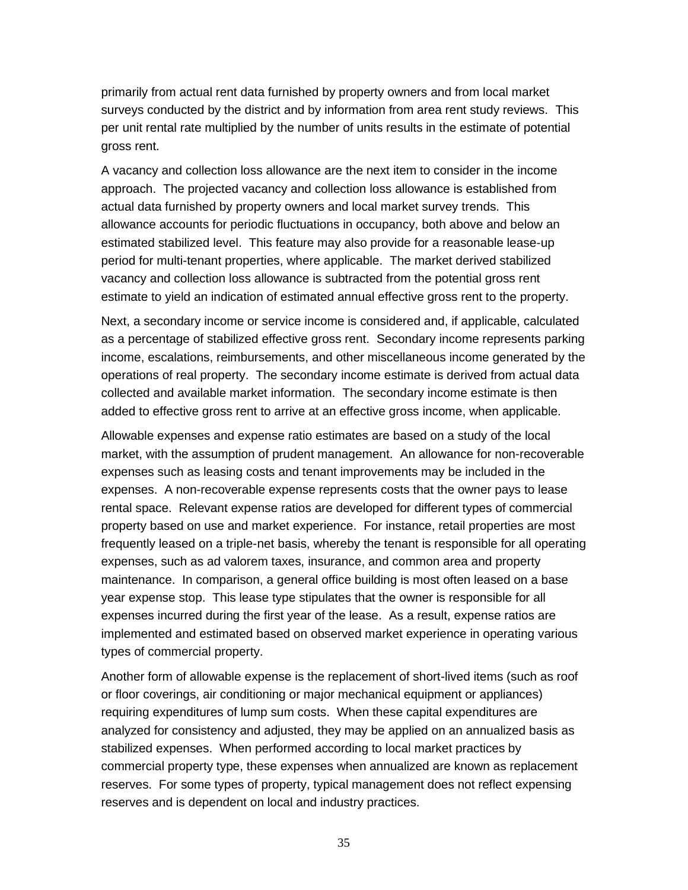primarily from actual rent data furnished by property owners and from local market surveys conducted by the district and by information from area rent study reviews. This per unit rental rate multiplied by the number of units results in the estimate of potential gross rent.

A vacancy and collection loss allowance are the next item to consider in the income approach. The projected vacancy and collection loss allowance is established from actual data furnished by property owners and local market survey trends. This allowance accounts for periodic fluctuations in occupancy, both above and below an estimated stabilized level. This feature may also provide for a reasonable lease-up period for multi-tenant properties, where applicable. The market derived stabilized vacancy and collection loss allowance is subtracted from the potential gross rent estimate to yield an indication of estimated annual effective gross rent to the property.

Next, a secondary income or service income is considered and, if applicable, calculated as a percentage of stabilized effective gross rent. Secondary income represents parking income, escalations, reimbursements, and other miscellaneous income generated by the operations of real property. The secondary income estimate is derived from actual data collected and available market information. The secondary income estimate is then added to effective gross rent to arrive at an effective gross income, when applicable.

Allowable expenses and expense ratio estimates are based on a study of the local market, with the assumption of prudent management. An allowance for non-recoverable expenses such as leasing costs and tenant improvements may be included in the expenses. A non-recoverable expense represents costs that the owner pays to lease rental space. Relevant expense ratios are developed for different types of commercial property based on use and market experience. For instance, retail properties are most frequently leased on a triple-net basis, whereby the tenant is responsible for all operating expenses, such as ad valorem taxes, insurance, and common area and property maintenance. In comparison, a general office building is most often leased on a base year expense stop. This lease type stipulates that the owner is responsible for all expenses incurred during the first year of the lease. As a result, expense ratios are implemented and estimated based on observed market experience in operating various types of commercial property.

Another form of allowable expense is the replacement of short-lived items (such as roof or floor coverings, air conditioning or major mechanical equipment or appliances) requiring expenditures of lump sum costs. When these capital expenditures are analyzed for consistency and adjusted, they may be applied on an annualized basis as stabilized expenses. When performed according to local market practices by commercial property type, these expenses when annualized are known as replacement reserves. For some types of property, typical management does not reflect expensing reserves and is dependent on local and industry practices.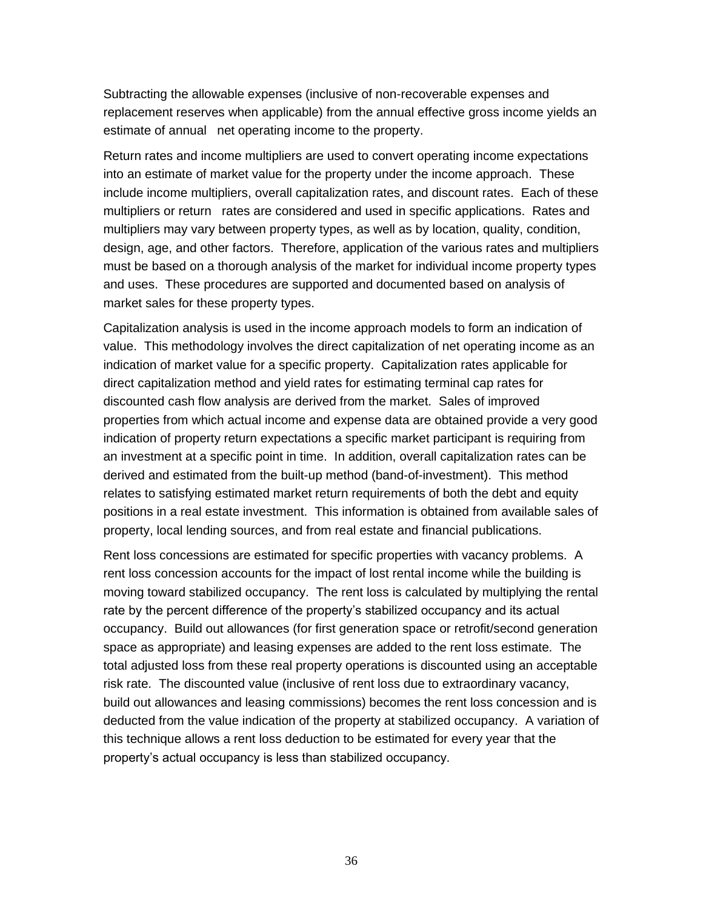Subtracting the allowable expenses (inclusive of non-recoverable expenses and replacement reserves when applicable) from the annual effective gross income yields an estimate of annual net operating income to the property.

Return rates and income multipliers are used to convert operating income expectations into an estimate of market value for the property under the income approach. These include income multipliers, overall capitalization rates, and discount rates. Each of these multipliers or return rates are considered and used in specific applications. Rates and multipliers may vary between property types, as well as by location, quality, condition, design, age, and other factors. Therefore, application of the various rates and multipliers must be based on a thorough analysis of the market for individual income property types and uses. These procedures are supported and documented based on analysis of market sales for these property types.

Capitalization analysis is used in the income approach models to form an indication of value. This methodology involves the direct capitalization of net operating income as an indication of market value for a specific property. Capitalization rates applicable for direct capitalization method and yield rates for estimating terminal cap rates for discounted cash flow analysis are derived from the market. Sales of improved properties from which actual income and expense data are obtained provide a very good indication of property return expectations a specific market participant is requiring from an investment at a specific point in time. In addition, overall capitalization rates can be derived and estimated from the built-up method (band-of-investment). This method relates to satisfying estimated market return requirements of both the debt and equity positions in a real estate investment. This information is obtained from available sales of property, local lending sources, and from real estate and financial publications.

Rent loss concessions are estimated for specific properties with vacancy problems. A rent loss concession accounts for the impact of lost rental income while the building is moving toward stabilized occupancy. The rent loss is calculated by multiplying the rental rate by the percent difference of the property's stabilized occupancy and its actual occupancy. Build out allowances (for first generation space or retrofit/second generation space as appropriate) and leasing expenses are added to the rent loss estimate. The total adjusted loss from these real property operations is discounted using an acceptable risk rate. The discounted value (inclusive of rent loss due to extraordinary vacancy, build out allowances and leasing commissions) becomes the rent loss concession and is deducted from the value indication of the property at stabilized occupancy. A variation of this technique allows a rent loss deduction to be estimated for every year that the property's actual occupancy is less than stabilized occupancy.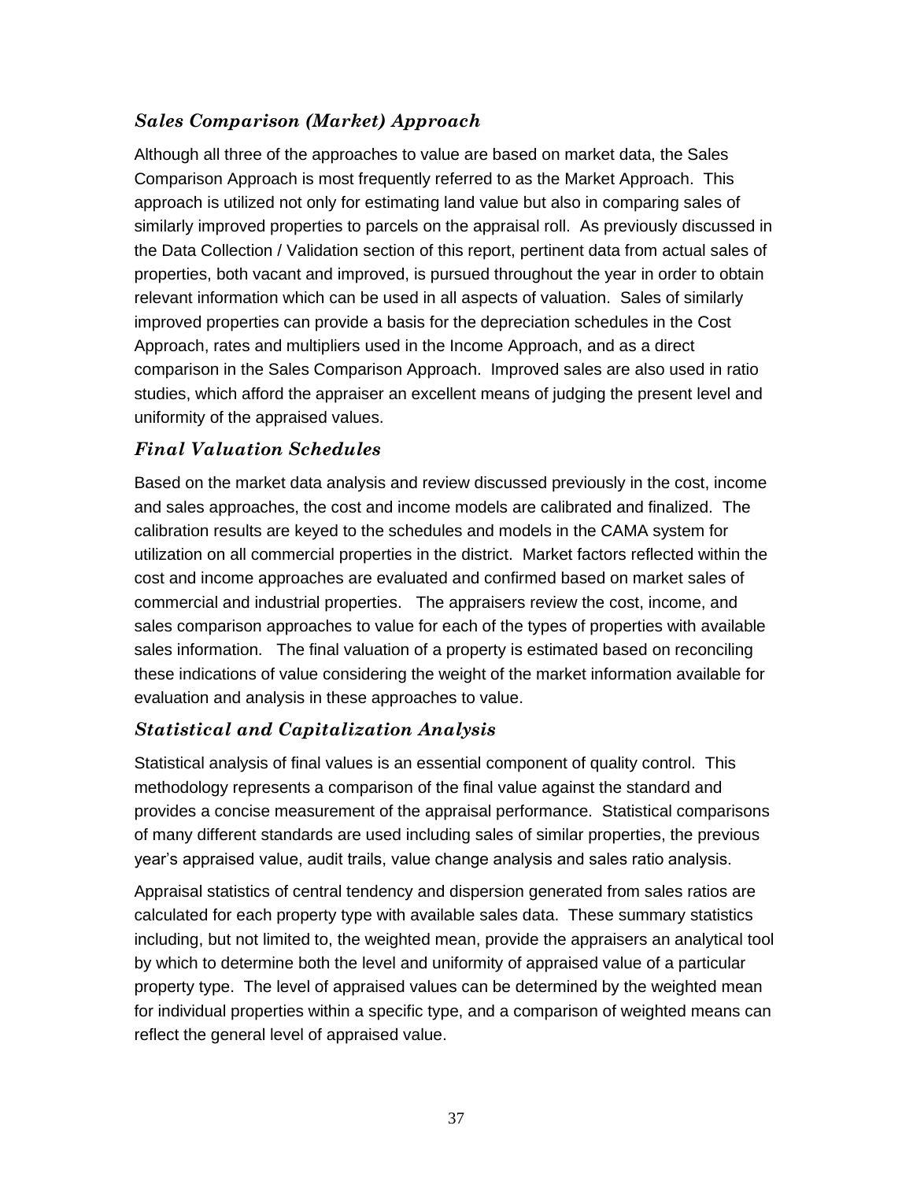### *Sales Comparison (Market) Approach*

Although all three of the approaches to value are based on market data, the Sales Comparison Approach is most frequently referred to as the Market Approach. This approach is utilized not only for estimating land value but also in comparing sales of similarly improved properties to parcels on the appraisal roll. As previously discussed in the Data Collection / Validation section of this report, pertinent data from actual sales of properties, both vacant and improved, is pursued throughout the year in order to obtain relevant information which can be used in all aspects of valuation. Sales of similarly improved properties can provide a basis for the depreciation schedules in the Cost Approach, rates and multipliers used in the Income Approach, and as a direct comparison in the Sales Comparison Approach. Improved sales are also used in ratio studies, which afford the appraiser an excellent means of judging the present level and uniformity of the appraised values.

### *Final Valuation Schedules*

Based on the market data analysis and review discussed previously in the cost, income and sales approaches, the cost and income models are calibrated and finalized. The calibration results are keyed to the schedules and models in the CAMA system for utilization on all commercial properties in the district. Market factors reflected within the cost and income approaches are evaluated and confirmed based on market sales of commercial and industrial properties. The appraisers review the cost, income, and sales comparison approaches to value for each of the types of properties with available sales information. The final valuation of a property is estimated based on reconciling these indications of value considering the weight of the market information available for evaluation and analysis in these approaches to value.

### *Statistical and Capitalization Analysis*

Statistical analysis of final values is an essential component of quality control. This methodology represents a comparison of the final value against the standard and provides a concise measurement of the appraisal performance. Statistical comparisons of many different standards are used including sales of similar properties, the previous year's appraised value, audit trails, value change analysis and sales ratio analysis.

Appraisal statistics of central tendency and dispersion generated from sales ratios are calculated for each property type with available sales data. These summary statistics including, but not limited to, the weighted mean, provide the appraisers an analytical tool by which to determine both the level and uniformity of appraised value of a particular property type. The level of appraised values can be determined by the weighted mean for individual properties within a specific type, and a comparison of weighted means can reflect the general level of appraised value.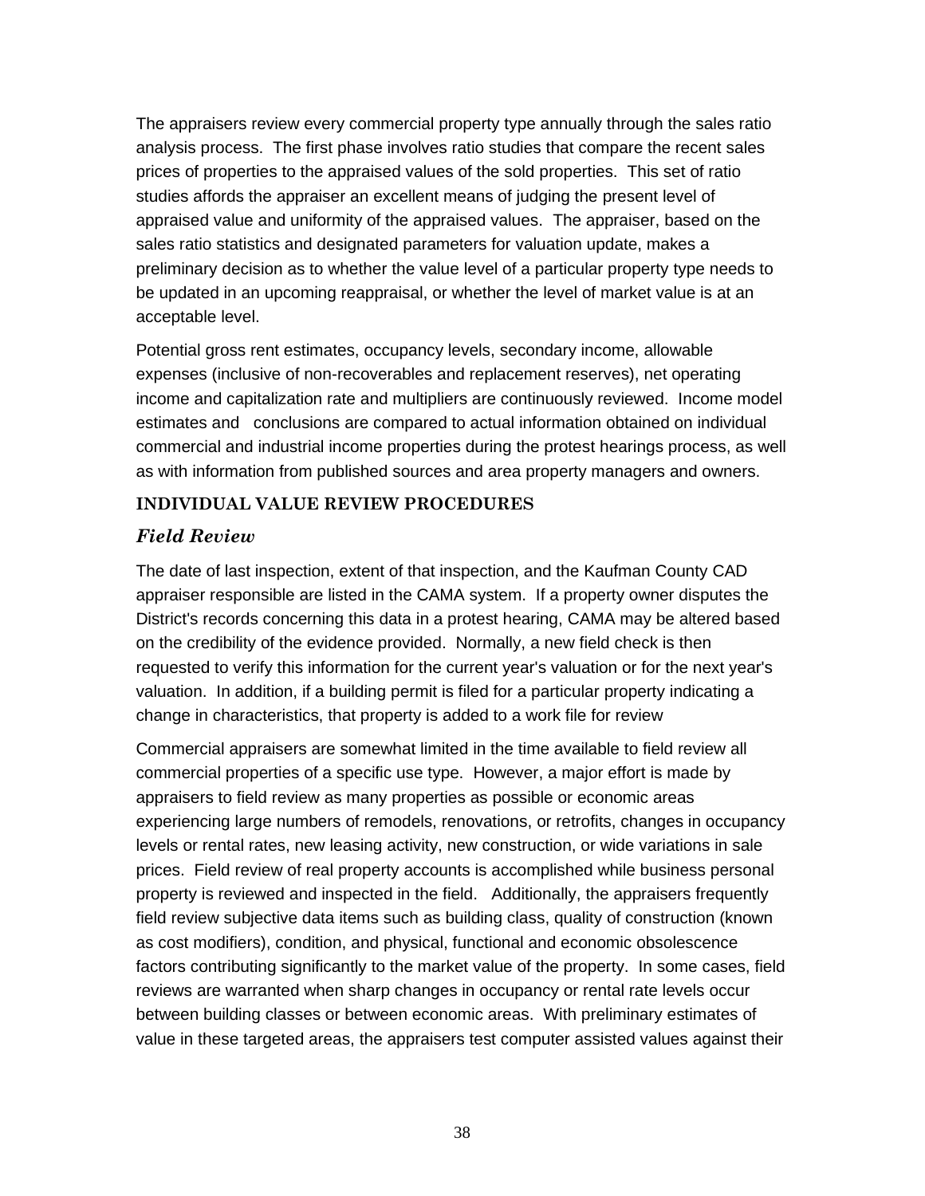The appraisers review every commercial property type annually through the sales ratio analysis process. The first phase involves ratio studies that compare the recent sales prices of properties to the appraised values of the sold properties. This set of ratio studies affords the appraiser an excellent means of judging the present level of appraised value and uniformity of the appraised values. The appraiser, based on the sales ratio statistics and designated parameters for valuation update, makes a preliminary decision as to whether the value level of a particular property type needs to be updated in an upcoming reappraisal, or whether the level of market value is at an acceptable level.

Potential gross rent estimates, occupancy levels, secondary income, allowable expenses (inclusive of non-recoverables and replacement reserves), net operating income and capitalization rate and multipliers are continuously reviewed. Income model estimates and conclusions are compared to actual information obtained on individual commercial and industrial income properties during the protest hearings process, as well as with information from published sources and area property managers and owners.

## INDIVIDUAL VALUE REVIEW PROCEDURES

### *Field Review*

The date of last inspection, extent of that inspection, and the Kaufman County CAD appraiser responsible are listed in the CAMA system. If a property owner disputes the District's records concerning this data in a protest hearing, CAMA may be altered based on the credibility of the evidence provided. Normally, a new field check is then requested to verify this information for the current year's valuation or for the next year's valuation. In addition, if a building permit is filed for a particular property indicating a change in characteristics, that property is added to a work file for review

Commercial appraisers are somewhat limited in the time available to field review all commercial properties of a specific use type. However, a major effort is made by appraisers to field review as many properties as possible or economic areas experiencing large numbers of remodels, renovations, or retrofits, changes in occupancy levels or rental rates, new leasing activity, new construction, or wide variations in sale prices. Field review of real property accounts is accomplished while business personal property is reviewed and inspected in the field. Additionally, the appraisers frequently field review subjective data items such as building class, quality of construction (known as cost modifiers), condition, and physical, functional and economic obsolescence factors contributing significantly to the market value of the property. In some cases, field reviews are warranted when sharp changes in occupancy or rental rate levels occur between building classes or between economic areas. With preliminary estimates of value in these targeted areas, the appraisers test computer assisted values against their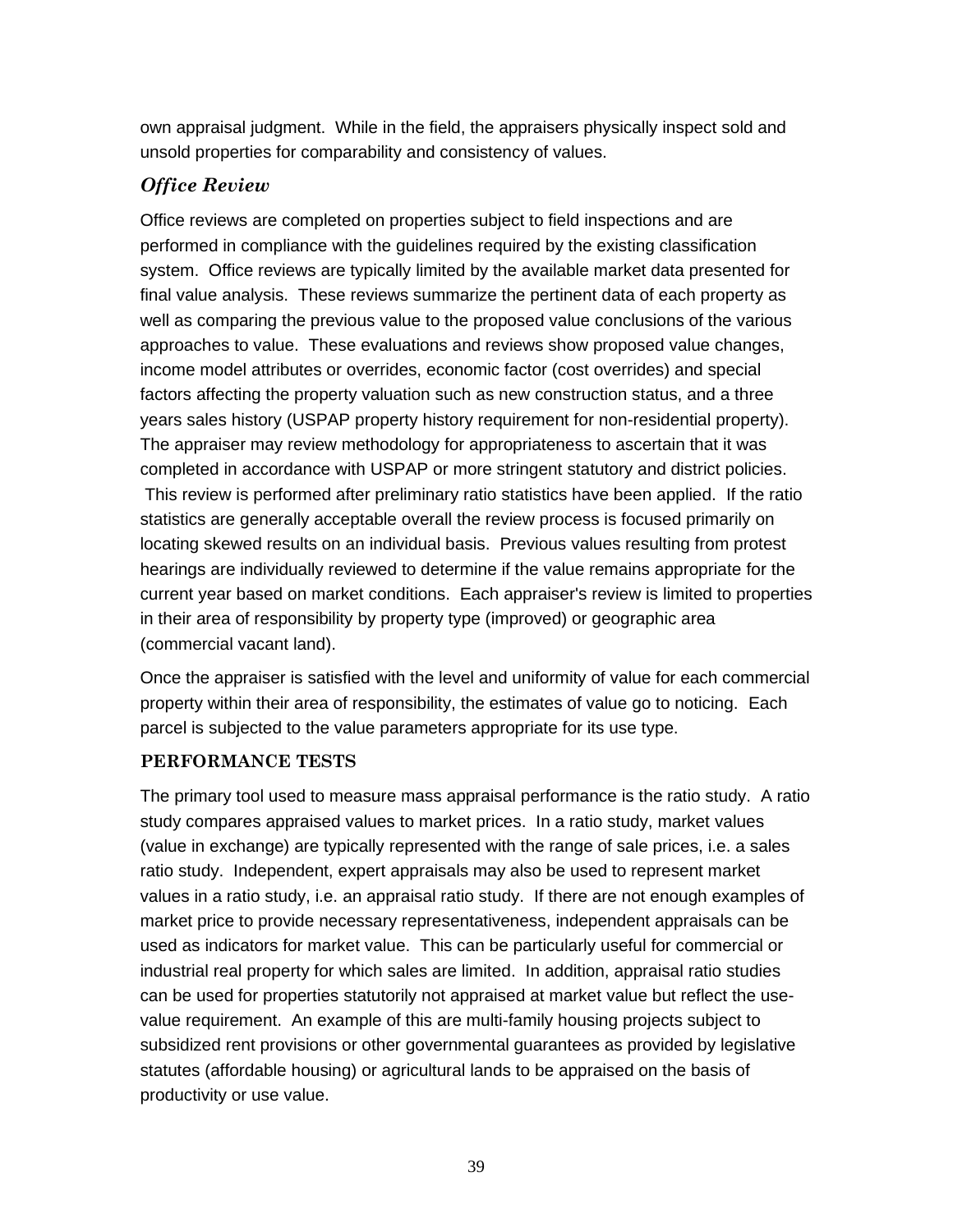own appraisal judgment. While in the field, the appraisers physically inspect sold and unsold properties for comparability and consistency of values.

### *Office Review*

Office reviews are completed on properties subject to field inspections and are performed in compliance with the guidelines required by the existing classification system. Office reviews are typically limited by the available market data presented for final value analysis. These reviews summarize the pertinent data of each property as well as comparing the previous value to the proposed value conclusions of the various approaches to value. These evaluations and reviews show proposed value changes, income model attributes or overrides, economic factor (cost overrides) and special factors affecting the property valuation such as new construction status, and a three years sales history (USPAP property history requirement for non-residential property). The appraiser may review methodology for appropriateness to ascertain that it was completed in accordance with USPAP or more stringent statutory and district policies. This review is performed after preliminary ratio statistics have been applied. If the ratio statistics are generally acceptable overall the review process is focused primarily on locating skewed results on an individual basis. Previous values resulting from protest hearings are individually reviewed to determine if the value remains appropriate for the current year based on market conditions. Each appraiser's review is limited to properties in their area of responsibility by property type (improved) or geographic area (commercial vacant land).

Once the appraiser is satisfied with the level and uniformity of value for each commercial property within their area of responsibility, the estimates of value go to noticing. Each parcel is subjected to the value parameters appropriate for its use type.

## PERFORMANCE TESTS

The primary tool used to measure mass appraisal performance is the ratio study. A ratio study compares appraised values to market prices. In a ratio study, market values (value in exchange) are typically represented with the range of sale prices, i.e. a sales ratio study. Independent, expert appraisals may also be used to represent market values in a ratio study, i.e. an appraisal ratio study. If there are not enough examples of market price to provide necessary representativeness, independent appraisals can be used as indicators for market value. This can be particularly useful for commercial or industrial real property for which sales are limited. In addition, appraisal ratio studies can be used for properties statutorily not appraised at market value but reflect the use-value requirement. An example of this are multi-family housing projects subject to subsidized rent provisions or other governmental guarantees as provided by legislative statutes (affordable housing) or agricultural lands to be appraised on the basis of productivity or use value.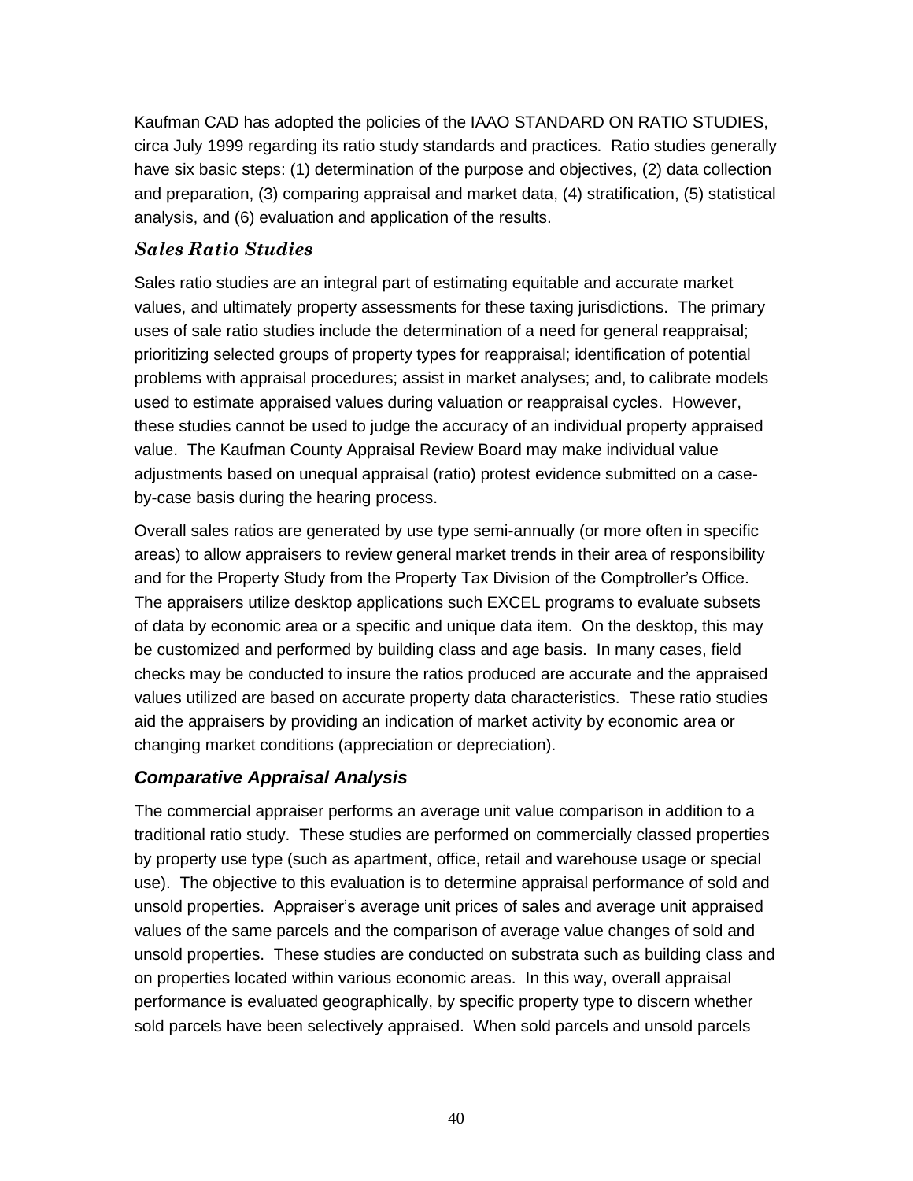Kaufman CAD has adopted the policies of the IAAO STANDARD ON RATIO STUDIES, circa July 1999 regarding its ratio study standards and practices. Ratio studies generally have six basic steps: (1) determination of the purpose and objectives, (2) data collection and preparation, (3) comparing appraisal and market data, (4) stratification, (5) statistical analysis, and (6) evaluation and application of the results.

### *Sales Ratio Studies*

Sales ratio studies are an integral part of estimating equitable and accurate market values, and ultimately property assessments for these taxing jurisdictions. The primary uses of sale ratio studies include the determination of a need for general reappraisal; prioritizing selected groups of property types for reappraisal; identification of potential problems with appraisal procedures; assist in market analyses; and, to calibrate models used to estimate appraised values during valuation or reappraisal cycles. However, these studies cannot be used to judge the accuracy of an individual property appraised value. The Kaufman County Appraisal Review Board may make individual value adjustments based on unequal appraisal (ratio) protest evidence submitted on a case-by-case basis during the hearing process.

Overall sales ratios are generated by use type semi-annually (or more often in specific areas) to allow appraisers to review general market trends in their area of responsibility and for the Property Study from the Property Tax Division of the Comptroller's Office. The appraisers utilize desktop applications such EXCEL programs to evaluate subsets of data by economic area or a specific and unique data item. On the desktop, this may be customized and performed by building class and age basis. In many cases, field checks may be conducted to insure the ratios produced are accurate and the appraised values utilized are based on accurate property data characteristics. These ratio studies aid the appraisers by providing an indication of market activity by economic area or changing market conditions (appreciation or depreciation).

### *Comparative Appraisal Analysis*

The commercial appraiser performs an average unit value comparison in addition to a traditional ratio study. These studies are performed on commercially classed properties by property use type (such as apartment, office, retail and warehouse usage or special use). The objective to this evaluation is to determine appraisal performance of sold and unsold properties. Appraiser's average unit prices of sales and average unit appraised values of the same parcels and the comparison of average value changes of sold and unsold properties. These studies are conducted on substrata such as building class and on properties located within various economic areas. In this way, overall appraisal performance is evaluated geographically, by specific property type to discern whether sold parcels have been selectively appraised. When sold parcels and unsold parcels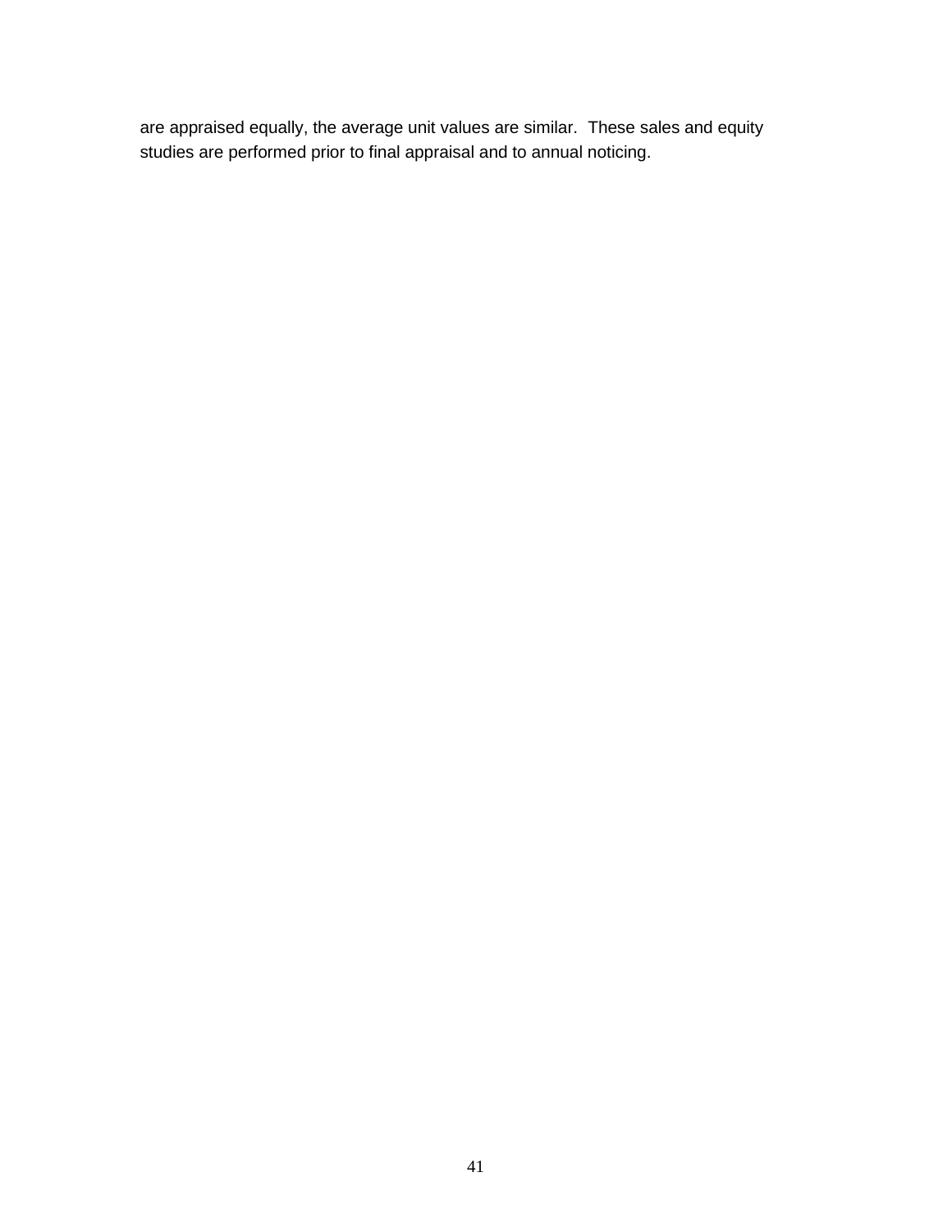are appraised equally, the average unit values are similar. These sales and equity studies are performed prior to final appraisal and to annual noticing.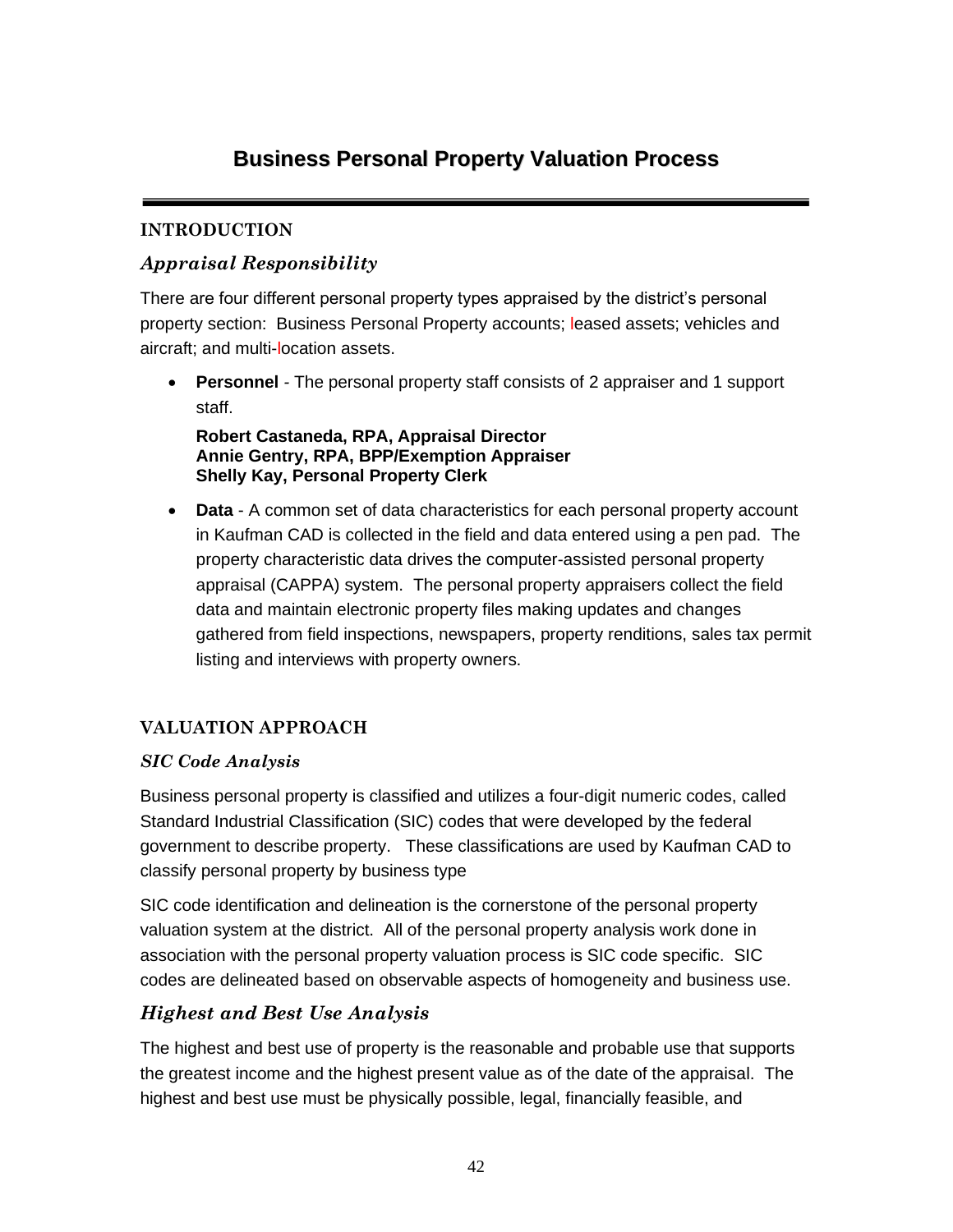# Business Personal Property Valuation Process

## INTRODUCTION

### *Appraisal Responsibility*

There are four different personal property types appraised by the district's personal property section: Business Personal Property accounts; leased assets; vehicles and aircraft; and multi-location assets.

- **Personnel** - The personal property staff consists of 2 appraiser and 1 support staff.

  **Robert Castaneda, RPA, Appraisal Director**
  **Annie Gentry, RPA, BPP/Exemption Appraiser**
  **Shelly Kay, Personal Property Clerk**

- **Data** - A common set of data characteristics for each personal property account in Kaufman CAD is collected in the field and data entered using a pen pad. The property characteristic data drives the computer-assisted personal property appraisal (CAPPA) system. The personal property appraisers collect the field data and maintain electronic property files making updates and changes gathered from field inspections, newspapers, property renditions, sales tax permit listing and interviews with property owners.

## VALUATION APPROACH

### *SIC Code Analysis*

Business personal property is classified and utilizes a four-digit numeric codes, called Standard Industrial Classification (SIC) codes that were developed by the federal government to describe property. These classifications are used by Kaufman CAD to classify personal property by business type

SIC code identification and delineation is the cornerstone of the personal property valuation system at the district. All of the personal property analysis work done in association with the personal property valuation process is SIC code specific. SIC codes are delineated based on observable aspects of homogeneity and business use.

### *Highest and Best Use Analysis*

The highest and best use of property is the reasonable and probable use that supports the greatest income and the highest present value as of the date of the appraisal. The highest and best use must be physically possible, legal, financially feasible, and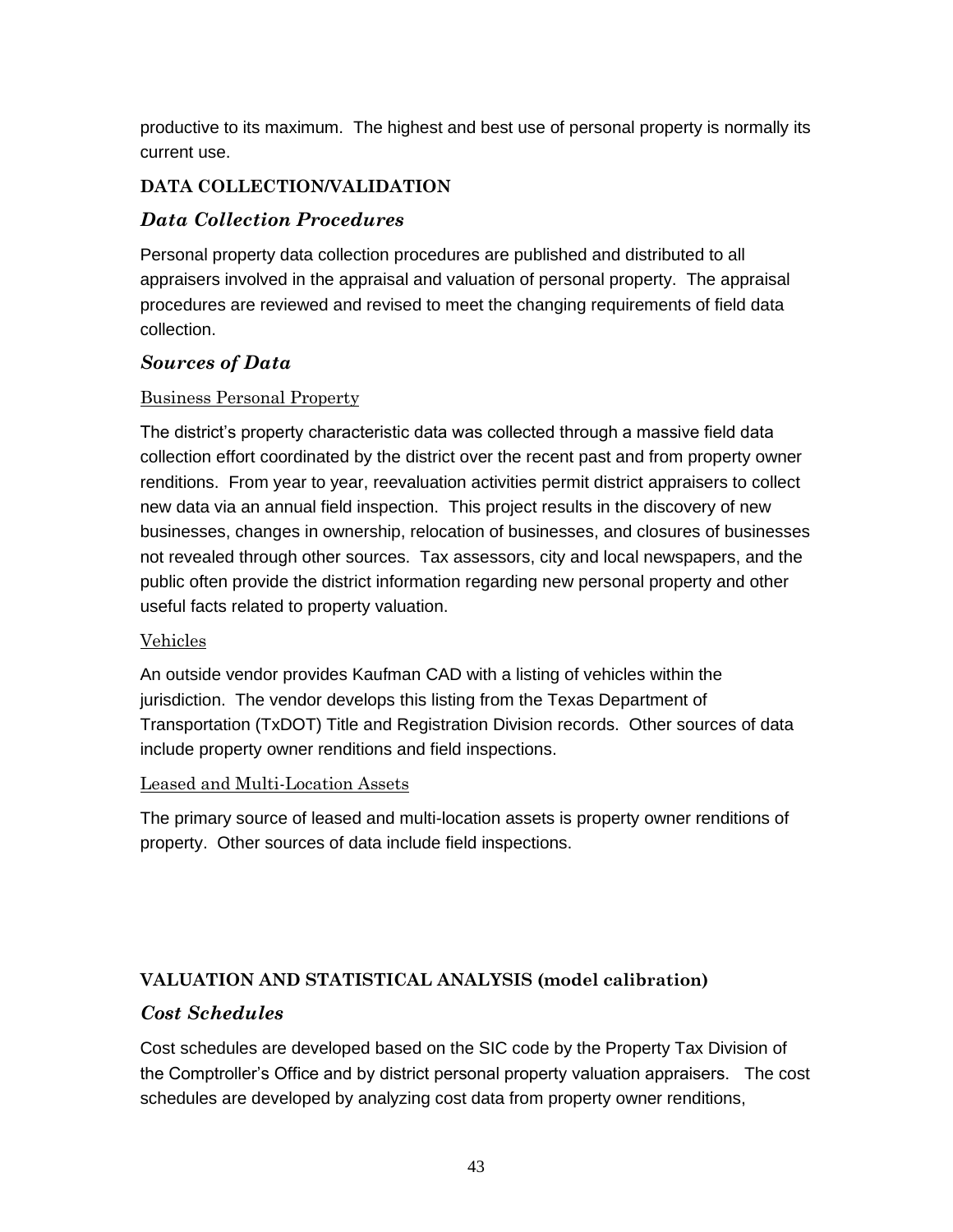productive to its maximum. The highest and best use of personal property is normally its current use.

## DATA COLLECTION/VALIDATION

### *Data Collection Procedures*

Personal property data collection procedures are published and distributed to all appraisers involved in the appraisal and valuation of personal property. The appraisal procedures are reviewed and revised to meet the changing requirements of field data collection.

### *Sources of Data*

#### Business Personal Property

The district's property characteristic data was collected through a massive field data collection effort coordinated by the district over the recent past and from property owner renditions. From year to year, reevaluation activities permit district appraisers to collect new data via an annual field inspection. This project results in the discovery of new businesses, changes in ownership, relocation of businesses, and closures of businesses not revealed through other sources. Tax assessors, city and local newspapers, and the public often provide the district information regarding new personal property and other useful facts related to property valuation.

#### Vehicles

An outside vendor provides Kaufman CAD with a listing of vehicles within the jurisdiction. The vendor develops this listing from the Texas Department of Transportation (TxDOT) Title and Registration Division records. Other sources of data include property owner renditions and field inspections.

#### Leased and Multi-Location Assets

The primary source of leased and multi-location assets is property owner renditions of property. Other sources of data include field inspections.

## VALUATION AND STATISTICAL ANALYSIS (model calibration)

### *Cost Schedules*

Cost schedules are developed based on the SIC code by the Property Tax Division of the Comptroller's Office and by district personal property valuation appraisers. The cost schedules are developed by analyzing cost data from property owner renditions,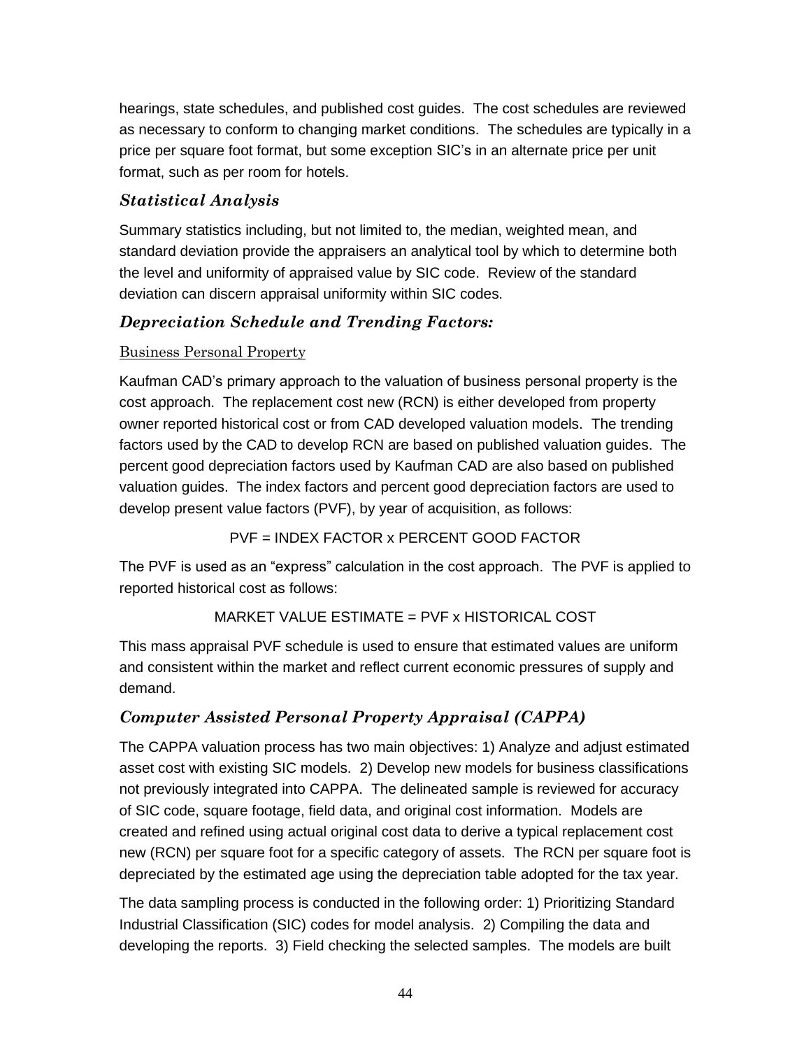hearings, state schedules, and published cost guides. The cost schedules are reviewed as necessary to conform to changing market conditions. The schedules are typically in a price per square foot format, but some exception SIC's in an alternate price per unit format, such as per room for hotels.

### *Statistical Analysis*

Summary statistics including, but not limited to, the median, weighted mean, and standard deviation provide the appraisers an analytical tool by which to determine both the level and uniformity of appraised value by SIC code. Review of the standard deviation can discern appraisal uniformity within SIC codes.

### *Depreciation Schedule and Trending Factors:*

#### Business Personal Property

Kaufman CAD's primary approach to the valuation of business personal property is the cost approach. The replacement cost new (RCN) is either developed from property owner reported historical cost or from CAD developed valuation models. The trending factors used by the CAD to develop RCN are based on published valuation guides. The percent good depreciation factors used by Kaufman CAD are also based on published valuation guides. The index factors and percent good depreciation factors are used to develop present value factors (PVF), by year of acquisition, as follows:

PVF = INDEX FACTOR x PERCENT GOOD FACTOR

The PVF is used as an "express" calculation in the cost approach. The PVF is applied to reported historical cost as follows:

MARKET VALUE ESTIMATE = PVF x HISTORICAL COST

This mass appraisal PVF schedule is used to ensure that estimated values are uniform and consistent within the market and reflect current economic pressures of supply and demand.

### *Computer Assisted Personal Property Appraisal (CAPPA)*

The CAPPA valuation process has two main objectives: 1) Analyze and adjust estimated asset cost with existing SIC models. 2) Develop new models for business classifications not previously integrated into CAPPA. The delineated sample is reviewed for accuracy of SIC code, square footage, field data, and original cost information. Models are created and refined using actual original cost data to derive a typical replacement cost new (RCN) per square foot for a specific category of assets. The RCN per square foot is depreciated by the estimated age using the depreciation table adopted for the tax year.

The data sampling process is conducted in the following order: 1) Prioritizing Standard Industrial Classification (SIC) codes for model analysis. 2) Compiling the data and developing the reports. 3) Field checking the selected samples. The models are built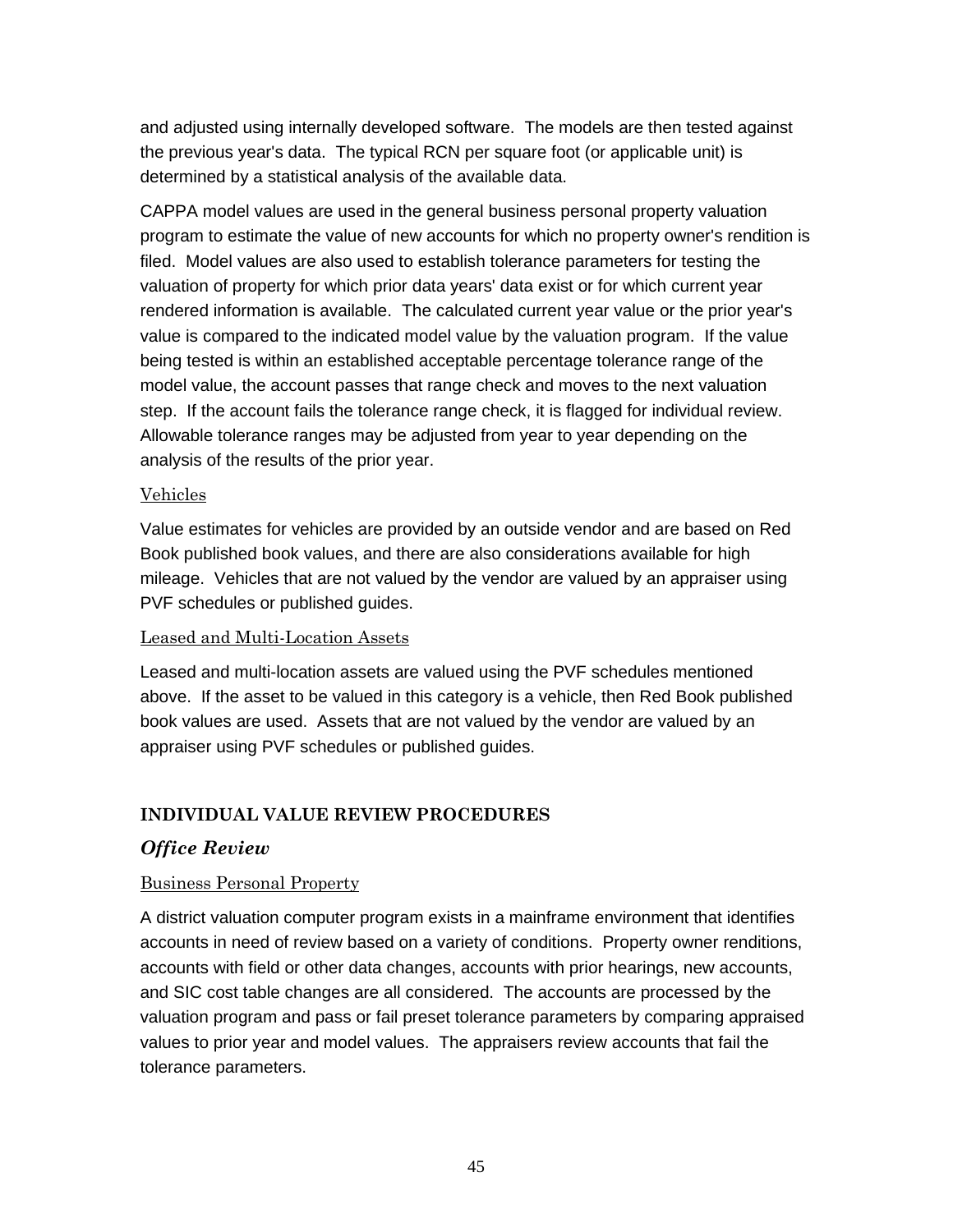and adjusted using internally developed software. The models are then tested against the previous year's data. The typical RCN per square foot (or applicable unit) is determined by a statistical analysis of the available data.

CAPPA model values are used in the general business personal property valuation program to estimate the value of new accounts for which no property owner's rendition is filed. Model values are also used to establish tolerance parameters for testing the valuation of property for which prior data years' data exist or for which current year rendered information is available. The calculated current year value or the prior year's value is compared to the indicated model value by the valuation program. If the value being tested is within an established acceptable percentage tolerance range of the model value, the account passes that range check and moves to the next valuation step. If the account fails the tolerance range check, it is flagged for individual review. Allowable tolerance ranges may be adjusted from year to year depending on the analysis of the results of the prior year.

Vehicles

Value estimates for vehicles are provided by an outside vendor and are based on Red Book published book values, and there are also considerations available for high mileage. Vehicles that are not valued by the vendor are valued by an appraiser using PVF schedules or published guides.

Leased and Multi-Location Assets

Leased and multi-location assets are valued using the PVF schedules mentioned above. If the asset to be valued in this category is a vehicle, then Red Book published book values are used. Assets that are not valued by the vendor are valued by an appraiser using PVF schedules or published guides.

## INDIVIDUAL VALUE REVIEW PROCEDURES

### *Office Review*

Business Personal Property

A district valuation computer program exists in a mainframe environment that identifies accounts in need of review based on a variety of conditions. Property owner renditions, accounts with field or other data changes, accounts with prior hearings, new accounts, and SIC cost table changes are all considered. The accounts are processed by the valuation program and pass or fail preset tolerance parameters by comparing appraised values to prior year and model values. The appraisers review accounts that fail the tolerance parameters.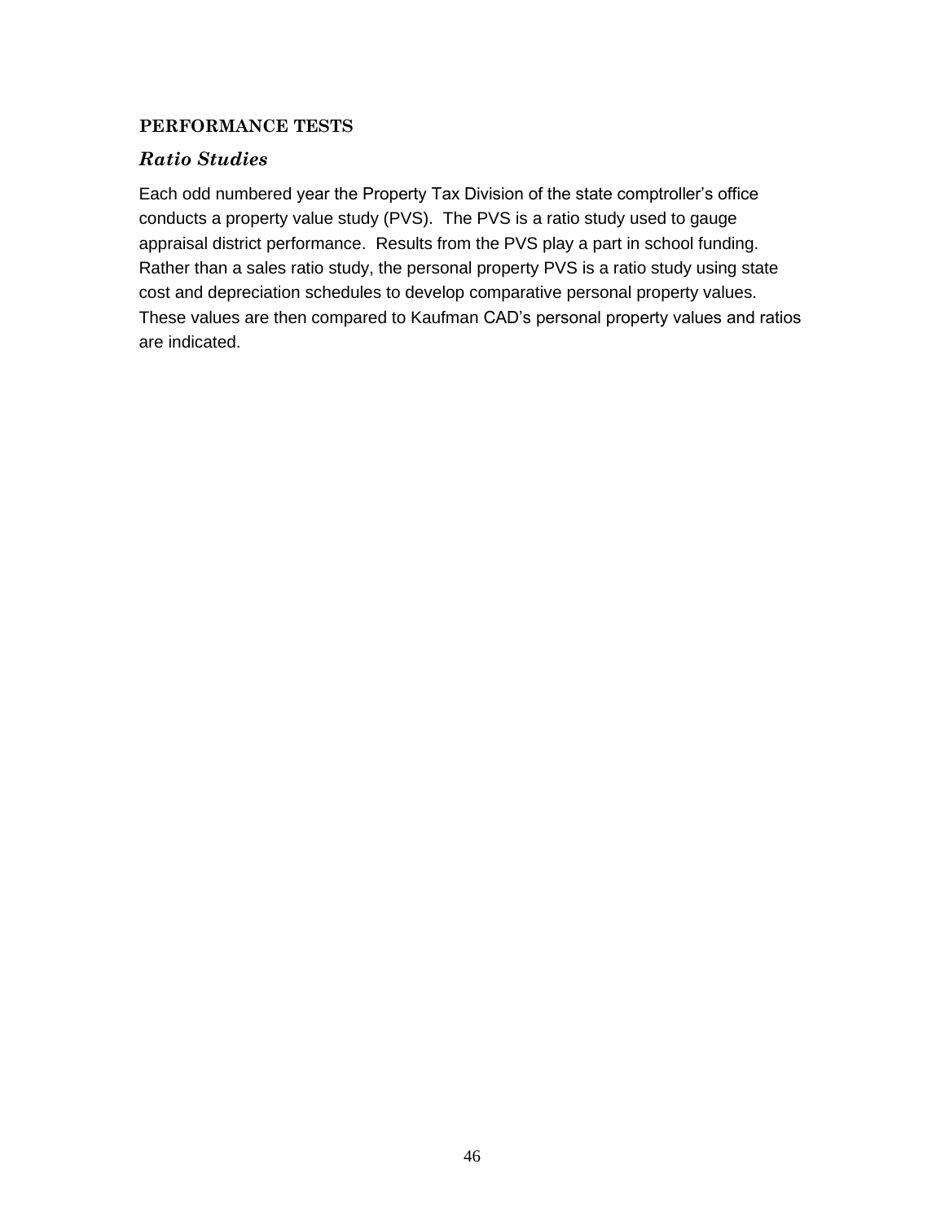## PERFORMANCE TESTS

### *Ratio Studies*

Each odd numbered year the Property Tax Division of the state comptroller's office conducts a property value study (PVS). The PVS is a ratio study used to gauge appraisal district performance. Results from the PVS play a part in school funding. Rather than a sales ratio study, the personal property PVS is a ratio study using state cost and depreciation schedules to develop comparative personal property values. These values are then compared to Kaufman CAD's personal property values and ratios are indicated.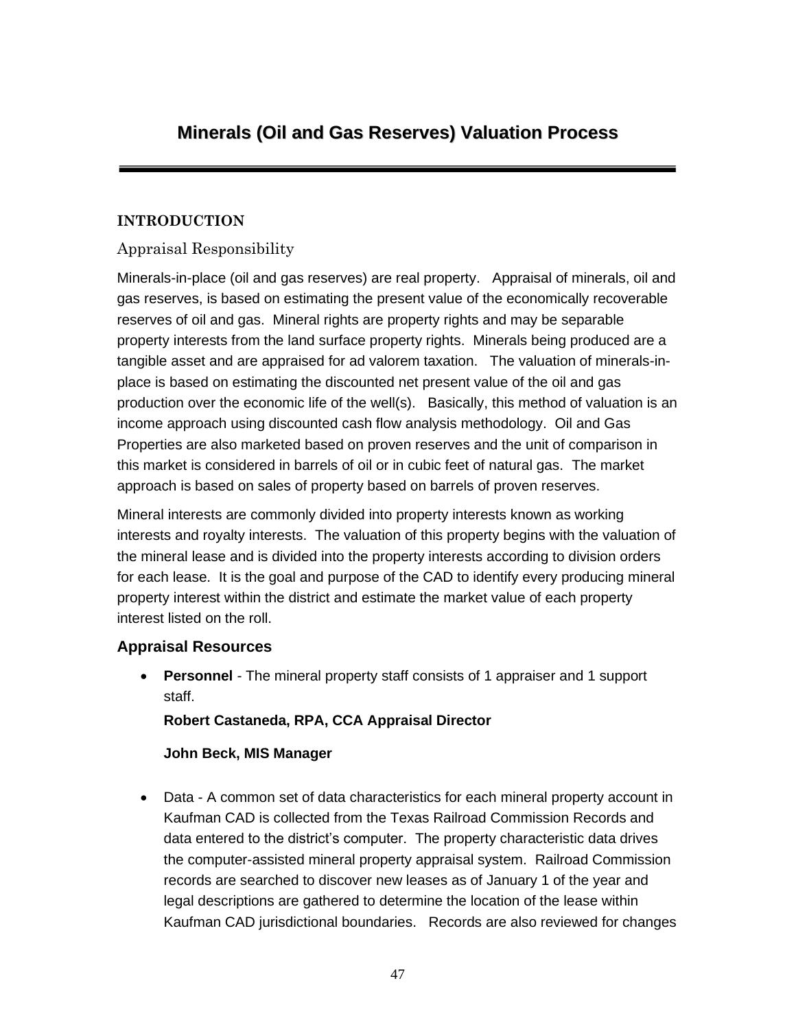# Minerals (Oil and Gas Reserves) Valuation Process

## INTRODUCTION

### Appraisal Responsibility

Minerals-in-place (oil and gas reserves) are real property. Appraisal of minerals, oil and gas reserves, is based on estimating the present value of the economically recoverable reserves of oil and gas. Mineral rights are property rights and may be separable property interests from the land surface property rights. Minerals being produced are a tangible asset and are appraised for ad valorem taxation. The valuation of minerals-in-place is based on estimating the discounted net present value of the oil and gas production over the economic life of the well(s). Basically, this method of valuation is an income approach using discounted cash flow analysis methodology. Oil and Gas Properties are also marketed based on proven reserves and the unit of comparison in this market is considered in barrels of oil or in cubic feet of natural gas. The market approach is based on sales of property based on barrels of proven reserves.

Mineral interests are commonly divided into property interests known as working interests and royalty interests. The valuation of this property begins with the valuation of the mineral lease and is divided into the property interests according to division orders for each lease. It is the goal and purpose of the CAD to identify every producing mineral property interest within the district and estimate the market value of each property interest listed on the roll.

### Appraisal Resources

- **Personnel** - The mineral property staff consists of 1 appraiser and 1 support staff.

  **Robert Castaneda, RPA, CCA Appraisal Director**

  **John Beck, MIS Manager**

- Data - A common set of data characteristics for each mineral property account in Kaufman CAD is collected from the Texas Railroad Commission Records and data entered to the district's computer. The property characteristic data drives the computer-assisted mineral property appraisal system. Railroad Commission records are searched to discover new leases as of January 1 of the year and legal descriptions are gathered to determine the location of the lease within Kaufman CAD jurisdictional boundaries. Records are also reviewed for changes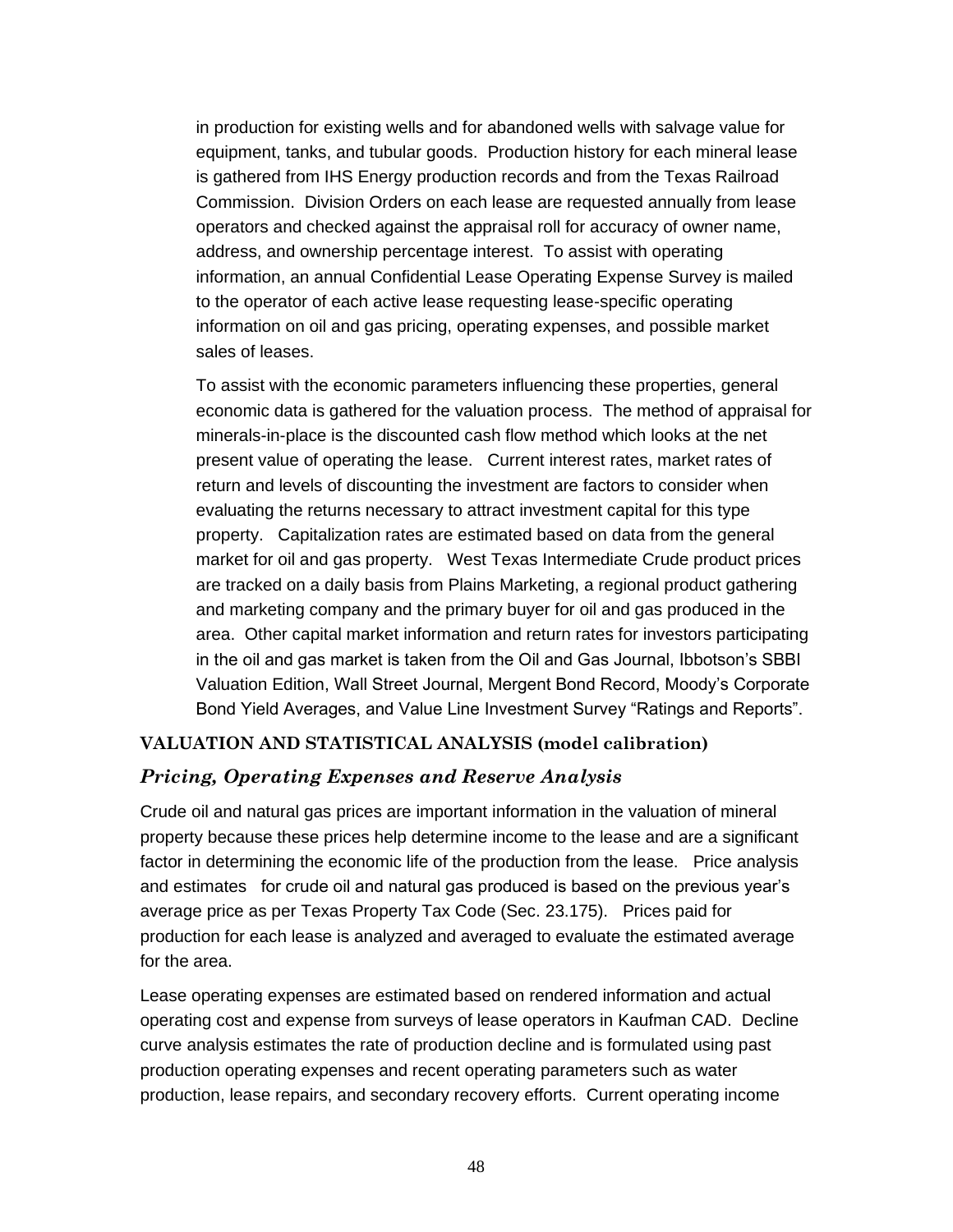in production for existing wells and for abandoned wells with salvage value for equipment, tanks, and tubular goods. Production history for each mineral lease is gathered from IHS Energy production records and from the Texas Railroad Commission. Division Orders on each lease are requested annually from lease operators and checked against the appraisal roll for accuracy of owner name, address, and ownership percentage interest. To assist with operating information, an annual Confidential Lease Operating Expense Survey is mailed to the operator of each active lease requesting lease-specific operating information on oil and gas pricing, operating expenses, and possible market sales of leases.

To assist with the economic parameters influencing these properties, general economic data is gathered for the valuation process. The method of appraisal for minerals-in-place is the discounted cash flow method which looks at the net present value of operating the lease. Current interest rates, market rates of return and levels of discounting the investment are factors to consider when evaluating the returns necessary to attract investment capital for this type property. Capitalization rates are estimated based on data from the general market for oil and gas property. West Texas Intermediate Crude product prices are tracked on a daily basis from Plains Marketing, a regional product gathering and marketing company and the primary buyer for oil and gas produced in the area. Other capital market information and return rates for investors participating in the oil and gas market is taken from the Oil and Gas Journal, Ibbotson's SBBI Valuation Edition, Wall Street Journal, Mergent Bond Record, Moody's Corporate Bond Yield Averages, and Value Line Investment Survey "Ratings and Reports".

## VALUATION AND STATISTICAL ANALYSIS (model calibration)

### *Pricing, Operating Expenses and Reserve Analysis*

Crude oil and natural gas prices are important information in the valuation of mineral property because these prices help determine income to the lease and are a significant factor in determining the economic life of the production from the lease. Price analysis and estimates for crude oil and natural gas produced is based on the previous year's average price as per Texas Property Tax Code (Sec. 23.175). Prices paid for production for each lease is analyzed and averaged to evaluate the estimated average for the area.

Lease operating expenses are estimated based on rendered information and actual operating cost and expense from surveys of lease operators in Kaufman CAD. Decline curve analysis estimates the rate of production decline and is formulated using past production operating expenses and recent operating parameters such as water production, lease repairs, and secondary recovery efforts. Current operating income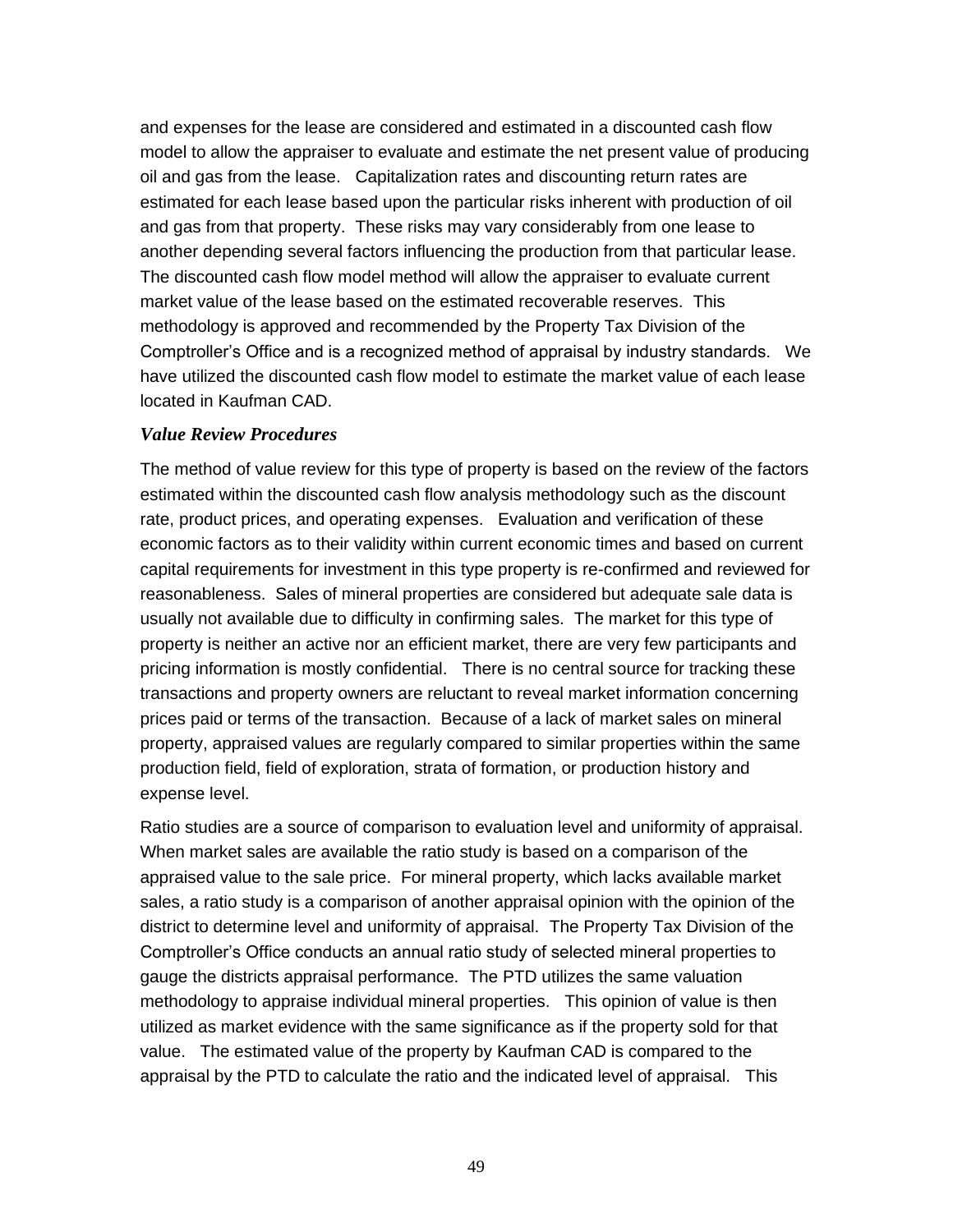and expenses for the lease are considered and estimated in a discounted cash flow model to allow the appraiser to evaluate and estimate the net present value of producing oil and gas from the lease. Capitalization rates and discounting return rates are estimated for each lease based upon the particular risks inherent with production of oil and gas from that property. These risks may vary considerably from one lease to another depending several factors influencing the production from that particular lease. The discounted cash flow model method will allow the appraiser to evaluate current market value of the lease based on the estimated recoverable reserves. This methodology is approved and recommended by the Property Tax Division of the Comptroller's Office and is a recognized method of appraisal by industry standards. We have utilized the discounted cash flow model to estimate the market value of each lease located in Kaufman CAD.

***Value Review Procedures***

The method of value review for this type of property is based on the review of the factors estimated within the discounted cash flow analysis methodology such as the discount rate, product prices, and operating expenses. Evaluation and verification of these economic factors as to their validity within current economic times and based on current capital requirements for investment in this type property is re-confirmed and reviewed for reasonableness. Sales of mineral properties are considered but adequate sale data is usually not available due to difficulty in confirming sales. The market for this type of property is neither an active nor an efficient market, there are very few participants and pricing information is mostly confidential. There is no central source for tracking these transactions and property owners are reluctant to reveal market information concerning prices paid or terms of the transaction. Because of a lack of market sales on mineral property, appraised values are regularly compared to similar properties within the same production field, field of exploration, strata of formation, or production history and expense level.

Ratio studies are a source of comparison to evaluation level and uniformity of appraisal. When market sales are available the ratio study is based on a comparison of the appraised value to the sale price. For mineral property, which lacks available market sales, a ratio study is a comparison of another appraisal opinion with the opinion of the district to determine level and uniformity of appraisal. The Property Tax Division of the Comptroller's Office conducts an annual ratio study of selected mineral properties to gauge the districts appraisal performance. The PTD utilizes the same valuation methodology to appraise individual mineral properties. This opinion of value is then utilized as market evidence with the same significance as if the property sold for that value. The estimated value of the property by Kaufman CAD is compared to the appraisal by the PTD to calculate the ratio and the indicated level of appraisal. This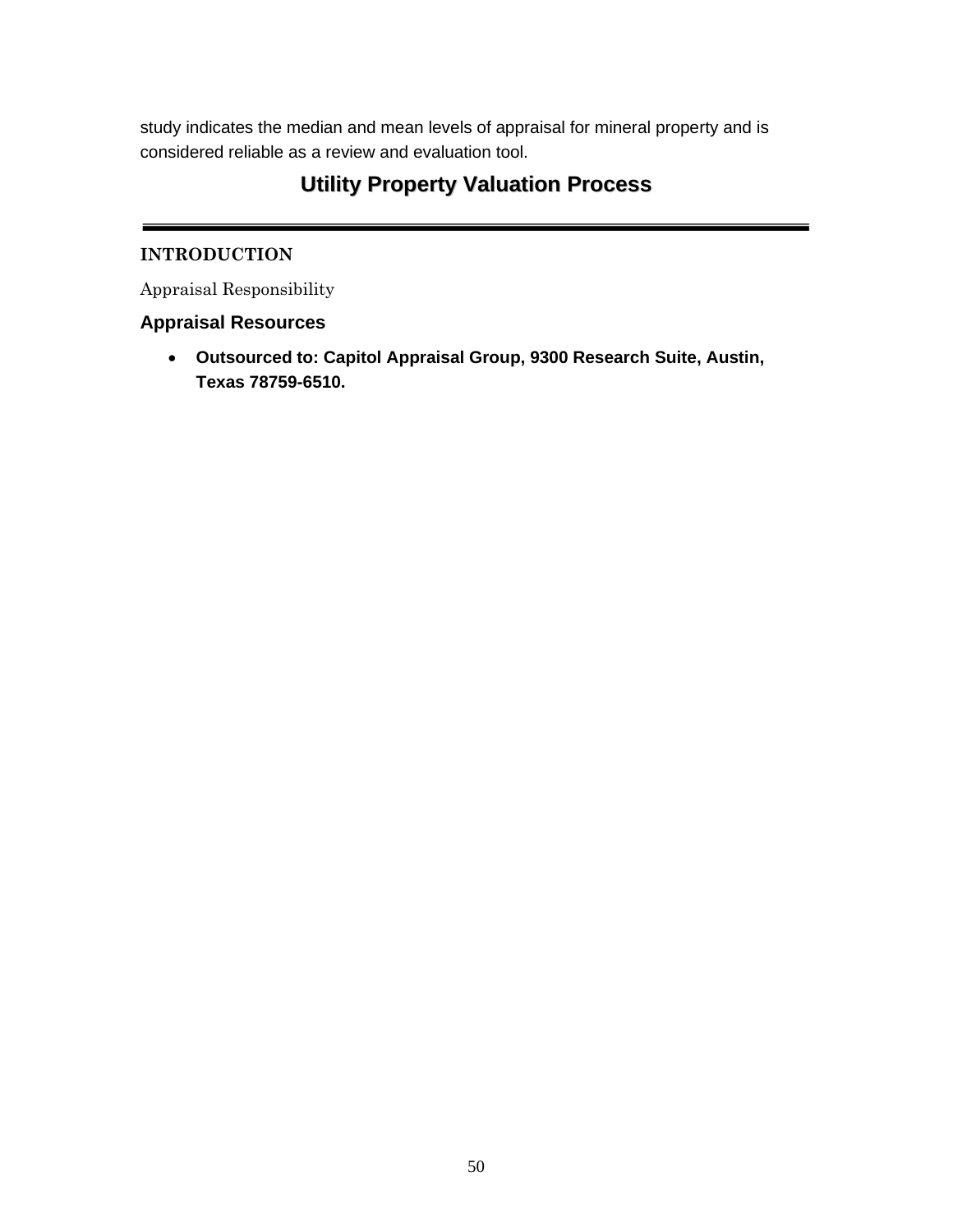study indicates the median and mean levels of appraisal for mineral property and is considered reliable as a review and evaluation tool.

# Utility Property Valuation Process

---

**INTRODUCTION**

Appraisal Responsibility

## Appraisal Resources

- **Outsourced to: Capitol Appraisal Group, 9300 Research Suite, Austin, Texas 78759-6510.**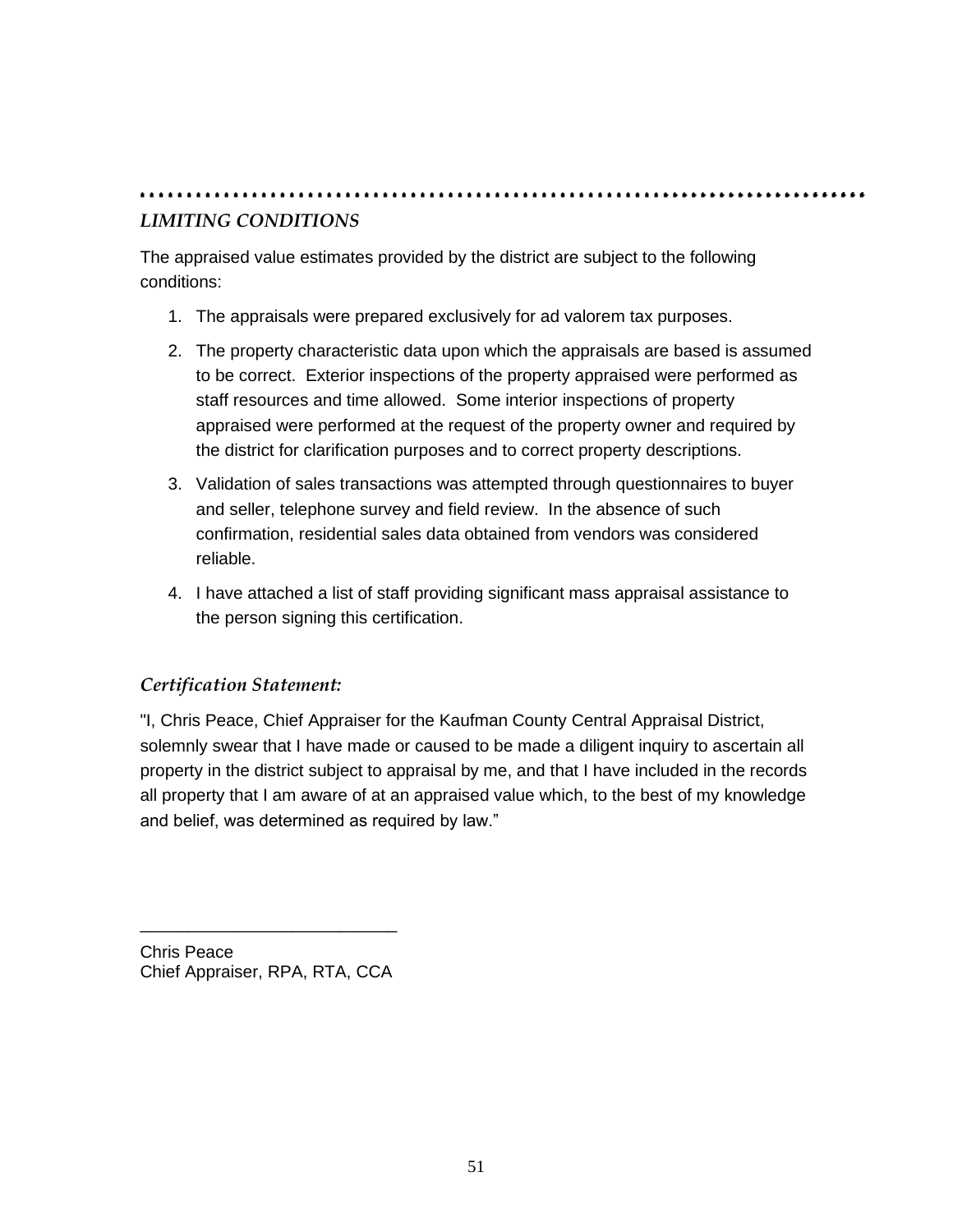### *LIMITING CONDITIONS*

The appraised value estimates provided by the district are subject to the following conditions:

1. The appraisals were prepared exclusively for ad valorem tax purposes.
2. The property characteristic data upon which the appraisals are based is assumed to be correct. Exterior inspections of the property appraised were performed as staff resources and time allowed. Some interior inspections of property appraised were performed at the request of the property owner and required by the district for clarification purposes and to correct property descriptions.
3. Validation of sales transactions was attempted through questionnaires to buyer and seller, telephone survey and field review. In the absence of such confirmation, residential sales data obtained from vendors was considered reliable.
4. I have attached a list of staff providing significant mass appraisal assistance to the person signing this certification.

### *Certification Statement:*

"I, Chris Peace, Chief Appraiser for the Kaufman County Central Appraisal District, solemnly swear that I have made or caused to be made a diligent inquiry to ascertain all property in the district subject to appraisal by me, and that I have included in the records all property that I am aware of at an appraised value which, to the best of my knowledge and belief, was determined as required by law."

\_\_\_\_\_\_\_\_\_\_\_\_\_\_\_\_\_\_\_\_\_\_\_\_\_\_

Chris Peace
Chief Appraiser, RPA, RTA, CCA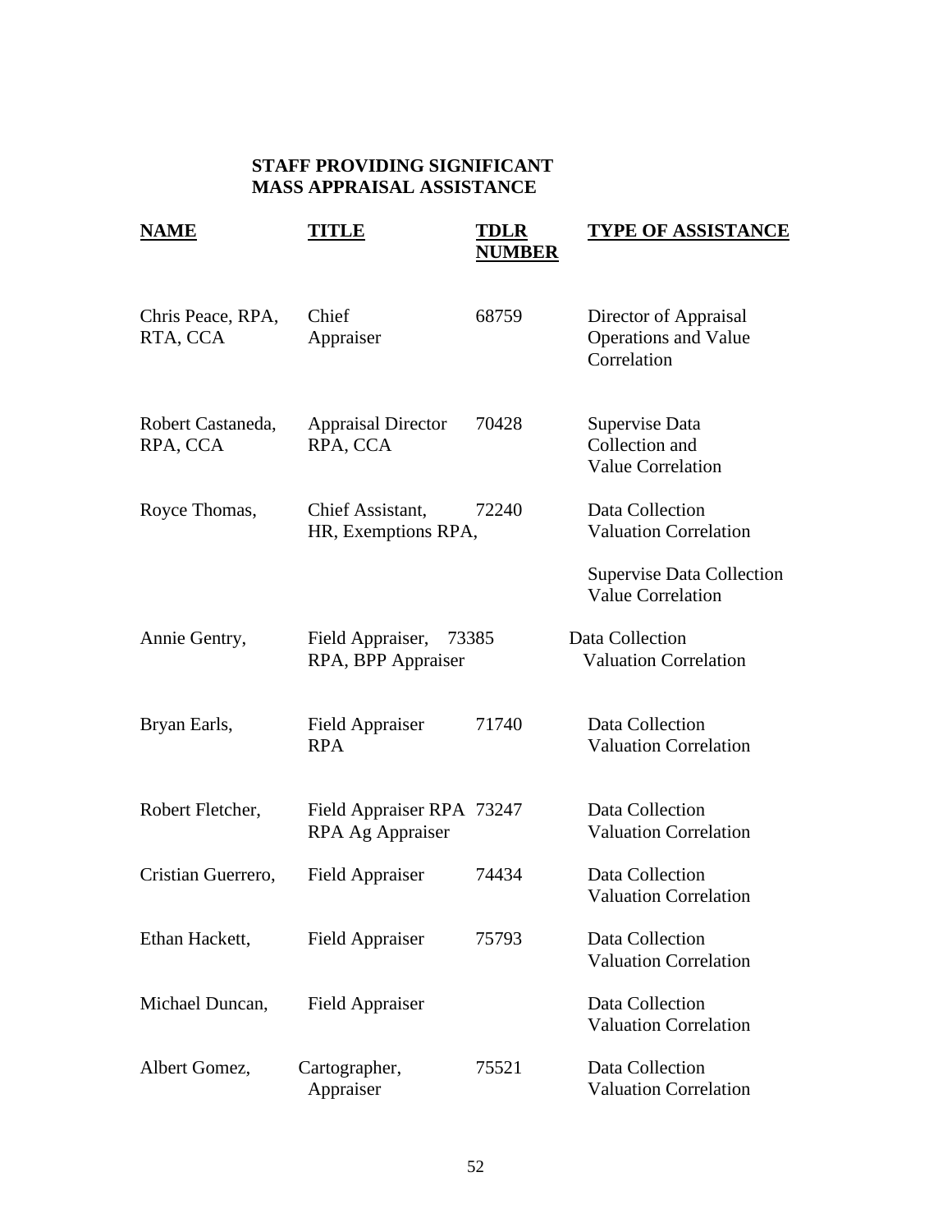## STAFF PROVIDING SIGNIFICANT MASS APPRAISAL ASSISTANCE

| NAME | TITLE | TDLR NUMBER | TYPE OF ASSISTANCE |
|---|---|---|---|
| Chris Peace, RPA, RTA, CCA | Chief Appraiser | 68759 | Director of Appraisal Operations and Value Correlation |
| Robert Castaneda, RPA, CCA | Appraisal Director RPA, CCA | 70428 | Supervise Data Collection and Value Correlation |
| Royce Thomas, | Chief Assistant, HR, Exemptions RPA, | 72240 | Data Collection Valuation Correlation<br><br>Supervise Data Collection Value Correlation |
| Annie Gentry, | Field Appraiser, RPA, BPP Appraiser | 73385 | Data Collection Valuation Correlation |
| Bryan Earls, | Field Appraiser RPA | 71740 | Data Collection Valuation Correlation |
| Robert Fletcher, | Field Appraiser RPA RPA Ag Appraiser | 73247 | Data Collection Valuation Correlation |
| Cristian Guerrero, | Field Appraiser | 74434 | Data Collection Valuation Correlation |
| Ethan Hackett, | Field Appraiser | 75793 | Data Collection Valuation Correlation |
| Michael Duncan, | Field Appraiser | | Data Collection Valuation Correlation |
| Albert Gomez, | Cartographer, Appraiser | 75521 | Data Collection Valuation Correlation |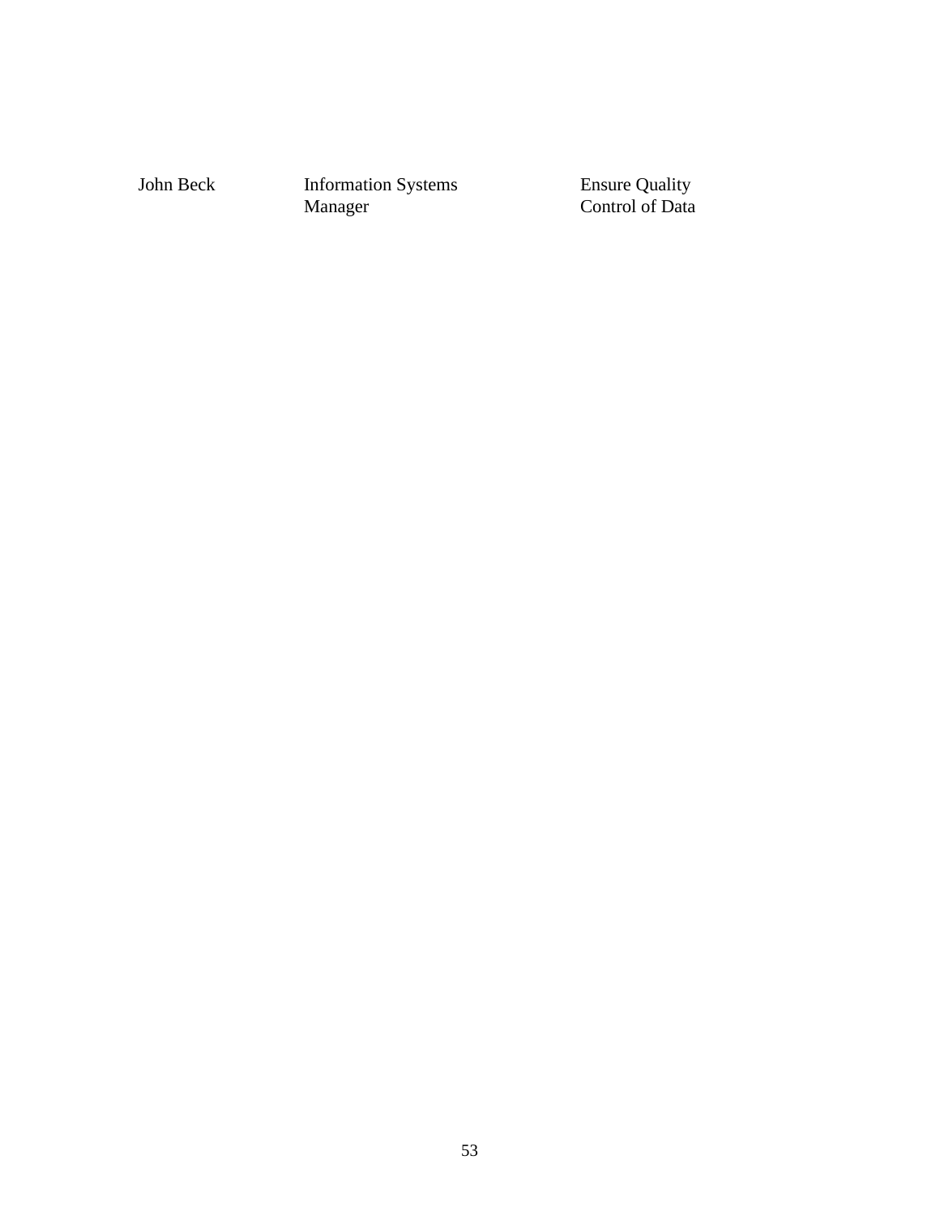| | | |
|---|---|---|
| John Beck | Information Systems Manager | Ensure Quality Control of Data |